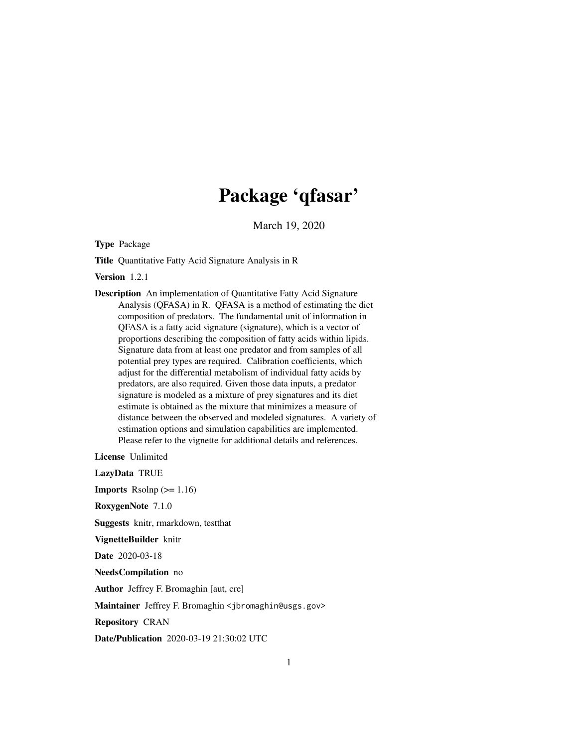# Package 'qfasar'

March 19, 2020

**Type** Package

**Title** Quantitative Fatty Acid Signature Analysis in R

**Version** 1.2.1

**Description** An implementation of Quantitative Fatty Acid Signature Analysis (QFASA) in R. QFASA is a method of estimating the diet composition of predators. The fundamental unit of information in QFASA is a fatty acid signature (signature), which is a vector of proportions describing the composition of fatty acids within lipids. Signature data from at least one predator and from samples of all potential prey types are required. Calibration coefficients, which adjust for the differential metabolism of individual fatty acids by predators, are also required. Given those data inputs, a predator signature is modeled as a mixture of prey signatures and its diet estimate is obtained as the mixture that minimizes a measure of distance between the observed and modeled signatures. A variety of estimation options and simulation capabilities are implemented. Please refer to the vignette for additional details and references.

**License** Unlimited

**LazyData** TRUE

**Imports** Rsolnp (>= 1.16)

**RoxygenNote** 7.1.0

**Suggests** knitr, rmarkdown, testthat

**VignetteBuilder** knitr

**Date** 2020-03-18

**NeedsCompilation** no

**Author** Jeffrey F. Bromaghin [aut, cre]

**Maintainer** Jeffrey F. Bromaghin <jbromaghin@usgs.gov>

**Repository** CRAN

**Date/Publication** 2020-03-19 21:30:02 UTC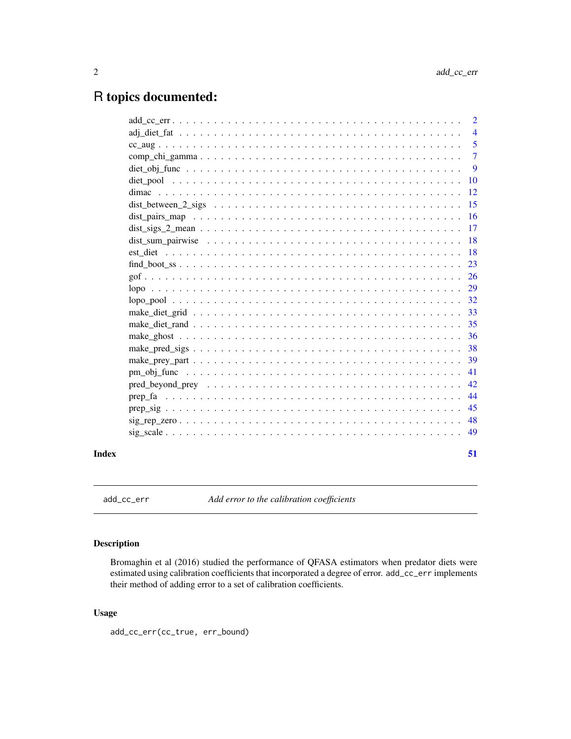# R topics documented:

| | |
|---|---|
| add_cc_err | 2 |
| adj_diet_fat | 4 |
| cc_aug | 5 |
| comp_chi_gamma | 7 |
| diet_obj_func | 9 |
| diet_pool | 10 |
| dimac | 12 |
| dist_between_2_sigs | 15 |
| dist_pairs_map | 16 |
| dist_sigs_2_mean | 17 |
| dist_sum_pairwise | 18 |
| est_diet | 18 |
| find_boot_ss | 23 |
| gof | 26 |
| lopo | 29 |
| lopo_pool | 32 |
| make_diet_grid | 33 |
| make_diet_rand | 35 |
| make_ghost | 36 |
| make_pred_sigs | 38 |
| make_prey_part | 39 |
| pm_obj_func | 41 |
| pred_beyond_prey | 42 |
| prep_fa | 44 |
| prep_sig | 45 |
| sig_rep_zero | 48 |
| sig_scale | 49 |
| **Index** | **51** |

---

## add_cc_err — *Add error to the calibration coefficients*

### Description

Bromaghin et al (2016) studied the performance of QFASA estimators when predator diets were estimated using calibration coefficients that incorporated a degree of error. `add_cc_err` implements their method of adding error to a set of calibration coefficients.

### Usage

```
add_cc_err(cc_true, err_bound)
```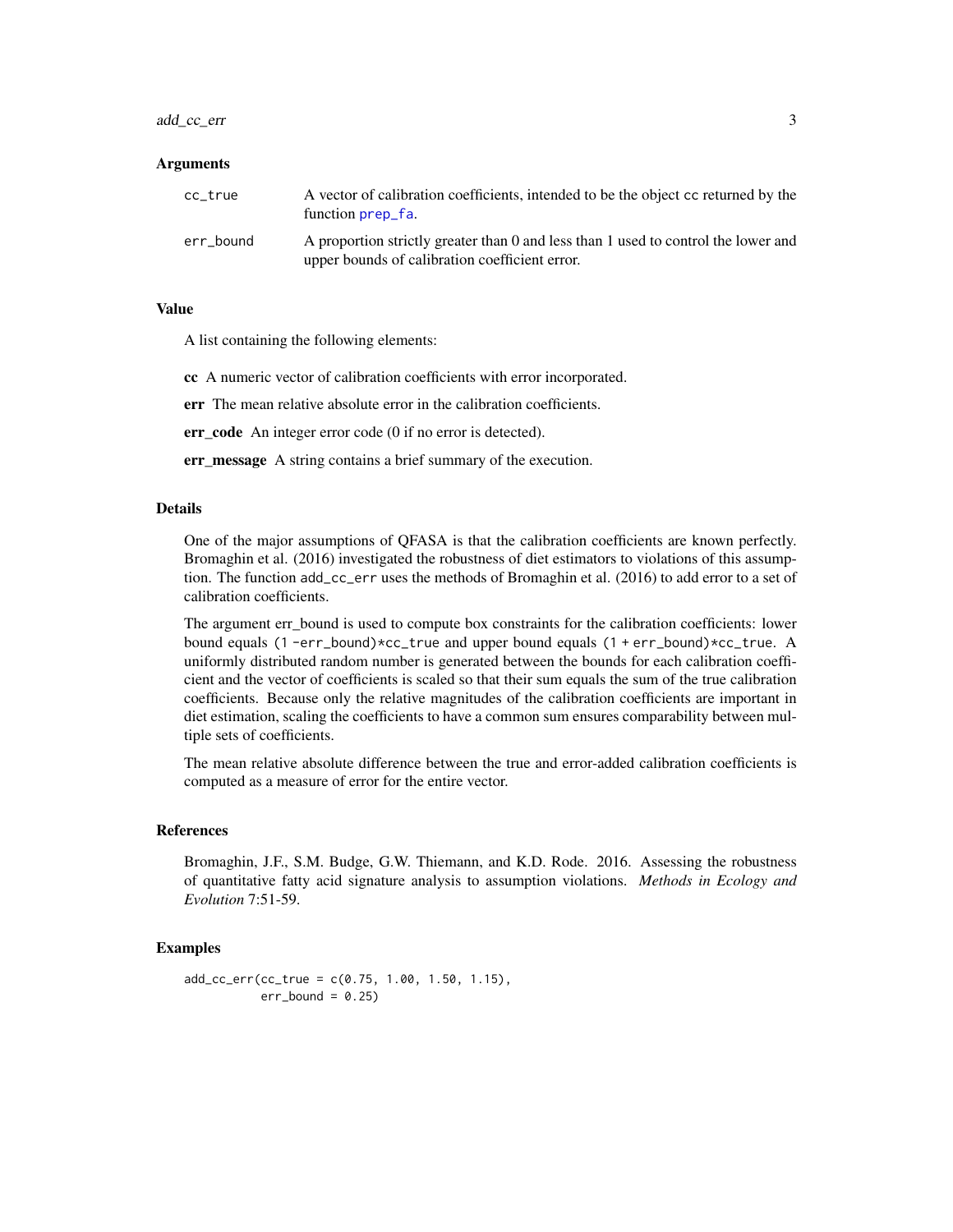### Arguments

| | |
|---|---|
| cc_true | A vector of calibration coefficients, intended to be the object cc returned by the function prep_fa. |
| err_bound | A proportion strictly greater than 0 and less than 1 used to control the lower and upper bounds of calibration coefficient error. |

### Value

A list containing the following elements:

**cc** A numeric vector of calibration coefficients with error incorporated.

**err** The mean relative absolute error in the calibration coefficients.

**err_code** An integer error code (0 if no error is detected).

**err_message** A string contains a brief summary of the execution.

### Details

One of the major assumptions of QFASA is that the calibration coefficients are known perfectly. Bromaghin et al. (2016) investigated the robustness of diet estimators to violations of this assumption. The function add_cc_err uses the methods of Bromaghin et al. (2016) to add error to a set of calibration coefficients.

The argument err_bound is used to compute box constraints for the calibration coefficients: lower bound equals (1 -err_bound)*cc_true and upper bound equals (1 + err_bound)*cc_true. A uniformly distributed random number is generated between the bounds for each calibration coefficient and the vector of coefficients is scaled so that their sum equals the sum of the true calibration coefficients. Because only the relative magnitudes of the calibration coefficients are important in diet estimation, scaling the coefficients to have a common sum ensures comparability between multiple sets of coefficients.

The mean relative absolute difference between the true and error-added calibration coefficients is computed as a measure of error for the entire vector.

### References

Bromaghin, J.F., S.M. Budge, G.W. Thiemann, and K.D. Rode. 2016. Assessing the robustness of quantitative fatty acid signature analysis to assumption violations. *Methods in Ecology and Evolution* 7:51-59.

### Examples

```
add_cc_err(cc_true = c(0.75, 1.00, 1.50, 1.15),
           err_bound = 0.25)
```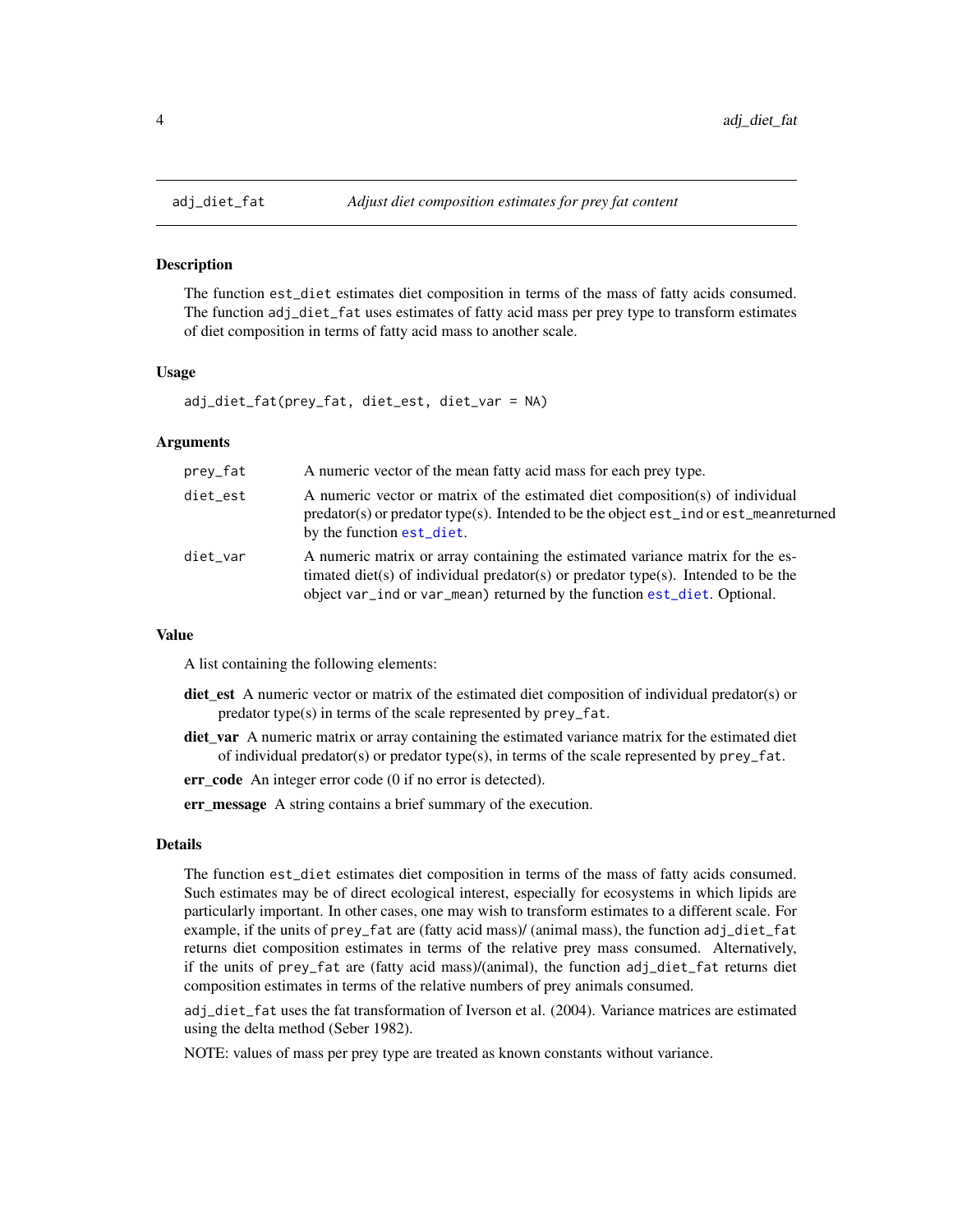## adj_diet_fat — *Adjust diet composition estimates for prey fat content*

### Description

The function `est_diet` estimates diet composition in terms of the mass of fatty acids consumed. The function `adj_diet_fat` uses estimates of fatty acid mass per prey type to transform estimates of diet composition in terms of fatty acid mass to another scale.

### Usage

```
adj_diet_fat(prey_fat, diet_est, diet_var = NA)
```

### Arguments

| | |
|---|---|
| `prey_fat` | A numeric vector of the mean fatty acid mass for each prey type. |
| `diet_est` | A numeric vector or matrix of the estimated diet composition(s) of individual predator(s) or predator type(s). Intended to be the object `est_ind` or `est_meanreturned` by the function `est_diet`. |
| `diet_var` | A numeric matrix or array containing the estimated variance matrix for the estimated diet(s) of individual predator(s) or predator type(s). Intended to be the object `var_ind` or `var_mean`) returned by the function `est_diet`. Optional. |

### Value

A list containing the following elements:

**diet_est** A numeric vector or matrix of the estimated diet composition of individual predator(s) or predator type(s) in terms of the scale represented by `prey_fat`.

**diet_var** A numeric matrix or array containing the estimated variance matrix for the estimated diet of individual predator(s) or predator type(s), in terms of the scale represented by `prey_fat`.

**err_code** An integer error code (0 if no error is detected).

**err_message** A string contains a brief summary of the execution.

### Details

The function `est_diet` estimates diet composition in terms of the mass of fatty acids consumed. Such estimates may be of direct ecological interest, especially for ecosystems in which lipids are particularly important. In other cases, one may wish to transform estimates to a different scale. For example, if the units of `prey_fat` are (fatty acid mass)/ (animal mass), the function `adj_diet_fat` returns diet composition estimates in terms of the relative prey mass consumed. Alternatively, if the units of `prey_fat` are (fatty acid mass)/(animal), the function `adj_diet_fat` returns diet composition estimates in terms of the relative numbers of prey animals consumed.

`adj_diet_fat` uses the fat transformation of Iverson et al. (2004). Variance matrices are estimated using the delta method (Seber 1982).

NOTE: values of mass per prey type are treated as known constants without variance.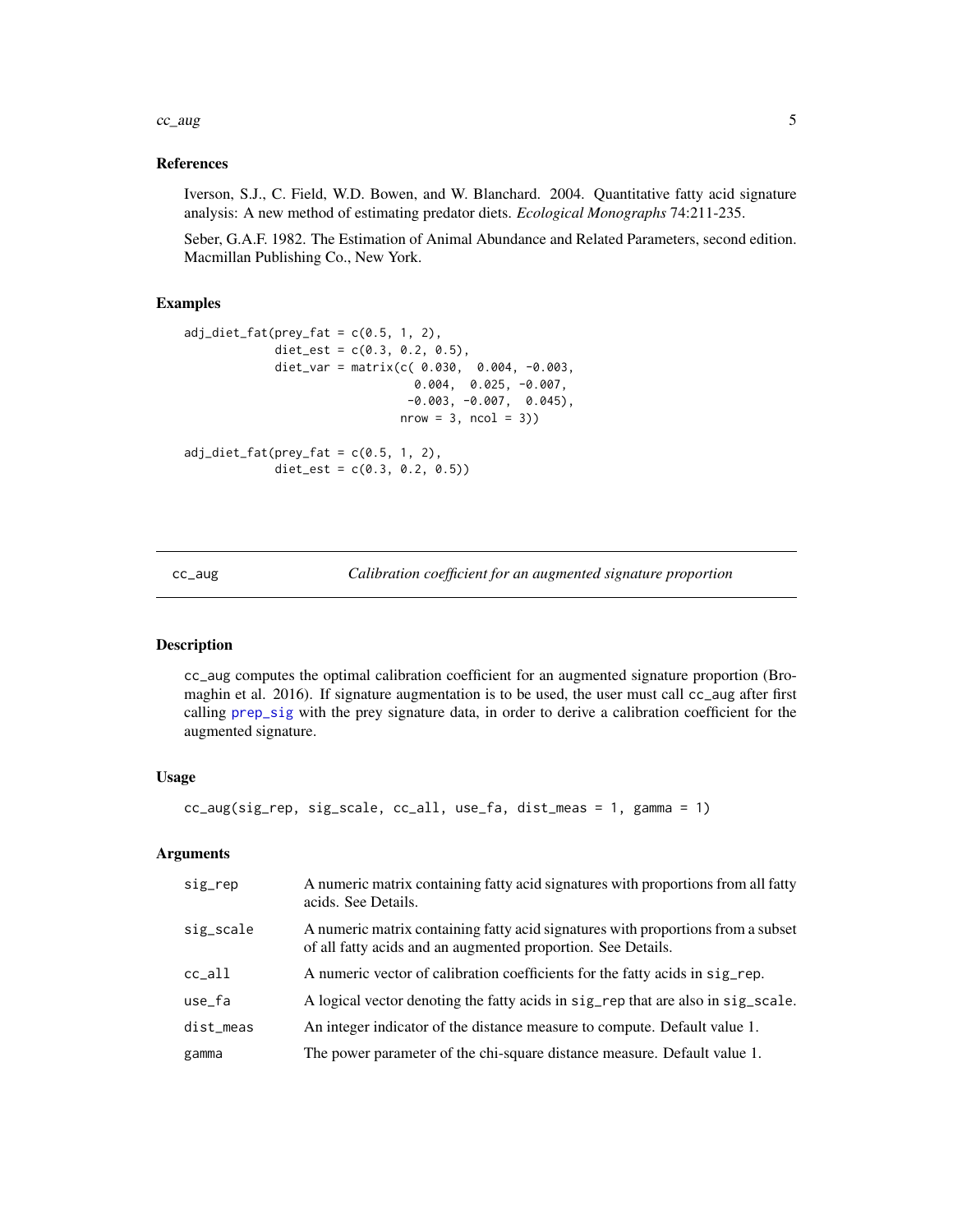### References

Iverson, S.J., C. Field, W.D. Bowen, and W. Blanchard. 2004. Quantitative fatty acid signature analysis: A new method of estimating predator diets. *Ecological Monographs* 74:211-235.

Seber, G.A.F. 1982. The Estimation of Animal Abundance and Related Parameters, second edition. Macmillan Publishing Co., New York.

### Examples

```
adj_diet_fat(prey_fat = c(0.5, 1, 2),
             diet_est = c(0.3, 0.2, 0.5),
             diet_var = matrix(c( 0.030,  0.004, -0.003,
                                  0.004,  0.025, -0.007,
                                 -0.003, -0.007,  0.045),
                               nrow = 3, ncol = 3))

adj_diet_fat(prey_fat = c(0.5, 1, 2),
             diet_est = c(0.3, 0.2, 0.5))
```

---

## cc_aug — *Calibration coefficient for an augmented signature proportion*

### Description

cc_aug computes the optimal calibration coefficient for an augmented signature proportion (Bromaghin et al. 2016). If signature augmentation is to be used, the user must call cc_aug after first calling prep_sig with the prey signature data, in order to derive a calibration coefficient for the augmented signature.

### Usage

```
cc_aug(sig_rep, sig_scale, cc_all, use_fa, dist_meas = 1, gamma = 1)
```

### Arguments

| Argument | Description |
|---|---|
| sig_rep | A numeric matrix containing fatty acid signatures with proportions from all fatty acids. See Details. |
| sig_scale | A numeric matrix containing fatty acid signatures with proportions from a subset of all fatty acids and an augmented proportion. See Details. |
| cc_all | A numeric vector of calibration coefficients for the fatty acids in sig_rep. |
| use_fa | A logical vector denoting the fatty acids in sig_rep that are also in sig_scale. |
| dist_meas | An integer indicator of the distance measure to compute. Default value 1. |
| gamma | The power parameter of the chi-square distance measure. Default value 1. |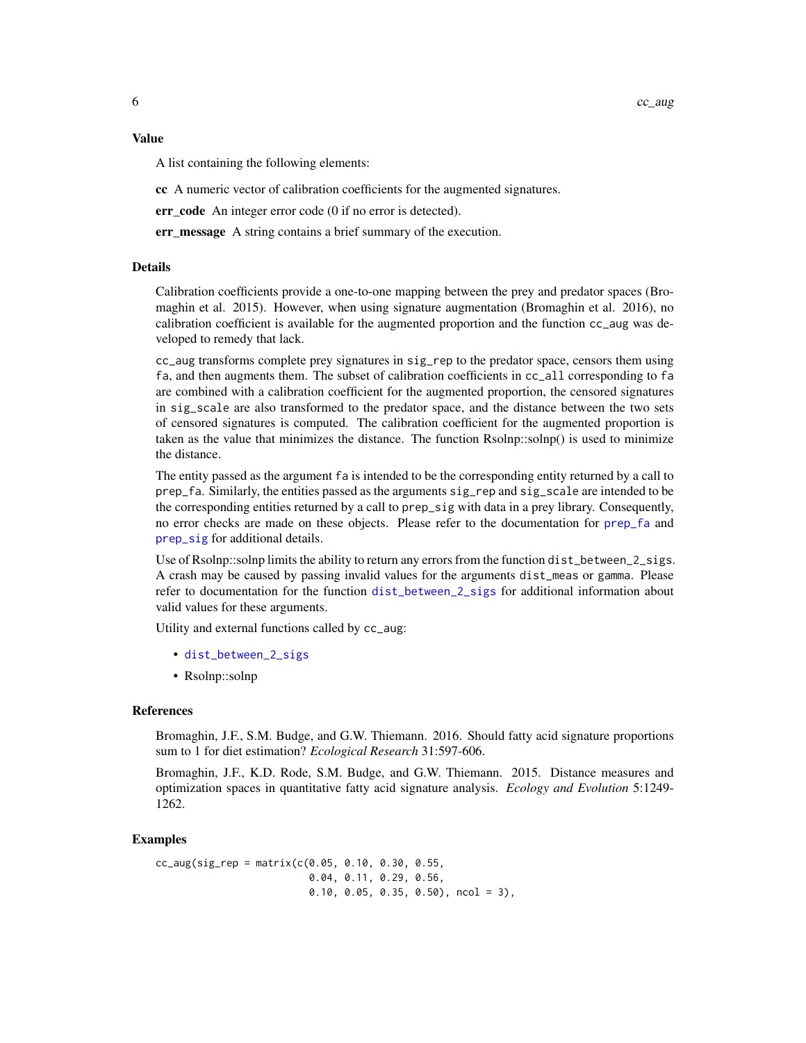## Value

A list containing the following elements:

**cc** A numeric vector of calibration coefficients for the augmented signatures.

**err_code** An integer error code (0 if no error is detected).

**err_message** A string contains a brief summary of the execution.

## Details

Calibration coefficients provide a one-to-one mapping between the prey and predator spaces (Bromaghin et al. 2015). However, when using signature augmentation (Bromaghin et al. 2016), no calibration coefficient is available for the augmented proportion and the function `cc_aug` was developed to remedy that lack.

`cc_aug` transforms complete prey signatures in `sig_rep` to the predator space, censors them using `fa`, and then augments them. The subset of calibration coefficients in `cc_all` corresponding to `fa` are combined with a calibration coefficient for the augmented proportion, the censored signatures in `sig_scale` are also transformed to the predator space, and the distance between the two sets of censored signatures is computed. The calibration coefficient for the augmented proportion is taken as the value that minimizes the distance. The function Rsolnp::solnp() is used to minimize the distance.

The entity passed as the argument `fa` is intended to be the corresponding entity returned by a call to `prep_fa`. Similarly, the entities passed as the arguments `sig_rep` and `sig_scale` are intended to be the corresponding entities returned by a call to `prep_sig` with data in a prey library. Consequently, no error checks are made on these objects. Please refer to the documentation for `prep_fa` and `prep_sig` for additional details.

Use of Rsolnp::solnp limits the ability to return any errors from the function `dist_between_2_sigs`. A crash may be caused by passing invalid values for the arguments `dist_meas` or `gamma`. Please refer to documentation for the function `dist_between_2_sigs` for additional information about valid values for these arguments.

Utility and external functions called by `cc_aug`:

- `dist_between_2_sigs`
- Rsolnp::solnp

## References

Bromaghin, J.F., S.M. Budge, and G.W. Thiemann. 2016. Should fatty acid signature proportions sum to 1 for diet estimation? *Ecological Research* 31:597-606.

Bromaghin, J.F., K.D. Rode, S.M. Budge, and G.W. Thiemann. 2015. Distance measures and optimization spaces in quantitative fatty acid signature analysis. *Ecology and Evolution* 5:1249-1262.

## Examples

```
cc_aug(sig_rep = matrix(c(0.05, 0.10, 0.30, 0.55,
                          0.04, 0.11, 0.29, 0.56,
                          0.10, 0.05, 0.35, 0.50), ncol = 3),
```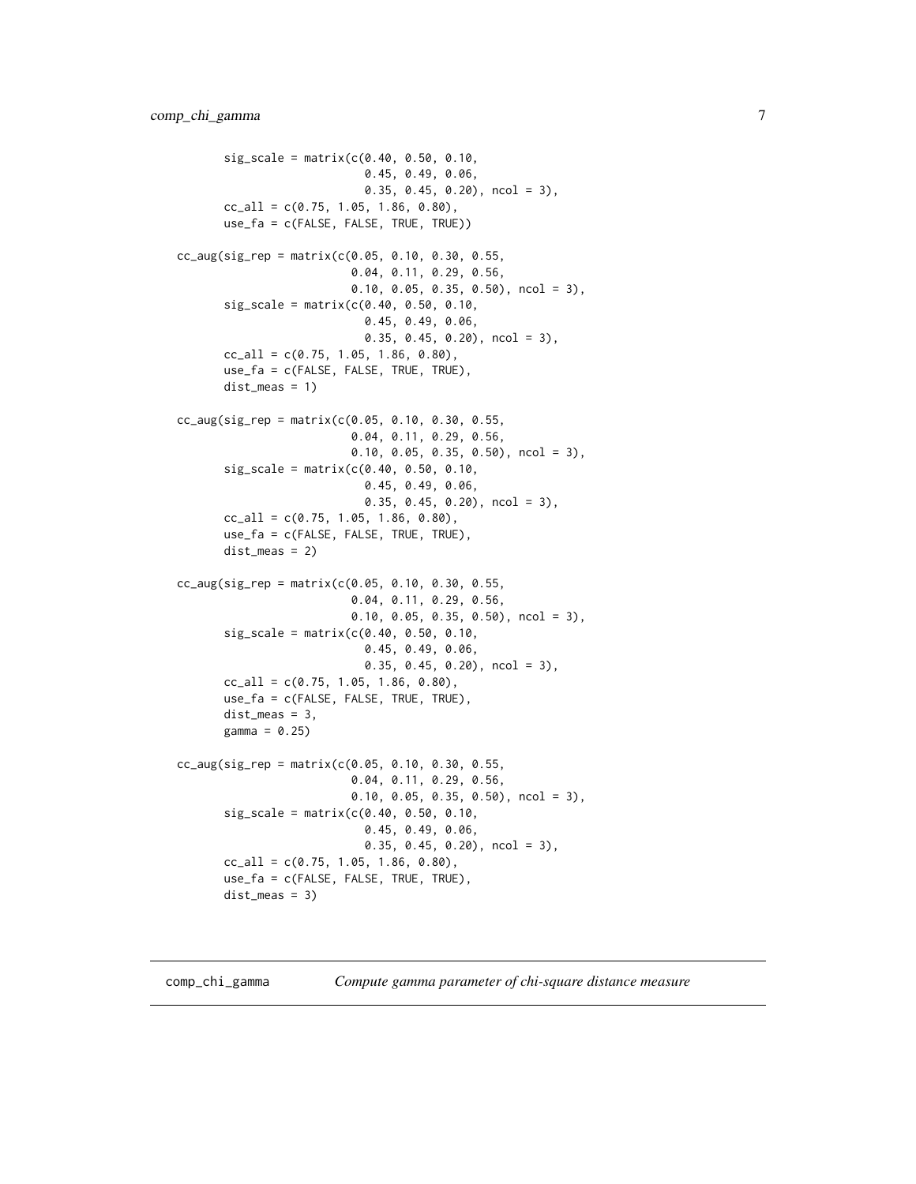```
        sig_scale = matrix(c(0.40, 0.50, 0.10,
                             0.45, 0.49, 0.06,
                             0.35, 0.45, 0.20), ncol = 3),
        cc_all = c(0.75, 1.05, 1.86, 0.80),
        use_fa = c(FALSE, FALSE, TRUE, TRUE))

cc_aug(sig_rep = matrix(c(0.05, 0.10, 0.30, 0.55,
                          0.04, 0.11, 0.29, 0.56,
                          0.10, 0.05, 0.35, 0.50), ncol = 3),
        sig_scale = matrix(c(0.40, 0.50, 0.10,
                             0.45, 0.49, 0.06,
                             0.35, 0.45, 0.20), ncol = 3),
        cc_all = c(0.75, 1.05, 1.86, 0.80),
        use_fa = c(FALSE, FALSE, TRUE, TRUE),
        dist_meas = 1)

cc_aug(sig_rep = matrix(c(0.05, 0.10, 0.30, 0.55,
                          0.04, 0.11, 0.29, 0.56,
                          0.10, 0.05, 0.35, 0.50), ncol = 3),
        sig_scale = matrix(c(0.40, 0.50, 0.10,
                             0.45, 0.49, 0.06,
                             0.35, 0.45, 0.20), ncol = 3),
        cc_all = c(0.75, 1.05, 1.86, 0.80),
        use_fa = c(FALSE, FALSE, TRUE, TRUE),
        dist_meas = 2)

cc_aug(sig_rep = matrix(c(0.05, 0.10, 0.30, 0.55,
                          0.04, 0.11, 0.29, 0.56,
                          0.10, 0.05, 0.35, 0.50), ncol = 3),
        sig_scale = matrix(c(0.40, 0.50, 0.10,
                             0.45, 0.49, 0.06,
                             0.35, 0.45, 0.20), ncol = 3),
        cc_all = c(0.75, 1.05, 1.86, 0.80),
        use_fa = c(FALSE, FALSE, TRUE, TRUE),
        dist_meas = 3,
        gamma = 0.25)

cc_aug(sig_rep = matrix(c(0.05, 0.10, 0.30, 0.55,
                          0.04, 0.11, 0.29, 0.56,
                          0.10, 0.05, 0.35, 0.50), ncol = 3),
        sig_scale = matrix(c(0.40, 0.50, 0.10,
                             0.45, 0.49, 0.06,
                             0.35, 0.45, 0.20), ncol = 3),
        cc_all = c(0.75, 1.05, 1.86, 0.80),
        use_fa = c(FALSE, FALSE, TRUE, TRUE),
        dist_meas = 3)
```

## comp_chi_gamma — *Compute gamma parameter of chi-square distance measure*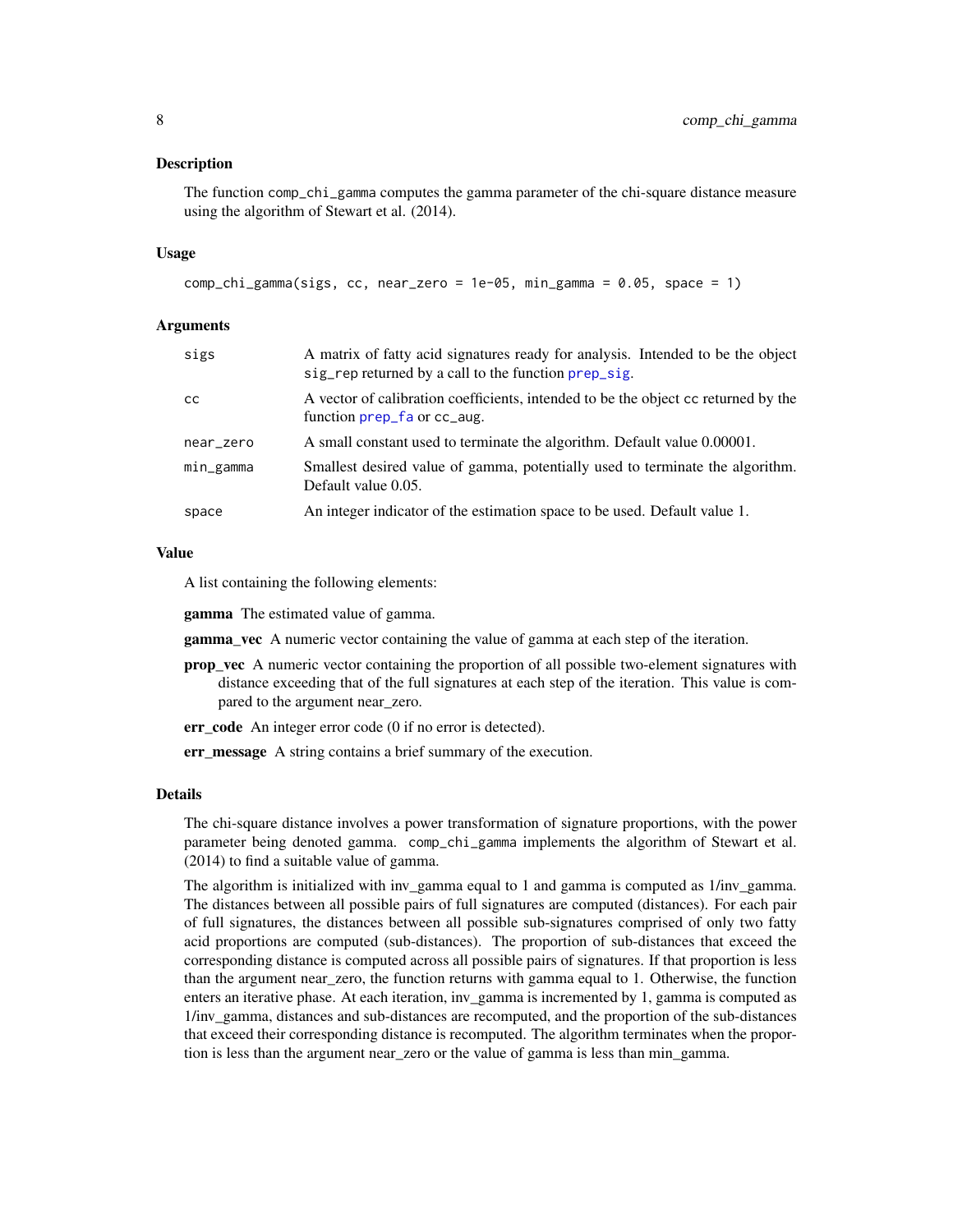## Description

The function `comp_chi_gamma` computes the gamma parameter of the chi-square distance measure using the algorithm of Stewart et al. (2014).

## Usage

```
comp_chi_gamma(sigs, cc, near_zero = 1e-05, min_gamma = 0.05, space = 1)
```

## Arguments

| | |
|---|---|
| `sigs` | A matrix of fatty acid signatures ready for analysis. Intended to be the object `sig_rep` returned by a call to the function `prep_sig`. |
| `cc` | A vector of calibration coefficients, intended to be the object `cc` returned by the function `prep_fa` or `cc_aug`. |
| `near_zero` | A small constant used to terminate the algorithm. Default value 0.00001. |
| `min_gamma` | Smallest desired value of gamma, potentially used to terminate the algorithm. Default value 0.05. |
| `space` | An integer indicator of the estimation space to be used. Default value 1. |

## Value

A list containing the following elements:

**gamma** The estimated value of gamma.

**gamma_vec** A numeric vector containing the value of gamma at each step of the iteration.

**prop_vec** A numeric vector containing the proportion of all possible two-element signatures with distance exceeding that of the full signatures at each step of the iteration. This value is compared to the argument near_zero.

**err_code** An integer error code (0 if no error is detected).

**err_message** A string contains a brief summary of the execution.

## Details

The chi-square distance involves a power transformation of signature proportions, with the power parameter being denoted gamma. `comp_chi_gamma` implements the algorithm of Stewart et al. (2014) to find a suitable value of gamma.

The algorithm is initialized with inv_gamma equal to 1 and gamma is computed as 1/inv_gamma. The distances between all possible pairs of full signatures are computed (distances). For each pair of full signatures, the distances between all possible sub-signatures comprised of only two fatty acid proportions are computed (sub-distances). The proportion of sub-distances that exceed the corresponding distance is computed across all possible pairs of signatures. If that proportion is less than the argument near_zero, the function returns with gamma equal to 1. Otherwise, the function enters an iterative phase. At each iteration, inv_gamma is incremented by 1, gamma is computed as 1/inv_gamma, distances and sub-distances are recomputed, and the proportion of the sub-distances that exceed their corresponding distance is recomputed. The algorithm terminates when the proportion is less than the argument near_zero or the value of gamma is less than min_gamma.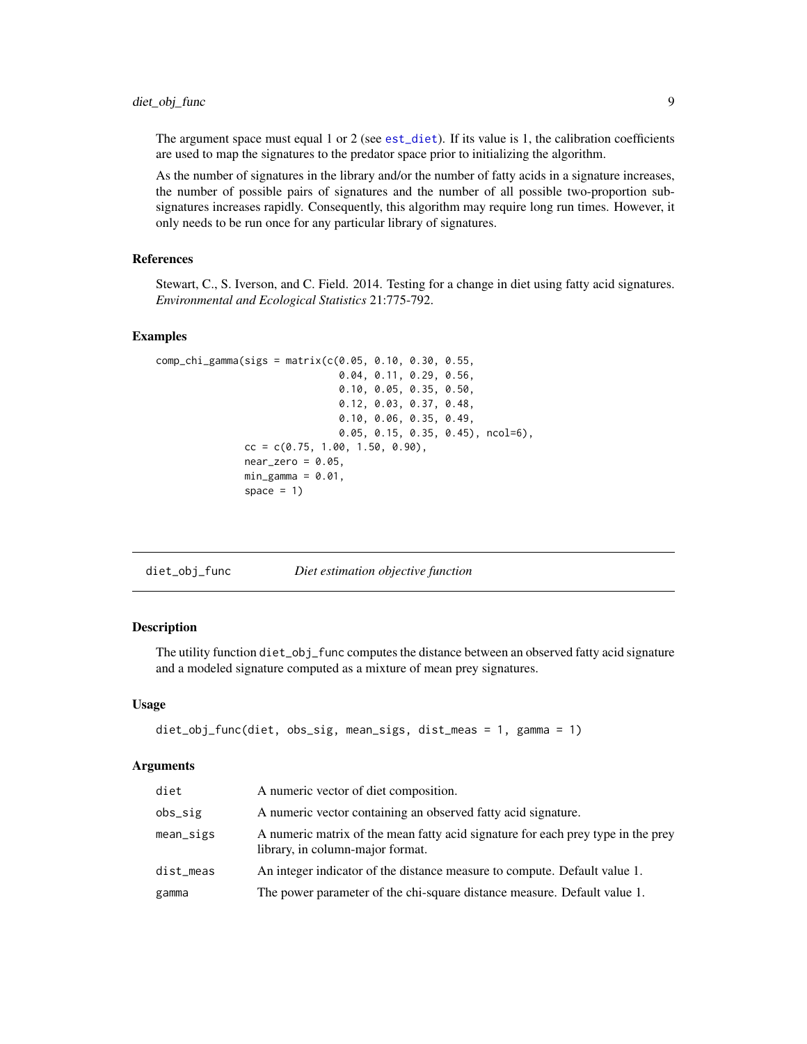The argument space must equal 1 or 2 (see est_diet). If its value is 1, the calibration coefficients are used to map the signatures to the predator space prior to initializing the algorithm.

As the number of signatures in the library and/or the number of fatty acids in a signature increases, the number of possible pairs of signatures and the number of all possible two-proportion sub-signatures increases rapidly. Consequently, this algorithm may require long run times. However, it only needs to be run once for any particular library of signatures.

### References

Stewart, C., S. Iverson, and C. Field. 2014. Testing for a change in diet using fatty acid signatures. *Environmental and Ecological Statistics* 21:775-792.

### Examples

```
comp_chi_gamma(sigs = matrix(c(0.05, 0.10, 0.30, 0.55,
                               0.04, 0.11, 0.29, 0.56,
                               0.10, 0.05, 0.35, 0.50,
                               0.12, 0.03, 0.37, 0.48,
                               0.10, 0.06, 0.35, 0.49,
                               0.05, 0.15, 0.35, 0.45), ncol=6),
               cc = c(0.75, 1.00, 1.50, 0.90),
               near_zero = 0.05,
               min_gamma = 0.01,
               space = 1)
```

---

## diet_obj_func *Diet estimation objective function*

### Description

The utility function diet_obj_func computes the distance between an observed fatty acid signature and a modeled signature computed as a mixture of mean prey signatures.

### Usage

```
diet_obj_func(diet, obs_sig, mean_sigs, dist_meas = 1, gamma = 1)
```

### Arguments

| | |
|---|---|
| diet | A numeric vector of diet composition. |
| obs_sig | A numeric vector containing an observed fatty acid signature. |
| mean_sigs | A numeric matrix of the mean fatty acid signature for each prey type in the prey library, in column-major format. |
| dist_meas | An integer indicator of the distance measure to compute. Default value 1. |
| gamma | The power parameter of the chi-square distance measure. Default value 1. |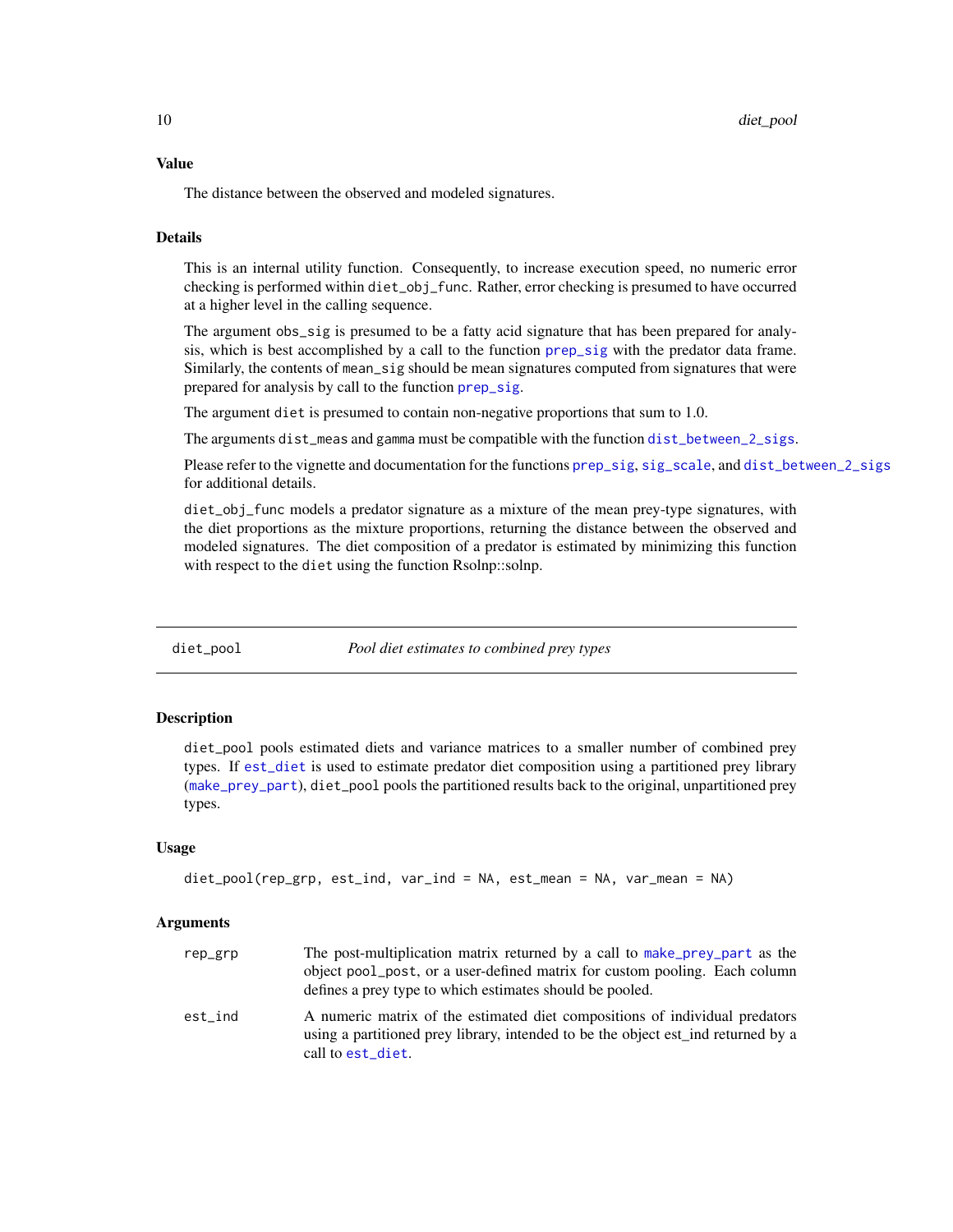### Value

The distance between the observed and modeled signatures.

### Details

This is an internal utility function. Consequently, to increase execution speed, no numeric error checking is performed within diet_obj_func. Rather, error checking is presumed to have occurred at a higher level in the calling sequence.

The argument obs_sig is presumed to be a fatty acid signature that has been prepared for analysis, which is best accomplished by a call to the function prep_sig with the predator data frame. Similarly, the contents of mean_sig should be mean signatures computed from signatures that were prepared for analysis by call to the function prep_sig.

The argument diet is presumed to contain non-negative proportions that sum to 1.0.

The arguments dist_meas and gamma must be compatible with the function dist_between_2_sigs.

Please refer to the vignette and documentation for the functions prep_sig, sig_scale, and dist_between_2_sigs for additional details.

diet_obj_func models a predator signature as a mixture of the mean prey-type signatures, with the diet proportions as the mixture proportions, returning the distance between the observed and modeled signatures. The diet composition of a predator is estimated by minimizing this function with respect to the diet using the function Rsolnp::solnp.

---

## diet_pool — *Pool diet estimates to combined prey types*

---

### Description

diet_pool pools estimated diets and variance matrices to a smaller number of combined prey types. If est_diet is used to estimate predator diet composition using a partitioned prey library (make_prey_part), diet_pool pools the partitioned results back to the original, unpartitioned prey types.

### Usage

```
diet_pool(rep_grp, est_ind, var_ind = NA, est_mean = NA, var_mean = NA)
```

### Arguments

| | |
|---|---|
| rep_grp | The post-multiplication matrix returned by a call to make_prey_part as the object pool_post, or a user-defined matrix for custom pooling. Each column defines a prey type to which estimates should be pooled. |
| est_ind | A numeric matrix of the estimated diet compositions of individual predators using a partitioned prey library, intended to be the object est_ind returned by a call to est_diet. |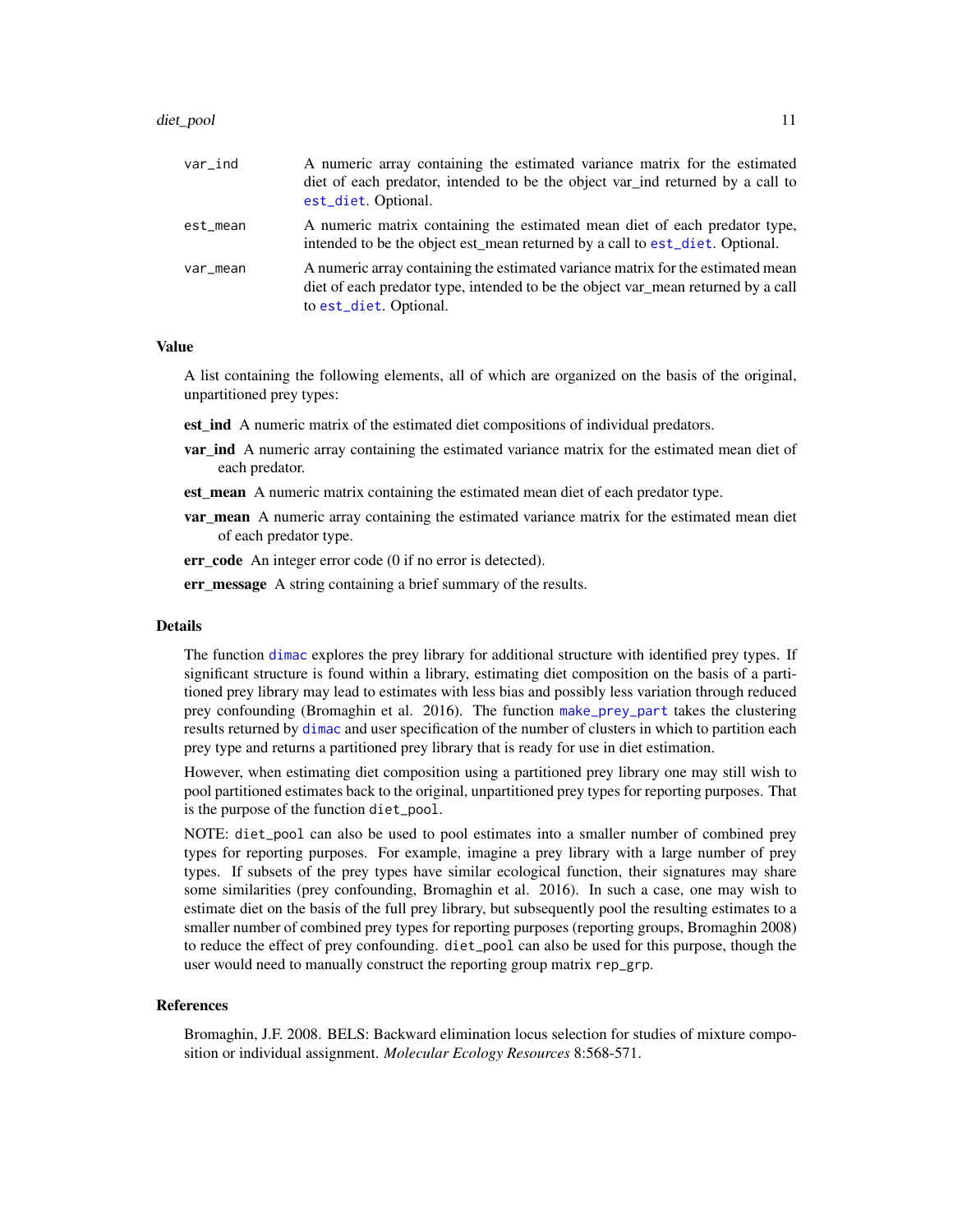| | |
|---|---|
| var_ind | A numeric array containing the estimated variance matrix for the estimated diet of each predator, intended to be the object var_ind returned by a call to est_diet. Optional. |
| est_mean | A numeric matrix containing the estimated mean diet of each predator type, intended to be the object est_mean returned by a call to est_diet. Optional. |
| var_mean | A numeric array containing the estimated variance matrix for the estimated mean diet of each predator type, intended to be the object var_mean returned by a call to est_diet. Optional. |

### Value

A list containing the following elements, all of which are organized on the basis of the original, unpartitioned prey types:

**est_ind** A numeric matrix of the estimated diet compositions of individual predators.

**var_ind** A numeric array containing the estimated variance matrix for the estimated mean diet of each predator.

**est_mean** A numeric matrix containing the estimated mean diet of each predator type.

**var_mean** A numeric array containing the estimated variance matrix for the estimated mean diet of each predator type.

**err_code** An integer error code (0 if no error is detected).

**err_message** A string containing a brief summary of the results.

### Details

The function dimac explores the prey library for additional structure with identified prey types. If significant structure is found within a library, estimating diet composition on the basis of a partitioned prey library may lead to estimates with less bias and possibly less variation through reduced prey confounding (Bromaghin et al. 2016). The function make_prey_part takes the clustering results returned by dimac and user specification of the number of clusters in which to partition each prey type and returns a partitioned prey library that is ready for use in diet estimation.

However, when estimating diet composition using a partitioned prey library one may still wish to pool partitioned estimates back to the original, unpartitioned prey types for reporting purposes. That is the purpose of the function diet_pool.

NOTE: diet_pool can also be used to pool estimates into a smaller number of combined prey types for reporting purposes. For example, imagine a prey library with a large number of prey types. If subsets of the prey types have similar ecological function, their signatures may share some similarities (prey confounding, Bromaghin et al. 2016). In such a case, one may wish to estimate diet on the basis of the full prey library, but subsequently pool the resulting estimates to a smaller number of combined prey types for reporting purposes (reporting groups, Bromaghin 2008) to reduce the effect of prey confounding. diet_pool can also be used for this purpose, though the user would need to manually construct the reporting group matrix rep_grp.

### References

Bromaghin, J.F. 2008. BELS: Backward elimination locus selection for studies of mixture composition or individual assignment. *Molecular Ecology Resources* 8:568-571.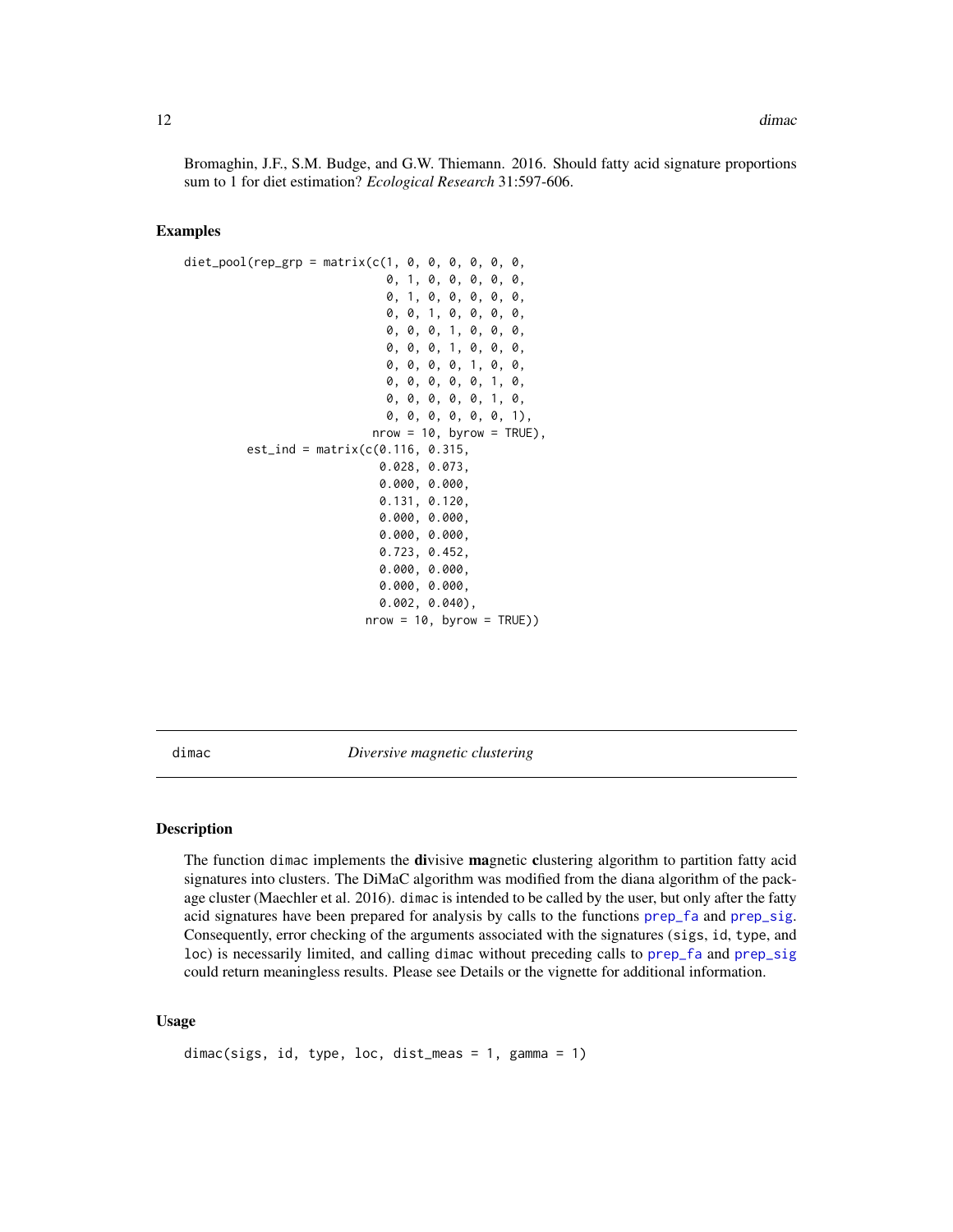Bromaghin, J.F., S.M. Budge, and G.W. Thiemann. 2016. Should fatty acid signature proportions sum to 1 for diet estimation? *Ecological Research* 31:597-606.

## Examples

```
diet_pool(rep_grp = matrix(c(1, 0, 0, 0, 0, 0, 0,
                             0, 1, 0, 0, 0, 0, 0,
                             0, 1, 0, 0, 0, 0, 0,
                             0, 0, 1, 0, 0, 0, 0,
                             0, 0, 0, 1, 0, 0, 0,
                             0, 0, 0, 1, 0, 0, 0,
                             0, 0, 0, 0, 1, 0, 0,
                             0, 0, 0, 0, 0, 1, 0,
                             0, 0, 0, 0, 0, 1, 0,
                             0, 0, 0, 0, 0, 0, 1),
                           nrow = 10, byrow = TRUE),
          est_ind = matrix(c(0.116, 0.315,
                             0.028, 0.073,
                             0.000, 0.000,
                             0.131, 0.120,
                             0.000, 0.000,
                             0.000, 0.000,
                             0.723, 0.452,
                             0.000, 0.000,
                             0.000, 0.000,
                             0.002, 0.040),
                           nrow = 10, byrow = TRUE))
```

---

# dimac — *Diversive magnetic clustering*

## Description

The function dimac implements the **di**visive **ma**gnetic **c**lustering algorithm to partition fatty acid signatures into clusters. The DiMaC algorithm was modified from the diana algorithm of the package cluster (Maechler et al. 2016). dimac is intended to be called by the user, but only after the fatty acid signatures have been prepared for analysis by calls to the functions prep_fa and prep_sig. Consequently, error checking of the arguments associated with the signatures (sigs, id, type, and loc) is necessarily limited, and calling dimac without preceding calls to prep_fa and prep_sig could return meaningless results. Please see Details or the vignette for additional information.

## Usage

```
dimac(sigs, id, type, loc, dist_meas = 1, gamma = 1)
```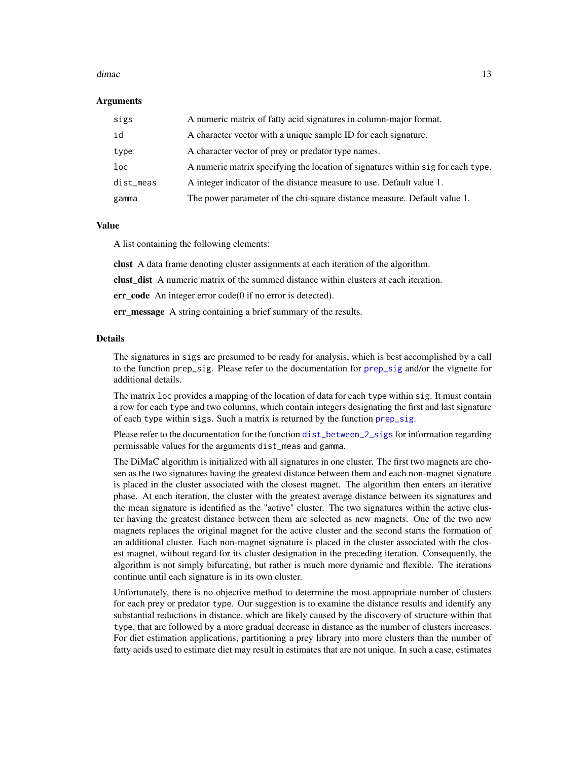### Arguments

| | |
|---|---|
| sigs | A numeric matrix of fatty acid signatures in column-major format. |
| id | A character vector with a unique sample ID for each signature. |
| type | A character vector of prey or predator type names. |
| loc | A numeric matrix specifying the location of signatures within sig for each type. |
| dist_meas | A integer indicator of the distance measure to use. Default value 1. |
| gamma | The power parameter of the chi-square distance measure. Default value 1. |

### Value

A list containing the following elements:

**clust** A data frame denoting cluster assignments at each iteration of the algorithm.

**clust_dist** A numeric matrix of the summed distance within clusters at each iteration.

**err_code** An integer error code(0 if no error is detected).

**err_message** A string containing a brief summary of the results.

### Details

The signatures in sigs are presumed to be ready for analysis, which is best accomplished by a call to the function prep_sig. Please refer to the documentation for prep_sig and/or the vignette for additional details.

The matrix loc provides a mapping of the location of data for each type within sig. It must contain a row for each type and two columns, which contain integers designating the first and last signature of each type within sigs. Such a matrix is returned by the function prep_sig.

Please refer to the documentation for the function dist_between_2_sigs for information regarding permissable values for the arguments dist_meas and gamma.

The DiMaC algorithm is initialized with all signatures in one cluster. The first two magnets are chosen as the two signatures having the greatest distance between them and each non-magnet signature is placed in the cluster associated with the closest magnet. The algorithm then enters an iterative phase. At each iteration, the cluster with the greatest average distance between its signatures and the mean signature is identified as the "active" cluster. The two signatures within the active cluster having the greatest distance between them are selected as new magnets. One of the two new magnets replaces the original magnet for the active cluster and the second starts the formation of an additional cluster. Each non-magnet signature is placed in the cluster associated with the closest magnet, without regard for its cluster designation in the preceding iteration. Consequently, the algorithm is not simply bifurcating, but rather is much more dynamic and flexible. The iterations continue until each signature is in its own cluster.

Unfortunately, there is no objective method to determine the most appropriate number of clusters for each prey or predator type. Our suggestion is to examine the distance results and identify any substantial reductions in distance, which are likely caused by the discovery of structure within that type, that are followed by a more gradual decrease in distance as the number of clusters increases. For diet estimation applications, partitioning a prey library into more clusters than the number of fatty acids used to estimate diet may result in estimates that are not unique. In such a case, estimates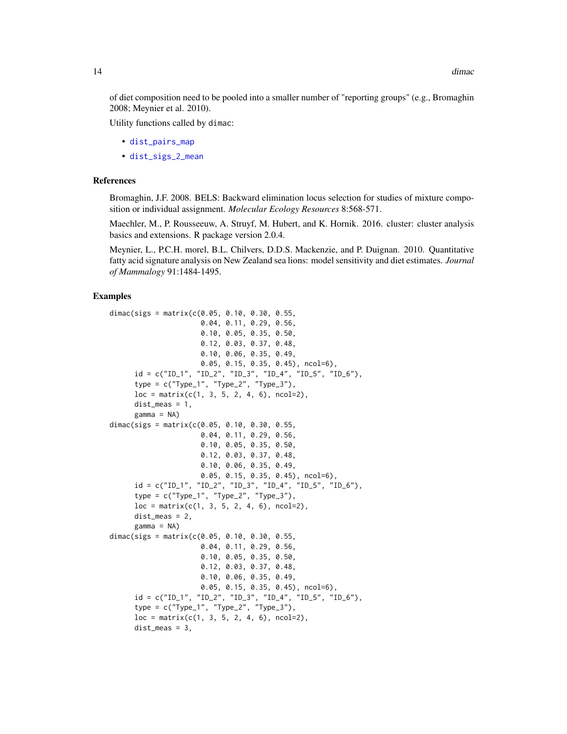of diet composition need to be pooled into a smaller number of "reporting groups" (e.g., Bromaghin 2008; Meynier et al. 2010).

Utility functions called by dimac:

- dist_pairs_map
- dist_sigs_2_mean

## References

Bromaghin, J.F. 2008. BELS: Backward elimination locus selection for studies of mixture composition or individual assignment. *Molecular Ecology Resources* 8:568-571.

Maechler, M., P. Rousseeuw, A. Struyf, M. Hubert, and K. Hornik. 2016. cluster: cluster analysis basics and extensions. R package version 2.0.4.

Meynier, L., P.C.H. morel, B.L. Chilvers, D.D.S. Mackenzie, and P. Duignan. 2010. Quantitative fatty acid signature analysis on New Zealand sea lions: model sensitivity and diet estimates. *Journal of Mammalogy* 91:1484-1495.

## Examples

```
dimac(sigs = matrix(c(0.05, 0.10, 0.30, 0.55,
                      0.04, 0.11, 0.29, 0.56,
                      0.10, 0.05, 0.35, 0.50,
                      0.12, 0.03, 0.37, 0.48,
                      0.10, 0.06, 0.35, 0.49,
                      0.05, 0.15, 0.35, 0.45), ncol=6),
      id = c("ID_1", "ID_2", "ID_3", "ID_4", "ID_5", "ID_6"),
      type = c("Type_1", "Type_2", "Type_3"),
      loc = matrix(c(1, 3, 5, 2, 4, 6), ncol=2),
      dist_meas = 1,
      gamma = NA)
dimac(sigs = matrix(c(0.05, 0.10, 0.30, 0.55,
                      0.04, 0.11, 0.29, 0.56,
                      0.10, 0.05, 0.35, 0.50,
                      0.12, 0.03, 0.37, 0.48,
                      0.10, 0.06, 0.35, 0.49,
                      0.05, 0.15, 0.35, 0.45), ncol=6),
      id = c("ID_1", "ID_2", "ID_3", "ID_4", "ID_5", "ID_6"),
      type = c("Type_1", "Type_2", "Type_3"),
      loc = matrix(c(1, 3, 5, 2, 4, 6), ncol=2),
      dist_meas = 2,
      gamma = NA)
dimac(sigs = matrix(c(0.05, 0.10, 0.30, 0.55,
                      0.04, 0.11, 0.29, 0.56,
                      0.10, 0.05, 0.35, 0.50,
                      0.12, 0.03, 0.37, 0.48,
                      0.10, 0.06, 0.35, 0.49,
                      0.05, 0.15, 0.35, 0.45), ncol=6),
      id = c("ID_1", "ID_2", "ID_3", "ID_4", "ID_5", "ID_6"),
      type = c("Type_1", "Type_2", "Type_3"),
      loc = matrix(c(1, 3, 5, 2, 4, 6), ncol=2),
      dist_meas = 3,
```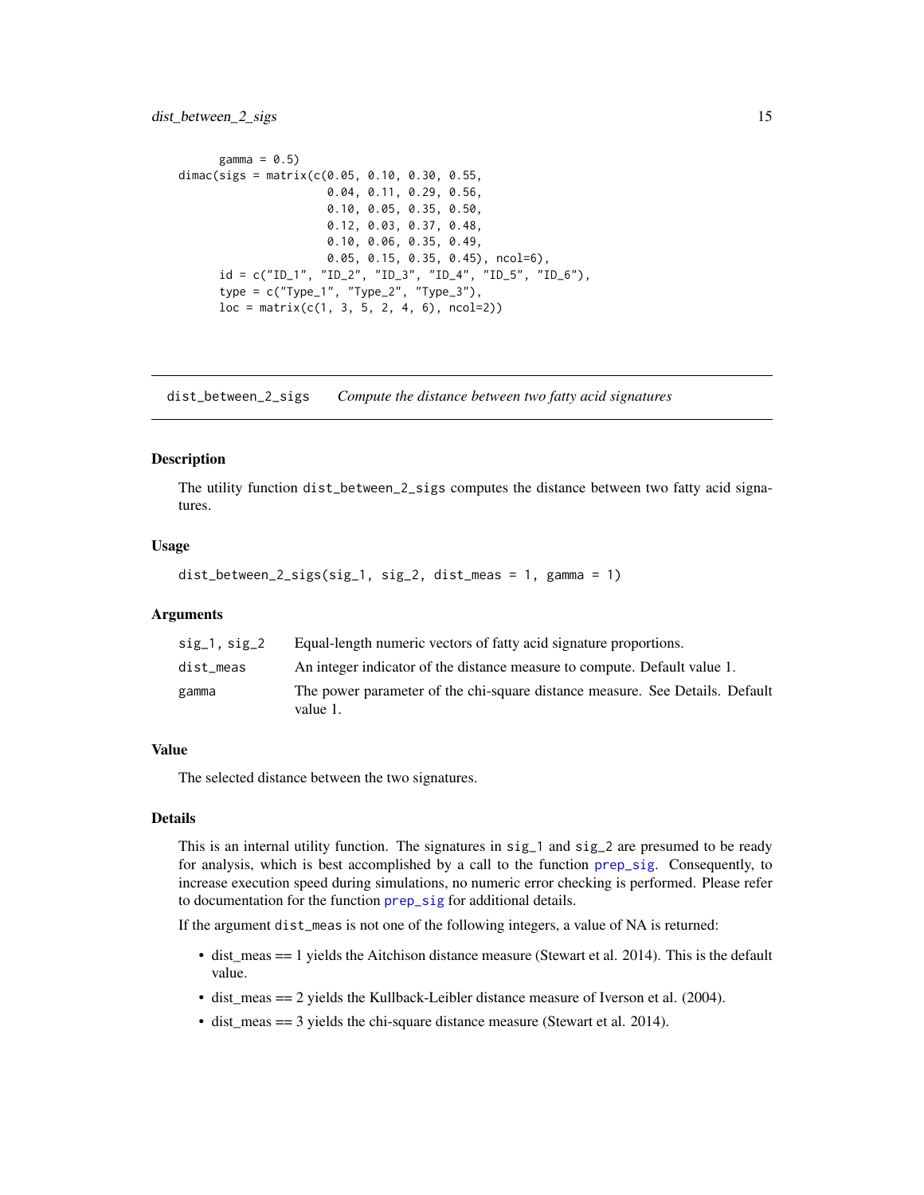```
        gamma = 0.5)
dimac(sigs = matrix(c(0.05, 0.10, 0.30, 0.55,
                      0.04, 0.11, 0.29, 0.56,
                      0.10, 0.05, 0.35, 0.50,
                      0.12, 0.03, 0.37, 0.48,
                      0.10, 0.06, 0.35, 0.49,
                      0.05, 0.15, 0.35, 0.45), ncol=6),
      id = c("ID_1", "ID_2", "ID_3", "ID_4", "ID_5", "ID_6"),
      type = c("Type_1", "Type_2", "Type_3"),
      loc = matrix(c(1, 3, 5, 2, 4, 6), ncol=2))
```

---

## dist_between_2_sigs *Compute the distance between two fatty acid signatures*

### Description

The utility function dist_between_2_sigs computes the distance between two fatty acid signatures.

### Usage

```
dist_between_2_sigs(sig_1, sig_2, dist_meas = 1, gamma = 1)
```

### Arguments

| | |
|---|---|
| sig_1, sig_2 | Equal-length numeric vectors of fatty acid signature proportions. |
| dist_meas | An integer indicator of the distance measure to compute. Default value 1. |
| gamma | The power parameter of the chi-square distance measure. See Details. Default value 1. |

### Value

The selected distance between the two signatures.

### Details

This is an internal utility function. The signatures in sig_1 and sig_2 are presumed to be ready for analysis, which is best accomplished by a call to the function prep_sig. Consequently, to increase execution speed during simulations, no numeric error checking is performed. Please refer to documentation for the function prep_sig for additional details.

If the argument dist_meas is not one of the following integers, a value of NA is returned:

- dist_meas == 1 yields the Aitchison distance measure (Stewart et al. 2014). This is the default value.
- dist_meas == 2 yields the Kullback-Leibler distance measure of Iverson et al. (2004).
- dist_meas == 3 yields the chi-square distance measure (Stewart et al. 2014).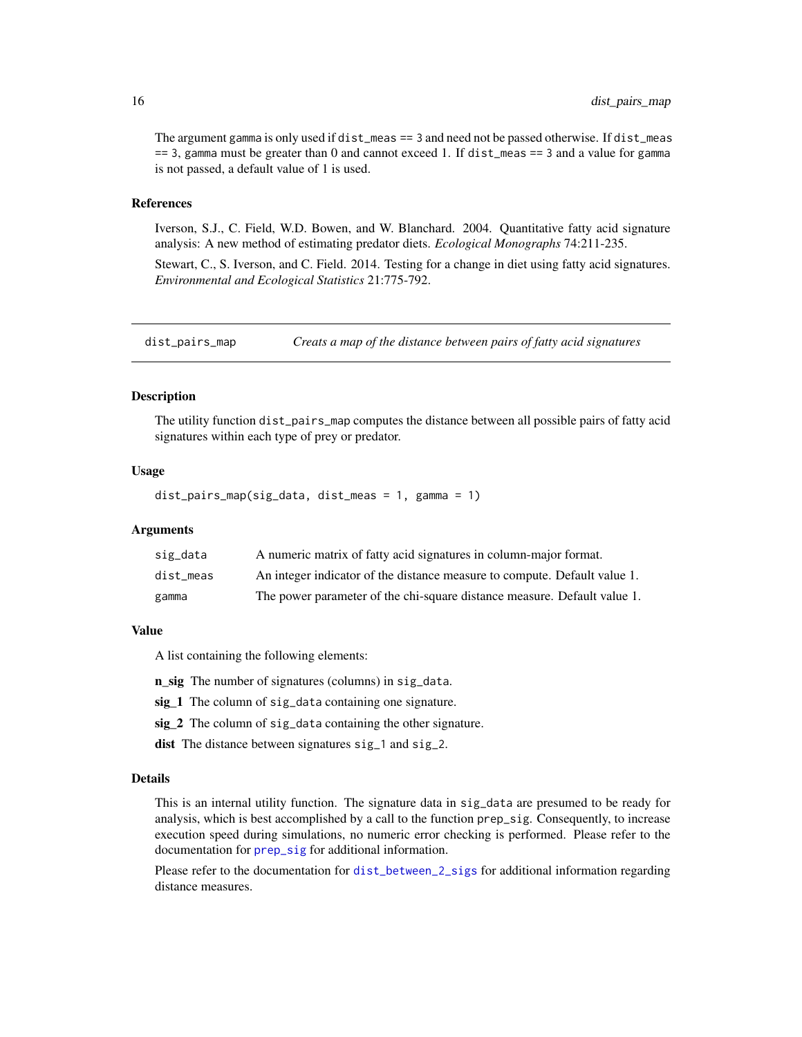The argument `gamma` is only used if `dist_meas == 3` and need not be passed otherwise. If `dist_meas == 3`, `gamma` must be greater than 0 and cannot exceed 1. If `dist_meas == 3` and a value for `gamma` is not passed, a default value of 1 is used.

### References

Iverson, S.J., C. Field, W.D. Bowen, and W. Blanchard. 2004. Quantitative fatty acid signature analysis: A new method of estimating predator diets. *Ecological Monographs* 74:211-235.

Stewart, C., S. Iverson, and C. Field. 2014. Testing for a change in diet using fatty acid signatures. *Environmental and Ecological Statistics* 21:775-792.

---

## dist_pairs_map — *Creats a map of the distance between pairs of fatty acid signatures*

---

### Description

The utility function `dist_pairs_map` computes the distance between all possible pairs of fatty acid signatures within each type of prey or predator.

### Usage

```
dist_pairs_map(sig_data, dist_meas = 1, gamma = 1)
```

### Arguments

| | |
|---|---|
| `sig_data` | A numeric matrix of fatty acid signatures in column-major format. |
| `dist_meas` | An integer indicator of the distance measure to compute. Default value 1. |
| `gamma` | The power parameter of the chi-square distance measure. Default value 1. |

### Value

A list containing the following elements:

**n_sig** The number of signatures (columns) in `sig_data`.

**sig_1** The column of `sig_data` containing one signature.

**sig_2** The column of `sig_data` containing the other signature.

**dist** The distance between signatures `sig_1` and `sig_2`.

### Details

This is an internal utility function. The signature data in `sig_data` are presumed to be ready for analysis, which is best accomplished by a call to the function `prep_sig`. Consequently, to increase execution speed during simulations, no numeric error checking is performed. Please refer to the documentation for `prep_sig` for additional information.

Please refer to the documentation for `dist_between_2_sigs` for additional information regarding distance measures.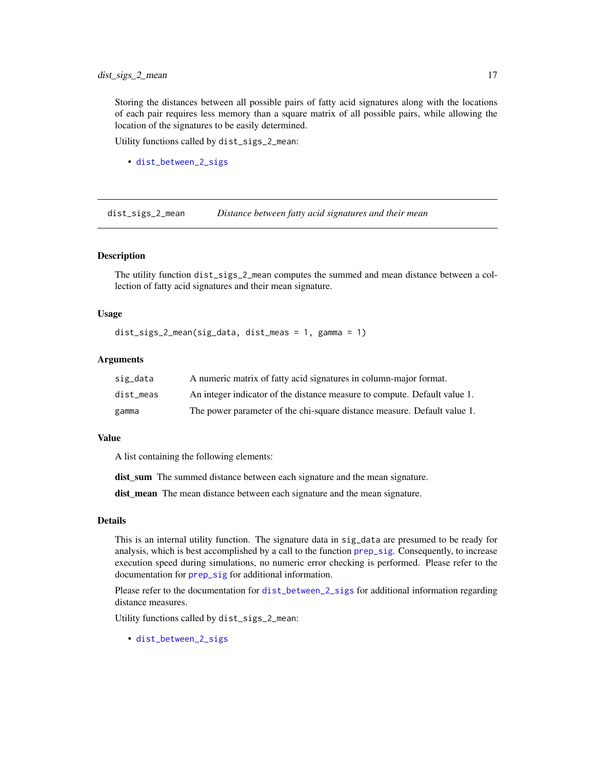Storing the distances between all possible pairs of fatty acid signatures along with the locations of each pair requires less memory than a square matrix of all possible pairs, while allowing the location of the signatures to be easily determined.

Utility functions called by `dist_sigs_2_mean`:

- `dist_between_2_sigs`

---

## dist_sigs_2_mean — *Distance between fatty acid signatures and their mean*

### Description

The utility function `dist_sigs_2_mean` computes the summed and mean distance between a collection of fatty acid signatures and their mean signature.

### Usage

```
dist_sigs_2_mean(sig_data, dist_meas = 1, gamma = 1)
```

### Arguments

| Argument | Description |
| --- | --- |
| `sig_data` | A numeric matrix of fatty acid signatures in column-major format. |
| `dist_meas` | An integer indicator of the distance measure to compute. Default value 1. |
| `gamma` | The power parameter of the chi-square distance measure. Default value 1. |

### Value

A list containing the following elements:

**dist_sum** The summed distance between each signature and the mean signature.

**dist_mean** The mean distance between each signature and the mean signature.

### Details

This is an internal utility function. The signature data in `sig_data` are presumed to be ready for analysis, which is best accomplished by a call to the function `prep_sig`. Consequently, to increase execution speed during simulations, no numeric error checking is performed. Please refer to the documentation for `prep_sig` for additional information.

Please refer to the documentation for `dist_between_2_sigs` for additional information regarding distance measures.

Utility functions called by `dist_sigs_2_mean`:

- `dist_between_2_sigs`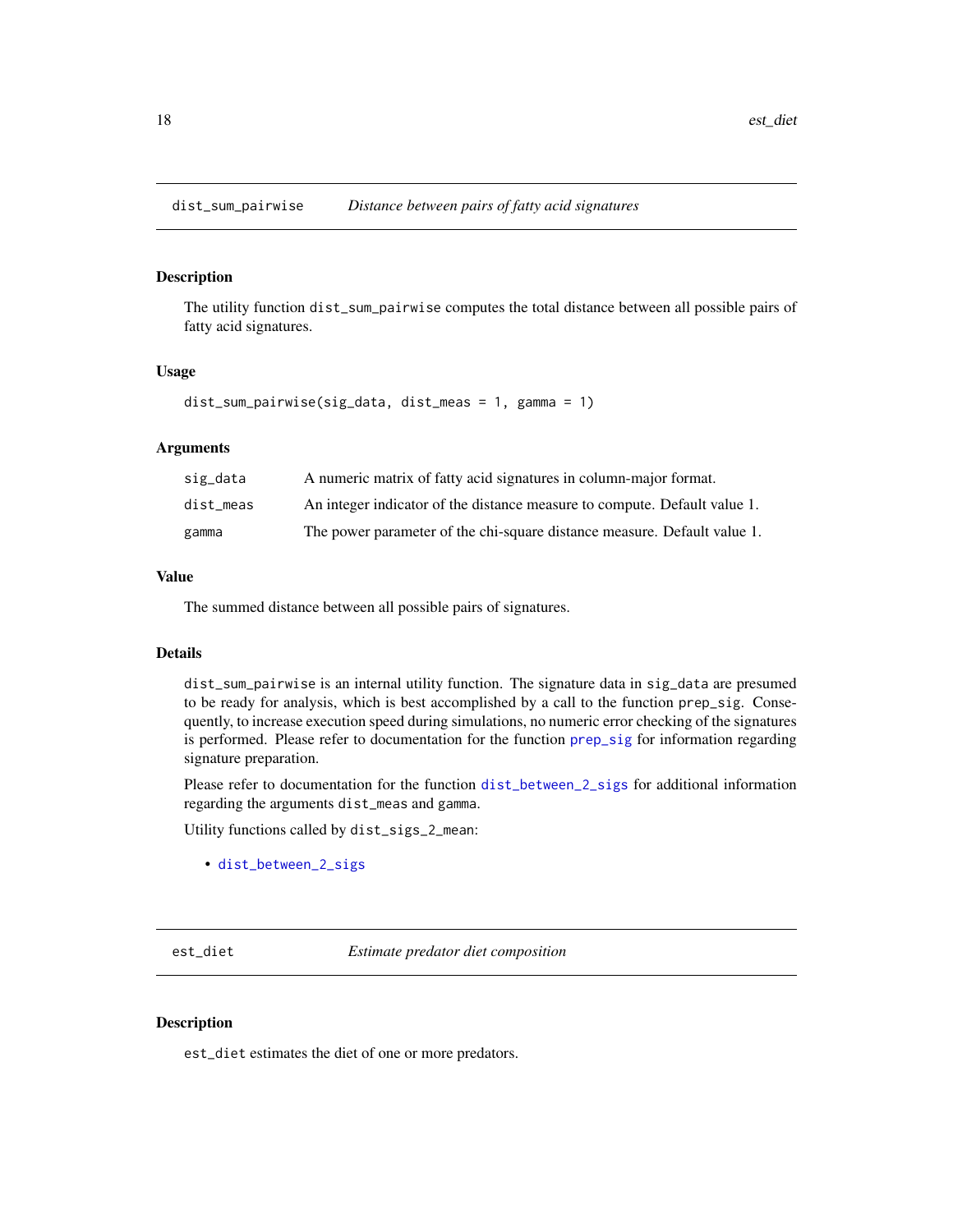## dist_sum_pairwise *Distance between pairs of fatty acid signatures*

### Description

The utility function dist_sum_pairwise computes the total distance between all possible pairs of fatty acid signatures.

### Usage

```
dist_sum_pairwise(sig_data, dist_meas = 1, gamma = 1)
```

### Arguments

| | |
|---|---|
| sig_data | A numeric matrix of fatty acid signatures in column-major format. |
| dist_meas | An integer indicator of the distance measure to compute. Default value 1. |
| gamma | The power parameter of the chi-square distance measure. Default value 1. |

### Value

The summed distance between all possible pairs of signatures.

### Details

dist_sum_pairwise is an internal utility function. The signature data in sig_data are presumed to be ready for analysis, which is best accomplished by a call to the function prep_sig. Consequently, to increase execution speed during simulations, no numeric error checking of the signatures is performed. Please refer to documentation for the function prep_sig for information regarding signature preparation.

Please refer to documentation for the function dist_between_2_sigs for additional information regarding the arguments dist_meas and gamma.

Utility functions called by dist_sigs_2_mean:

- dist_between_2_sigs

## est_diet *Estimate predator diet composition*

### Description

est_diet estimates the diet of one or more predators.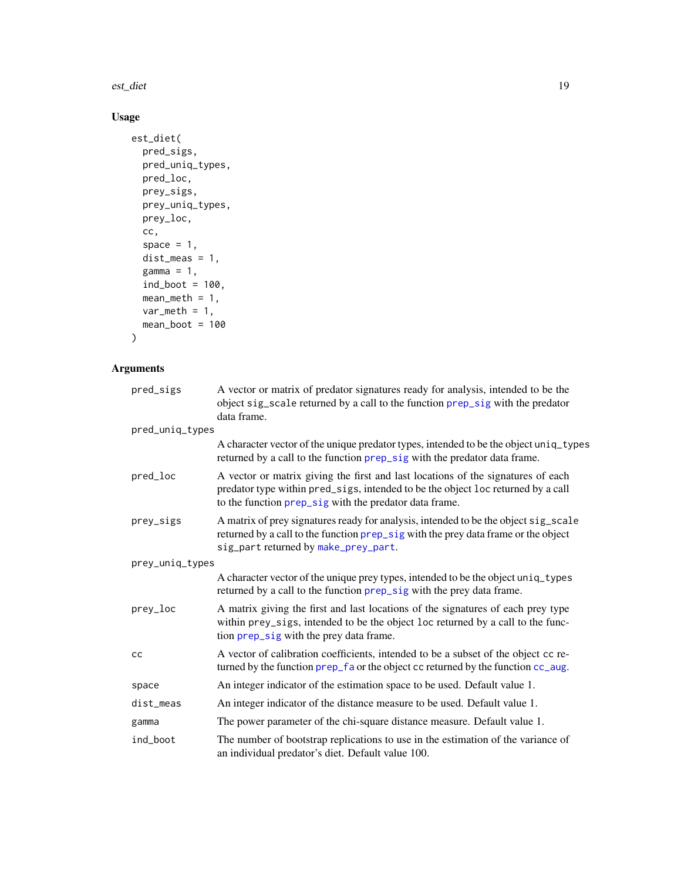## Usage

```
est_diet(
  pred_sigs,
  pred_uniq_types,
  pred_loc,
  prey_sigs,
  prey_uniq_types,
  prey_loc,
  cc,
  space = 1,
  dist_meas = 1,
  gamma = 1,
  ind_boot = 100,
  mean_meth = 1,
  var_meth = 1,
  mean_boot = 100
)
```

## Arguments

| | |
|---|---|
| `pred_sigs` | A vector or matrix of predator signatures ready for analysis, intended to be the object `sig_scale` returned by a call to the function `prep_sig` with the predator data frame. |
| `pred_uniq_types` | A character vector of the unique predator types, intended to be the object `uniq_types` returned by a call to the function `prep_sig` with the predator data frame. |
| `pred_loc` | A vector or matrix giving the first and last locations of the signatures of each predator type within `pred_sigs`, intended to be the object `loc` returned by a call to the function `prep_sig` with the predator data frame. |
| `prey_sigs` | A matrix of prey signatures ready for analysis, intended to be the object `sig_scale` returned by a call to the function `prep_sig` with the prey data frame or the object `sig_part` returned by `make_prey_part`. |
| `prey_uniq_types` | A character vector of the unique prey types, intended to be the object `uniq_types` returned by a call to the function `prep_sig` with the prey data frame. |
| `prey_loc` | A matrix giving the first and last locations of the signatures of each prey type within `prey_sigs`, intended to be the object `loc` returned by a call to the function `prep_sig` with the prey data frame. |
| `cc` | A vector of calibration coefficients, intended to be a subset of the object `cc` returned by the function `prep_fa` or the object `cc` returned by the function `cc_aug`. |
| `space` | An integer indicator of the estimation space to be used. Default value 1. |
| `dist_meas` | An integer indicator of the distance measure to be used. Default value 1. |
| `gamma` | The power parameter of the chi-square distance measure. Default value 1. |
| `ind_boot` | The number of bootstrap replications to use in the estimation of the variance of an individual predator's diet. Default value 100. |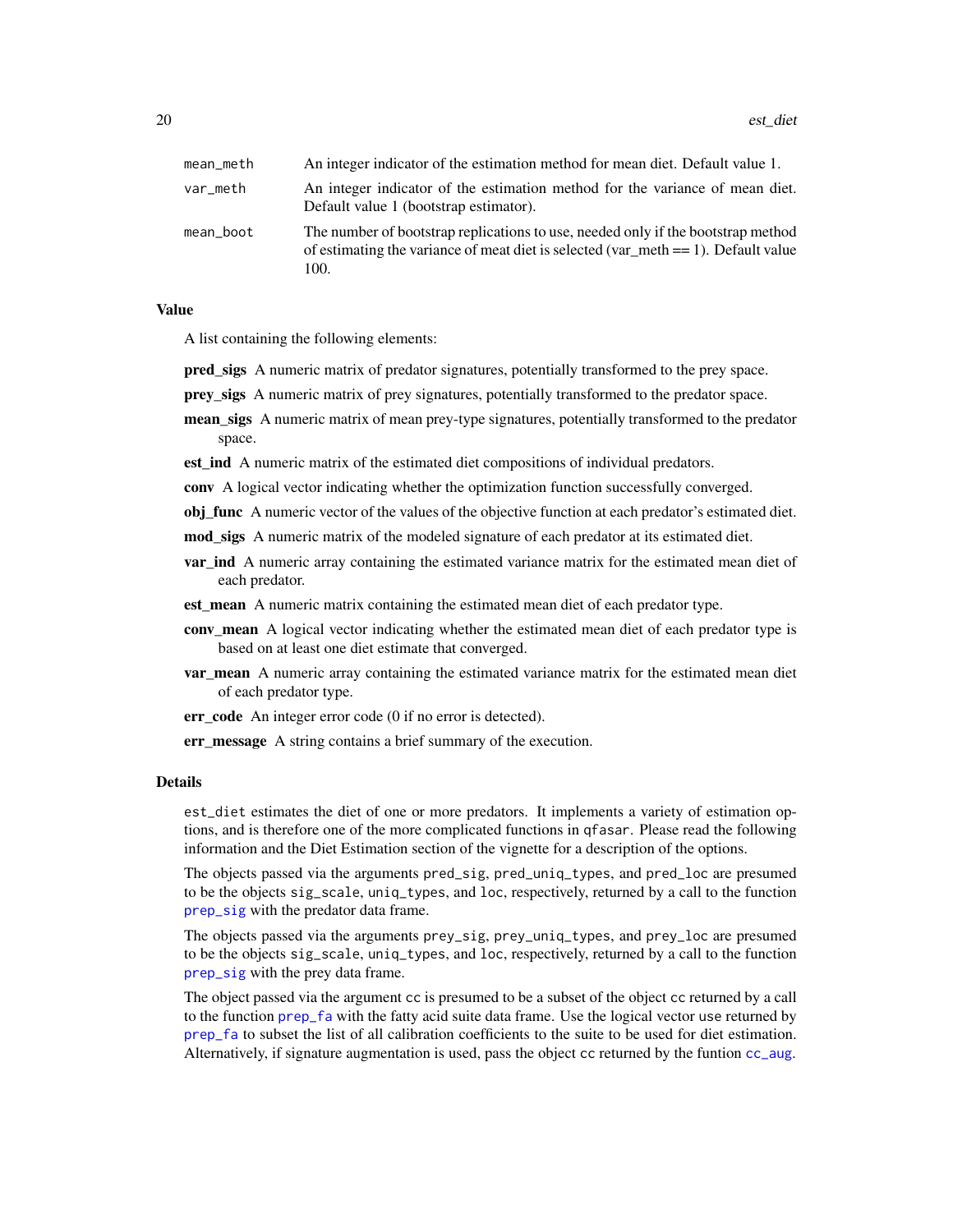| | |
|---|---|
| `mean_meth` | An integer indicator of the estimation method for mean diet. Default value 1. |
| `var_meth` | An integer indicator of the estimation method for the variance of mean diet. Default value 1 (bootstrap estimator). |
| `mean_boot` | The number of bootstrap replications to use, needed only if the bootstrap method of estimating the variance of meat diet is selected (var_meth == 1). Default value 100. |

## Value

A list containing the following elements:

- **pred_sigs** A numeric matrix of predator signatures, potentially transformed to the prey space.
- **prey_sigs** A numeric matrix of prey signatures, potentially transformed to the predator space.
- **mean_sigs** A numeric matrix of mean prey-type signatures, potentially transformed to the predator space.
- **est_ind** A numeric matrix of the estimated diet compositions of individual predators.
- **conv** A logical vector indicating whether the optimization function successfully converged.
- **obj_func** A numeric vector of the values of the objective function at each predator's estimated diet.
- **mod_sigs** A numeric matrix of the modeled signature of each predator at its estimated diet.
- **var_ind** A numeric array containing the estimated variance matrix for the estimated mean diet of each predator.
- **est_mean** A numeric matrix containing the estimated mean diet of each predator type.
- **conv_mean** A logical vector indicating whether the estimated mean diet of each predator type is based on at least one diet estimate that converged.
- **var_mean** A numeric array containing the estimated variance matrix for the estimated mean diet of each predator type.
- **err_code** An integer error code (0 if no error is detected).
- **err_message** A string contains a brief summary of the execution.

## Details

`est_diet` estimates the diet of one or more predators. It implements a variety of estimation options, and is therefore one of the more complicated functions in `qfasar`. Please read the following information and the Diet Estimation section of the vignette for a description of the options.

The objects passed via the arguments `pred_sig`, `pred_uniq_types`, and `pred_loc` are presumed to be the objects `sig_scale`, `uniq_types`, and `loc`, respectively, returned by a call to the function `prep_sig` with the predator data frame.

The objects passed via the arguments `prey_sig`, `prey_uniq_types`, and `prey_loc` are presumed to be the objects `sig_scale`, `uniq_types`, and `loc`, respectively, returned by a call to the function `prep_sig` with the prey data frame.

The object passed via the argument `cc` is presumed to be a subset of the object `cc` returned by a call to the function `prep_fa` with the fatty acid suite data frame. Use the logical vector `use` returned by `prep_fa` to subset the list of all calibration coefficients to the suite to be used for diet estimation. Alternatively, if signature augmentation is used, pass the object `cc` returned by the funtion `cc_aug`.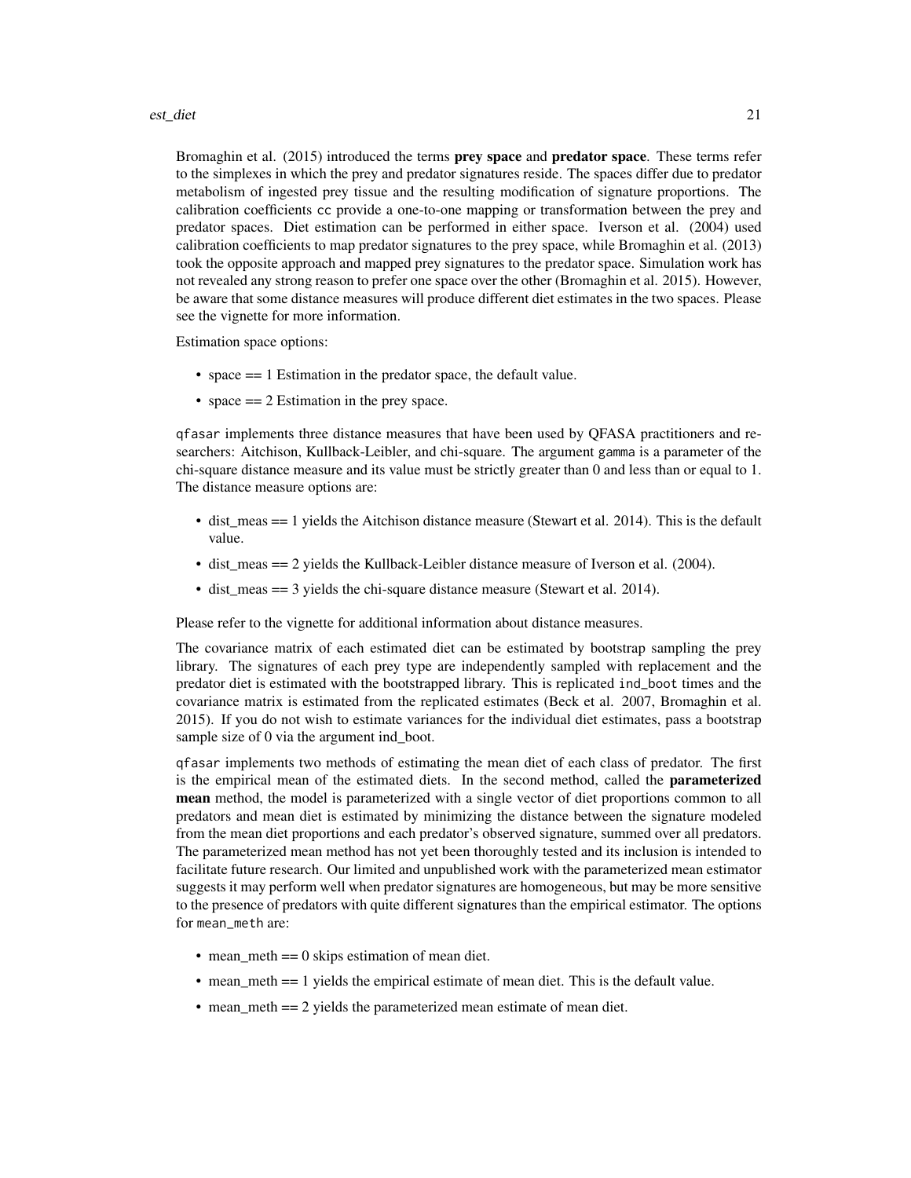Bromaghin et al. (2015) introduced the terms **prey space** and **predator space**. These terms refer to the simplexes in which the prey and predator signatures reside. The spaces differ due to predator metabolism of ingested prey tissue and the resulting modification of signature proportions. The calibration coefficients `cc` provide a one-to-one mapping or transformation between the prey and predator spaces. Diet estimation can be performed in either space. Iverson et al. (2004) used calibration coefficients to map predator signatures to the prey space, while Bromaghin et al. (2013) took the opposite approach and mapped prey signatures to the predator space. Simulation work has not revealed any strong reason to prefer one space over the other (Bromaghin et al. 2015). However, be aware that some distance measures will produce different diet estimates in the two spaces. Please see the vignette for more information.

Estimation space options:

- space == 1 Estimation in the predator space, the default value.
- space == 2 Estimation in the prey space.

`qfasar` implements three distance measures that have been used by QFASA practitioners and researchers: Aitchison, Kullback-Leibler, and chi-square. The argument `gamma` is a parameter of the chi-square distance measure and its value must be strictly greater than 0 and less than or equal to 1. The distance measure options are:

- dist_meas == 1 yields the Aitchison distance measure (Stewart et al. 2014). This is the default value.
- dist_meas == 2 yields the Kullback-Leibler distance measure of Iverson et al. (2004).
- dist_meas == 3 yields the chi-square distance measure (Stewart et al. 2014).

Please refer to the vignette for additional information about distance measures.

The covariance matrix of each estimated diet can be estimated by bootstrap sampling the prey library. The signatures of each prey type are independently sampled with replacement and the predator diet is estimated with the bootstrapped library. This is replicated `ind_boot` times and the covariance matrix is estimated from the replicated estimates (Beck et al. 2007, Bromaghin et al. 2015). If you do not wish to estimate variances for the individual diet estimates, pass a bootstrap sample size of 0 via the argument ind_boot.

`qfasar` implements two methods of estimating the mean diet of each class of predator. The first is the empirical mean of the estimated diets. In the second method, called the **parameterized mean** method, the model is parameterized with a single vector of diet proportions common to all predators and mean diet is estimated by minimizing the distance between the signature modeled from the mean diet proportions and each predator's observed signature, summed over all predators. The parameterized mean method has not yet been thoroughly tested and its inclusion is intended to facilitate future research. Our limited and unpublished work with the parameterized mean estimator suggests it may perform well when predator signatures are homogeneous, but may be more sensitive to the presence of predators with quite different signatures than the empirical estimator. The options for `mean_meth` are:

- mean_meth == 0 skips estimation of mean diet.
- mean_meth == 1 yields the empirical estimate of mean diet. This is the default value.
- mean_meth == 2 yields the parameterized mean estimate of mean diet.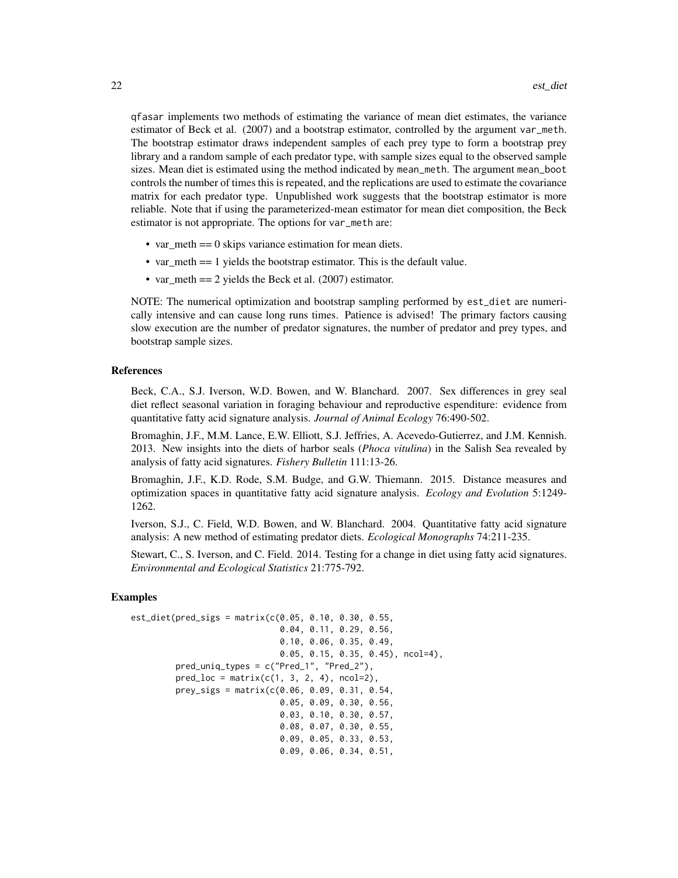qfasar implements two methods of estimating the variance of mean diet estimates, the variance estimator of Beck et al. (2007) and a bootstrap estimator, controlled by the argument var_meth. The bootstrap estimator draws independent samples of each prey type to form a bootstrap prey library and a random sample of each predator type, with sample sizes equal to the observed sample sizes. Mean diet is estimated using the method indicated by mean_meth. The argument mean_boot controls the number of times this is repeated, and the replications are used to estimate the covariance matrix for each predator type. Unpublished work suggests that the bootstrap estimator is more reliable. Note that if using the parameterized-mean estimator for mean diet composition, the Beck estimator is not appropriate. The options for var_meth are:

- var_meth == 0 skips variance estimation for mean diets.
- var_meth == 1 yields the bootstrap estimator. This is the default value.
- var_meth == 2 yields the Beck et al. (2007) estimator.

NOTE: The numerical optimization and bootstrap sampling performed by est_diet are numerically intensive and can cause long runs times. Patience is advised! The primary factors causing slow execution are the number of predator signatures, the number of predator and prey types, and bootstrap sample sizes.

### References

Beck, C.A., S.J. Iverson, W.D. Bowen, and W. Blanchard. 2007. Sex differences in grey seal diet reflect seasonal variation in foraging behaviour and reproductive espenditure: evidence from quantitative fatty acid signature analysis. *Journal of Animal Ecology* 76:490-502.

Bromaghin, J.F., M.M. Lance, E.W. Elliott, S.J. Jeffries, A. Acevedo-Gutierrez, and J.M. Kennish. 2013. New insights into the diets of harbor seals (*Phoca vitulina*) in the Salish Sea revealed by analysis of fatty acid signatures. *Fishery Bulletin* 111:13-26.

Bromaghin, J.F., K.D. Rode, S.M. Budge, and G.W. Thiemann. 2015. Distance measures and optimization spaces in quantitative fatty acid signature analysis. *Ecology and Evolution* 5:1249-1262.

Iverson, S.J., C. Field, W.D. Bowen, and W. Blanchard. 2004. Quantitative fatty acid signature analysis: A new method of estimating predator diets. *Ecological Monographs* 74:211-235.

Stewart, C., S. Iverson, and C. Field. 2014. Testing for a change in diet using fatty acid signatures. *Environmental and Ecological Statistics* 21:775-792.

### Examples

```
est_diet(pred_sigs = matrix(c(0.05, 0.10, 0.30, 0.55,
                              0.04, 0.11, 0.29, 0.56,
                              0.10, 0.06, 0.35, 0.49,
                              0.05, 0.15, 0.35, 0.45), ncol=4),
         pred_uniq_types = c("Pred_1", "Pred_2"),
         pred_loc = matrix(c(1, 3, 2, 4), ncol=2),
         prey_sigs = matrix(c(0.06, 0.09, 0.31, 0.54,
                              0.05, 0.09, 0.30, 0.56,
                              0.03, 0.10, 0.30, 0.57,
                              0.08, 0.07, 0.30, 0.55,
                              0.09, 0.05, 0.33, 0.53,
                              0.09, 0.06, 0.34, 0.51,
```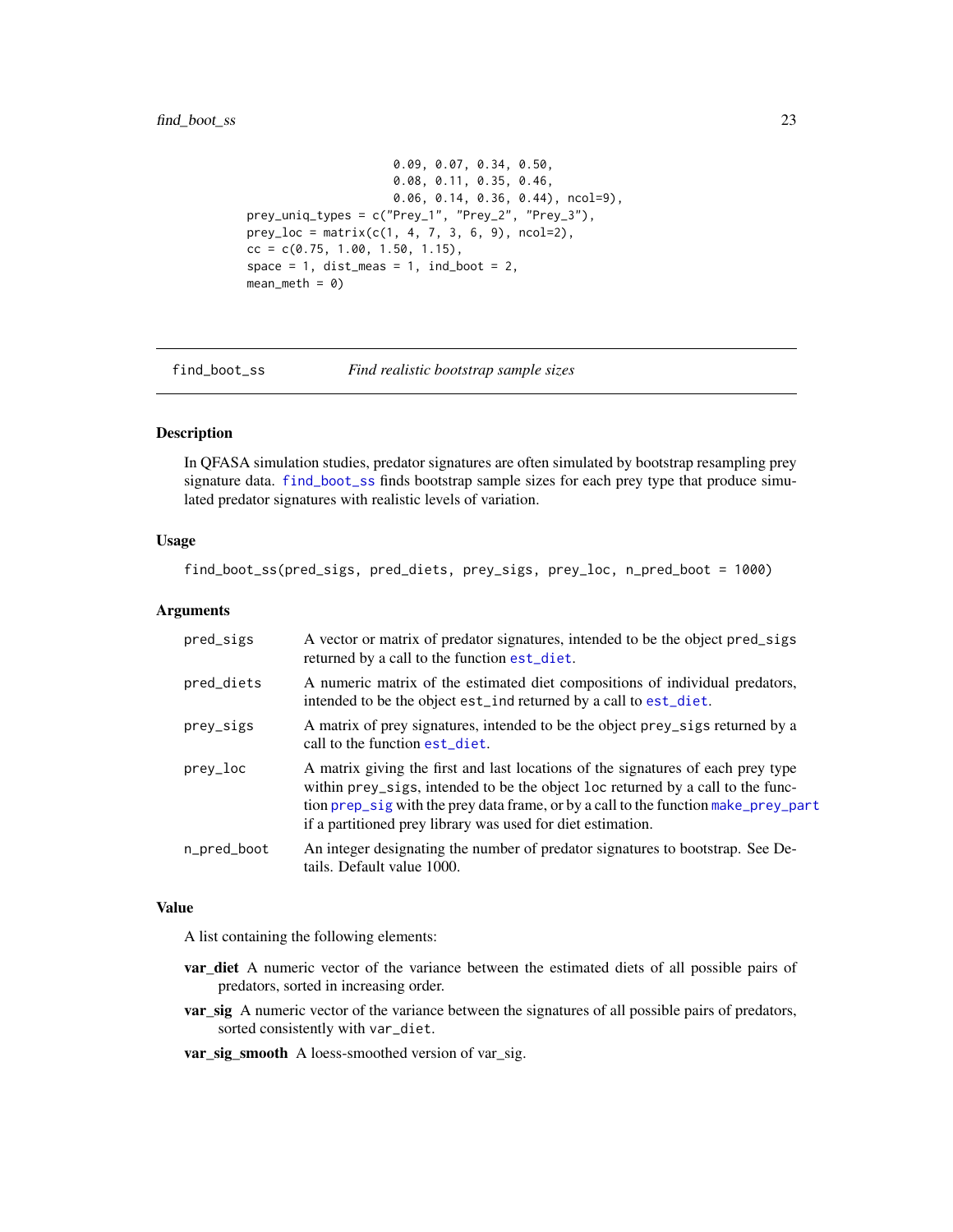```
                              0.09, 0.07, 0.34, 0.50,
                              0.08, 0.11, 0.35, 0.46,
                              0.06, 0.14, 0.36, 0.44), ncol=9),
          prey_uniq_types = c("Prey_1", "Prey_2", "Prey_3"),
          prey_loc = matrix(c(1, 4, 7, 3, 6, 9), ncol=2),
          cc = c(0.75, 1.00, 1.50, 1.15),
          space = 1, dist_meas = 1, ind_boot = 2,
          mean_meth = 0)
```

---

## find_boot_ss — *Find realistic bootstrap sample sizes*

### Description

In QFASA simulation studies, predator signatures are often simulated by bootstrap resampling prey signature data. `find_boot_ss` finds bootstrap sample sizes for each prey type that produce simulated predator signatures with realistic levels of variation.

### Usage

```
find_boot_ss(pred_sigs, pred_diets, prey_sigs, prey_loc, n_pred_boot = 1000)
```

### Arguments

| | |
|---|---|
| `pred_sigs` | A vector or matrix of predator signatures, intended to be the object `pred_sigs` returned by a call to the function `est_diet`. |
| `pred_diets` | A numeric matrix of the estimated diet compositions of individual predators, intended to be the object `est_ind` returned by a call to `est_diet`. |
| `prey_sigs` | A matrix of prey signatures, intended to be the object `prey_sigs` returned by a call to the function `est_diet`. |
| `prey_loc` | A matrix giving the first and last locations of the signatures of each prey type within `prey_sigs`, intended to be the object `loc` returned by a call to the function `prep_sig` with the prey data frame, or by a call to the function `make_prey_part` if a partitioned prey library was used for diet estimation. |
| `n_pred_boot` | An integer designating the number of predator signatures to bootstrap. See Details. Default value 1000. |

### Value

A list containing the following elements:

**var_diet** A numeric vector of the variance between the estimated diets of all possible pairs of predators, sorted in increasing order.

**var_sig** A numeric vector of the variance between the signatures of all possible pairs of predators, sorted consistently with `var_diet`.

**var_sig_smooth** A loess-smoothed version of var_sig.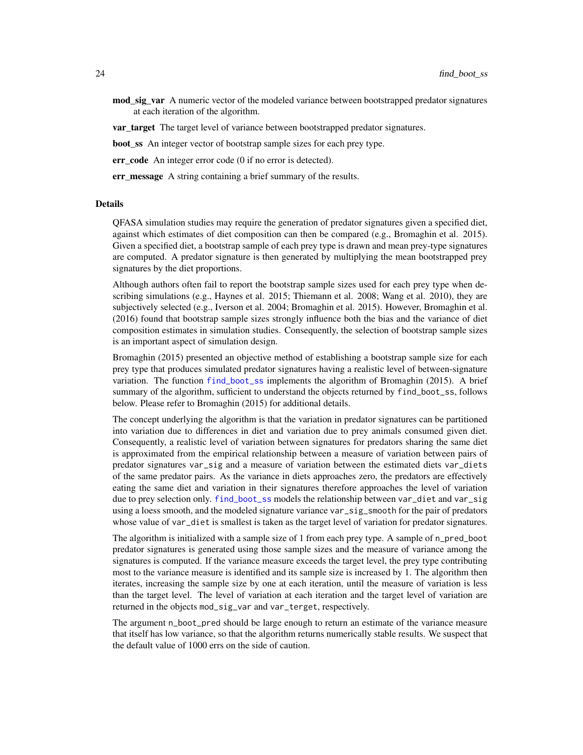**mod_sig_var** A numeric vector of the modeled variance between bootstrapped predator signatures at each iteration of the algorithm.

**var_target** The target level of variance between bootstrapped predator signatures.

**boot_ss** An integer vector of bootstrap sample sizes for each prey type.

**err_code** An integer error code (0 if no error is detected).

**err_message** A string containing a brief summary of the results.

## Details

QFASA simulation studies may require the generation of predator signatures given a specified diet, against which estimates of diet composition can then be compared (e.g., Bromaghin et al. 2015). Given a specified diet, a bootstrap sample of each prey type is drawn and mean prey-type signatures are computed. A predator signature is then generated by multiplying the mean bootstrapped prey signatures by the diet proportions.

Although authors often fail to report the bootstrap sample sizes used for each prey type when describing simulations (e.g., Haynes et al. 2015; Thiemann et al. 2008; Wang et al. 2010), they are subjectively selected (e.g., Iverson et al. 2004; Bromaghin et al. 2015). However, Bromaghin et al. (2016) found that bootstrap sample sizes strongly influence both the bias and the variance of diet composition estimates in simulation studies. Consequently, the selection of bootstrap sample sizes is an important aspect of simulation design.

Bromaghin (2015) presented an objective method of establishing a bootstrap sample size for each prey type that produces simulated predator signatures having a realistic level of between-signature variation. The function `find_boot_ss` implements the algorithm of Bromaghin (2015). A brief summary of the algorithm, sufficient to understand the objects returned by `find_boot_ss`, follows below. Please refer to Bromaghin (2015) for additional details.

The concept underlying the algorithm is that the variation in predator signatures can be partitioned into variation due to differences in diet and variation due to prey animals consumed given diet. Consequently, a realistic level of variation between signatures for predators sharing the same diet is approximated from the empirical relationship between a measure of variation between pairs of predator signatures `var_sig` and a measure of variation between the estimated diets `var_diets` of the same predator pairs. As the variance in diets approaches zero, the predators are effectively eating the same diet and variation in their signatures therefore approaches the level of variation due to prey selection only. `find_boot_ss` models the relationship between `var_diet` and `var_sig` using a loess smooth, and the modeled signature variance `var_sig_smooth` for the pair of predators whose value of `var_diet` is smallest is taken as the target level of variation for predator signatures.

The algorithm is initialized with a sample size of 1 from each prey type. A sample of `n_pred_boot` predator signatures is generated using those sample sizes and the measure of variance among the signatures is computed. If the variance measure exceeds the target level, the prey type contributing most to the variance measure is identified and its sample size is increased by 1. The algorithm then iterates, increasing the sample size by one at each iteration, until the measure of variation is less than the target level. The level of variation at each iteration and the target level of variation are returned in the objects `mod_sig_var` and `var_terget`, respectively.

The argument `n_boot_pred` should be large enough to return an estimate of the variance measure that itself has low variance, so that the algorithm returns numerically stable results. We suspect that the default value of 1000 errs on the side of caution.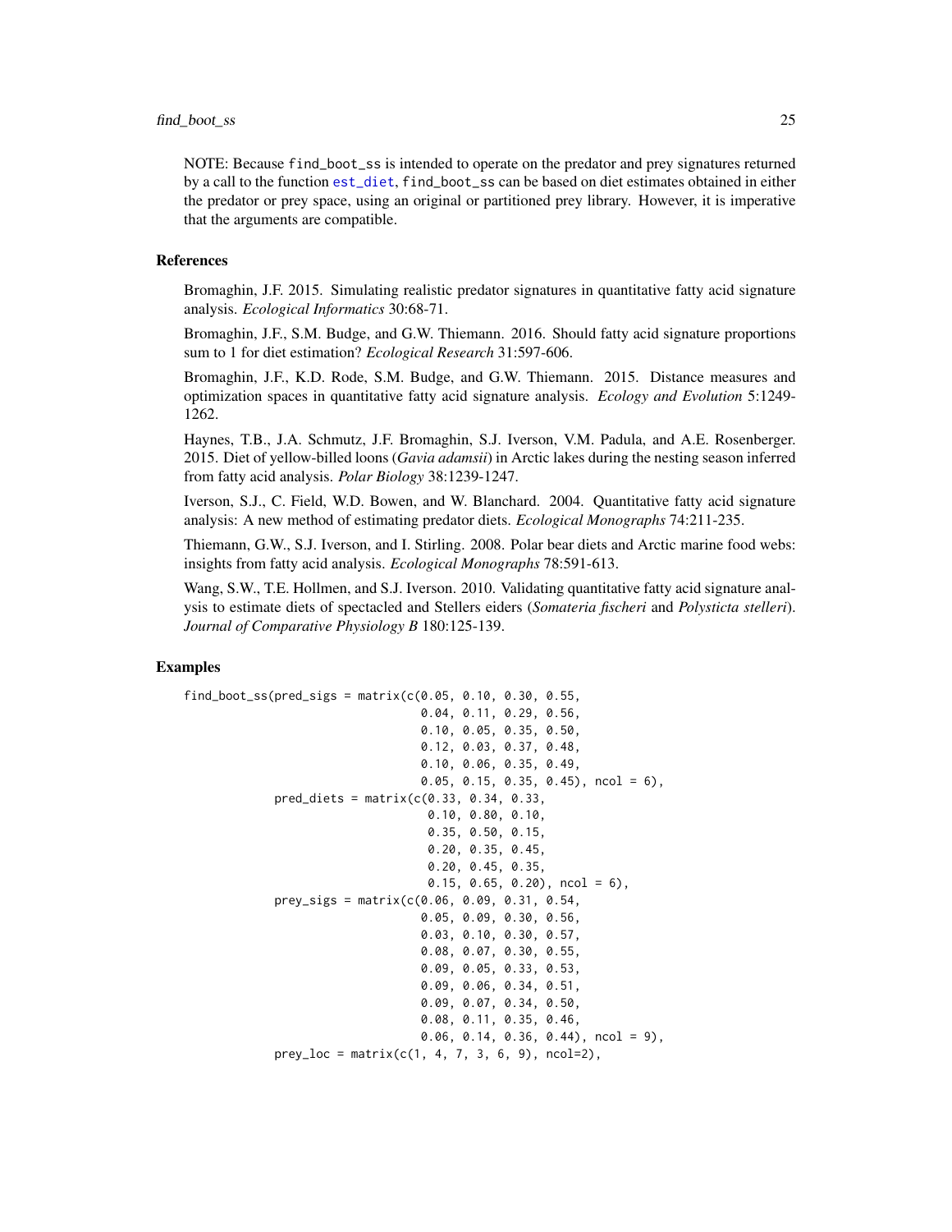NOTE: Because `find_boot_ss` is intended to operate on the predator and prey signatures returned by a call to the function `est_diet`, `find_boot_ss` can be based on diet estimates obtained in either the predator or prey space, using an original or partitioned prey library. However, it is imperative that the arguments are compatible.

## References

Bromaghin, J.F. 2015. Simulating realistic predator signatures in quantitative fatty acid signature analysis. *Ecological Informatics* 30:68-71.

Bromaghin, J.F., S.M. Budge, and G.W. Thiemann. 2016. Should fatty acid signature proportions sum to 1 for diet estimation? *Ecological Research* 31:597-606.

Bromaghin, J.F., K.D. Rode, S.M. Budge, and G.W. Thiemann. 2015. Distance measures and optimization spaces in quantitative fatty acid signature analysis. *Ecology and Evolution* 5:1249-1262.

Haynes, T.B., J.A. Schmutz, J.F. Bromaghin, S.J. Iverson, V.M. Padula, and A.E. Rosenberger. 2015. Diet of yellow-billed loons (*Gavia adamsii*) in Arctic lakes during the nesting season inferred from fatty acid analysis. *Polar Biology* 38:1239-1247.

Iverson, S.J., C. Field, W.D. Bowen, and W. Blanchard. 2004. Quantitative fatty acid signature analysis: A new method of estimating predator diets. *Ecological Monographs* 74:211-235.

Thiemann, G.W., S.J. Iverson, and I. Stirling. 2008. Polar bear diets and Arctic marine food webs: insights from fatty acid analysis. *Ecological Monographs* 78:591-613.

Wang, S.W., T.E. Hollmen, and S.J. Iverson. 2010. Validating quantitative fatty acid signature analysis to estimate diets of spectacled and Stellers eiders (*Somateria fischeri* and *Polysticta stelleri*). *Journal of Comparative Physiology B* 180:125-139.

## Examples

```
find_boot_ss(pred_sigs = matrix(c(0.05, 0.10, 0.30, 0.55,
                                  0.04, 0.11, 0.29, 0.56,
                                  0.10, 0.05, 0.35, 0.50,
                                  0.12, 0.03, 0.37, 0.48,
                                  0.10, 0.06, 0.35, 0.49,
                                  0.05, 0.15, 0.35, 0.45), ncol = 6),
             pred_diets = matrix(c(0.33, 0.34, 0.33,
                                   0.10, 0.80, 0.10,
                                   0.35, 0.50, 0.15,
                                   0.20, 0.35, 0.45,
                                   0.20, 0.45, 0.35,
                                   0.15, 0.65, 0.20), ncol = 6),
             prey_sigs = matrix(c(0.06, 0.09, 0.31, 0.54,
                                  0.05, 0.09, 0.30, 0.56,
                                  0.03, 0.10, 0.30, 0.57,
                                  0.08, 0.07, 0.30, 0.55,
                                  0.09, 0.05, 0.33, 0.53,
                                  0.09, 0.06, 0.34, 0.51,
                                  0.09, 0.07, 0.34, 0.50,
                                  0.08, 0.11, 0.35, 0.46,
                                  0.06, 0.14, 0.36, 0.44), ncol = 9),
             prey_loc = matrix(c(1, 4, 7, 3, 6, 9), ncol=2),
```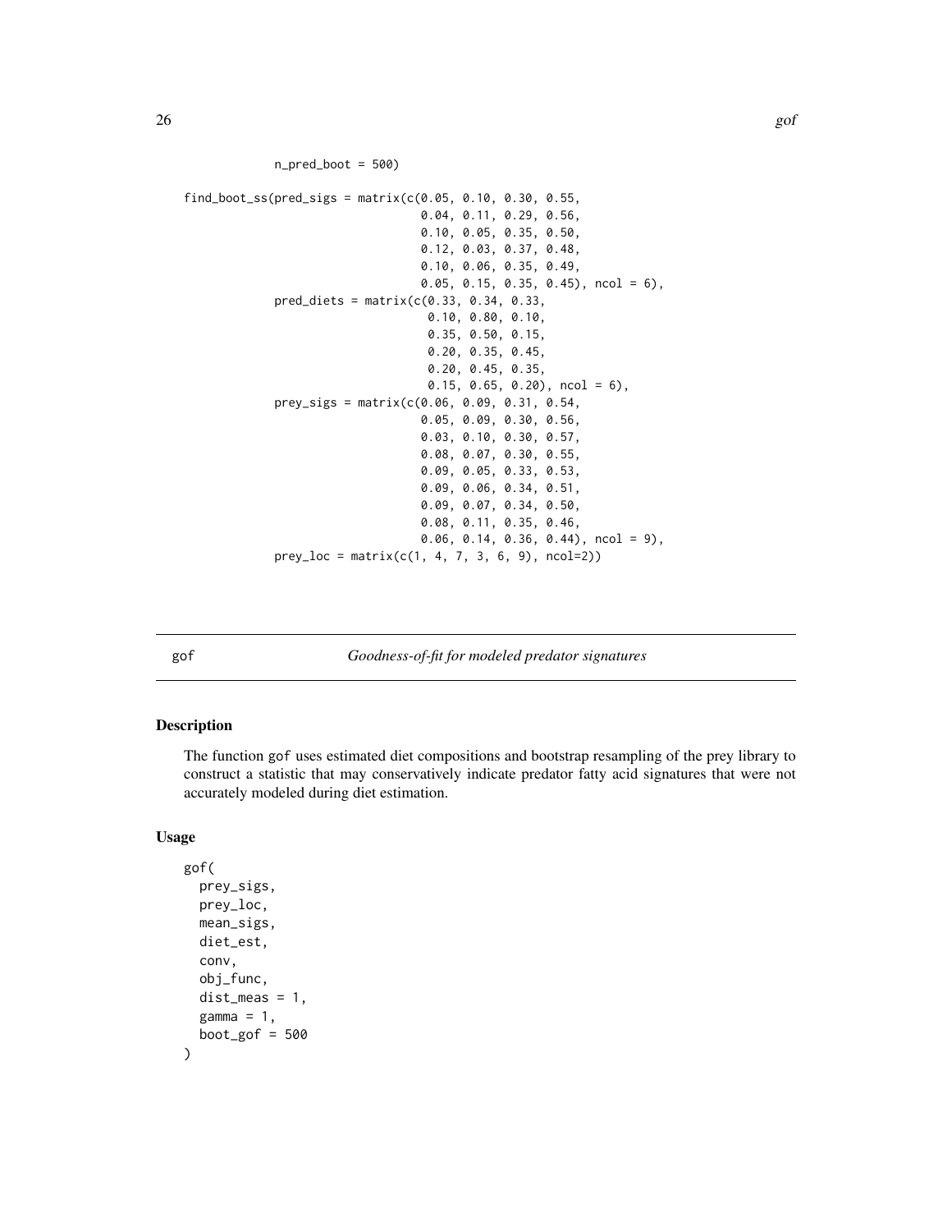```
            n_pred_boot = 500)

find_boot_ss(pred_sigs = matrix(c(0.05, 0.10, 0.30, 0.55,
                                  0.04, 0.11, 0.29, 0.56,
                                  0.10, 0.05, 0.35, 0.50,
                                  0.12, 0.03, 0.37, 0.48,
                                  0.10, 0.06, 0.35, 0.49,
                                  0.05, 0.15, 0.35, 0.45), ncol = 6),
             pred_diets = matrix(c(0.33, 0.34, 0.33,
                                   0.10, 0.80, 0.10,
                                   0.35, 0.50, 0.15,
                                   0.20, 0.35, 0.45,
                                   0.20, 0.45, 0.35,
                                   0.15, 0.65, 0.20), ncol = 6),
             prey_sigs = matrix(c(0.06, 0.09, 0.31, 0.54,
                                  0.05, 0.09, 0.30, 0.56,
                                  0.03, 0.10, 0.30, 0.57,
                                  0.08, 0.07, 0.30, 0.55,
                                  0.09, 0.05, 0.33, 0.53,
                                  0.09, 0.06, 0.34, 0.51,
                                  0.09, 0.07, 0.34, 0.50,
                                  0.08, 0.11, 0.35, 0.46,
                                  0.06, 0.14, 0.36, 0.44), ncol = 9),
             prey_loc = matrix(c(1, 4, 7, 3, 6, 9), ncol=2))
```

## gof — *Goodness-of-fit for modeled predator signatures*

### Description

The function gof uses estimated diet compositions and bootstrap resampling of the prey library to construct a statistic that may conservatively indicate predator fatty acid signatures that were not accurately modeled during diet estimation.

### Usage

```
gof(
  prey_sigs,
  prey_loc,
  mean_sigs,
  diet_est,
  conv,
  obj_func,
  dist_meas = 1,
  gamma = 1,
  boot_gof = 500
)
```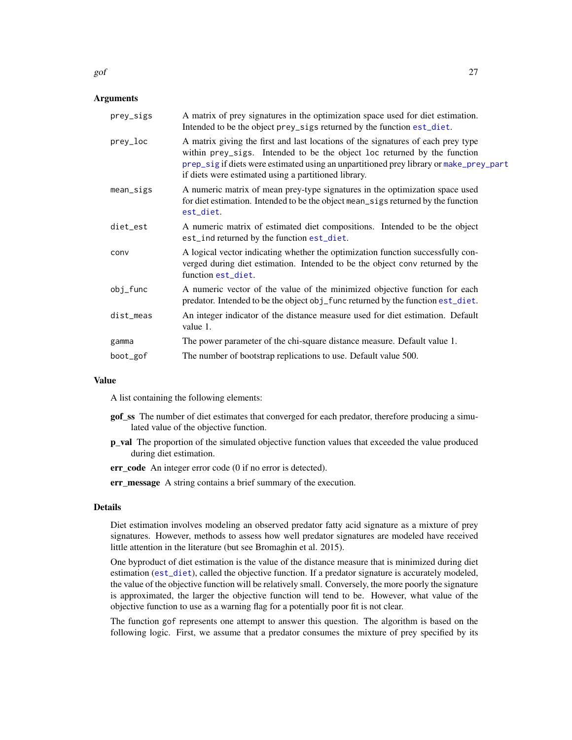### Arguments

| | |
|---|---|
| prey_sigs | A matrix of prey signatures in the optimization space used for diet estimation. Intended to be the object prey_sigs returned by the function est_diet. |
| prey_loc | A matrix giving the first and last locations of the signatures of each prey type within prey_sigs. Intended to be the object loc returned by the function prep_sig if diets were estimated using an unpartitioned prey library or make_prey_part if diets were estimated using a partitioned library. |
| mean_sigs | A numeric matrix of mean prey-type signatures in the optimization space used for diet estimation. Intended to be the object mean_sigs returned by the function est_diet. |
| diet_est | A numeric matrix of estimated diet compositions. Intended to be the object est_ind returned by the function est_diet. |
| conv | A logical vector indicating whether the optimization function successfully converged during diet estimation. Intended to be the object conv returned by the function est_diet. |
| obj_func | A numeric vector of the value of the minimized objective function for each predator. Intended to be the object obj_func returned by the function est_diet. |
| dist_meas | An integer indicator of the distance measure used for diet estimation. Default value 1. |
| gamma | The power parameter of the chi-square distance measure. Default value 1. |
| boot_gof | The number of bootstrap replications to use. Default value 500. |

### Value

A list containing the following elements:

**gof_ss** The number of diet estimates that converged for each predator, therefore producing a simulated value of the objective function.

**p_val** The proportion of the simulated objective function values that exceeded the value produced during diet estimation.

**err_code** An integer error code (0 if no error is detected).

**err_message** A string contains a brief summary of the execution.

### Details

Diet estimation involves modeling an observed predator fatty acid signature as a mixture of prey signatures. However, methods to assess how well predator signatures are modeled have received little attention in the literature (but see Bromaghin et al. 2015).

One byproduct of diet estimation is the value of the distance measure that is minimized during diet estimation (est_diet), called the objective function. If a predator signature is accurately modeled, the value of the objective function will be relatively small. Conversely, the more poorly the signature is approximated, the larger the objective function will tend to be. However, what value of the objective function to use as a warning flag for a potentially poor fit is not clear.

The function gof represents one attempt to answer this question. The algorithm is based on the following logic. First, we assume that a predator consumes the mixture of prey specified by its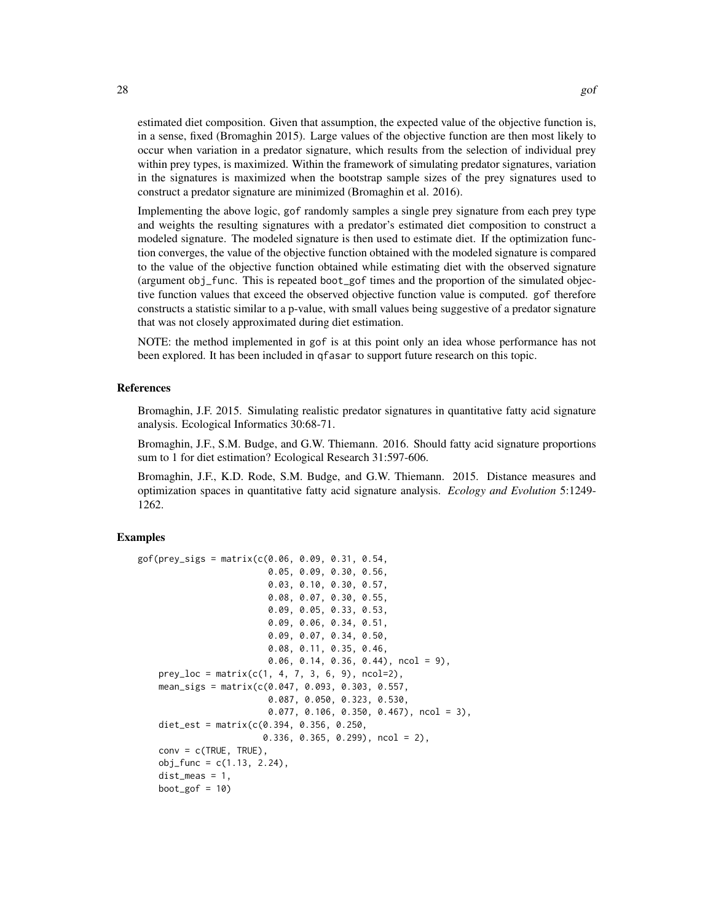estimated diet composition. Given that assumption, the expected value of the objective function is, in a sense, fixed (Bromaghin 2015). Large values of the objective function are then most likely to occur when variation in a predator signature, which results from the selection of individual prey within prey types, is maximized. Within the framework of simulating predator signatures, variation in the signatures is maximized when the bootstrap sample sizes of the prey signatures used to construct a predator signature are minimized (Bromaghin et al. 2016).

Implementing the above logic, gof randomly samples a single prey signature from each prey type and weights the resulting signatures with a predator's estimated diet composition to construct a modeled signature. The modeled signature is then used to estimate diet. If the optimization function converges, the value of the objective function obtained with the modeled signature is compared to the value of the objective function obtained while estimating diet with the observed signature (argument obj_func. This is repeated boot_gof times and the proportion of the simulated objective function values that exceed the observed objective function value is computed. gof therefore constructs a statistic similar to a p-value, with small values being suggestive of a predator signature that was not closely approximated during diet estimation.

NOTE: the method implemented in gof is at this point only an idea whose performance has not been explored. It has been included in qfasar to support future research on this topic.

## References

Bromaghin, J.F. 2015. Simulating realistic predator signatures in quantitative fatty acid signature analysis. Ecological Informatics 30:68-71.

Bromaghin, J.F., S.M. Budge, and G.W. Thiemann. 2016. Should fatty acid signature proportions sum to 1 for diet estimation? Ecological Research 31:597-606.

Bromaghin, J.F., K.D. Rode, S.M. Budge, and G.W. Thiemann. 2015. Distance measures and optimization spaces in quantitative fatty acid signature analysis. *Ecology and Evolution* 5:1249-1262.

## Examples

```
gof(prey_sigs = matrix(c(0.06, 0.09, 0.31, 0.54,
                         0.05, 0.09, 0.30, 0.56,
                         0.03, 0.10, 0.30, 0.57,
                         0.08, 0.07, 0.30, 0.55,
                         0.09, 0.05, 0.33, 0.53,
                         0.09, 0.06, 0.34, 0.51,
                         0.09, 0.07, 0.34, 0.50,
                         0.08, 0.11, 0.35, 0.46,
                         0.06, 0.14, 0.36, 0.44), ncol = 9),
    prey_loc = matrix(c(1, 4, 7, 3, 6, 9), ncol=2),
    mean_sigs = matrix(c(0.047, 0.093, 0.303, 0.557,
                         0.087, 0.050, 0.323, 0.530,
                         0.077, 0.106, 0.350, 0.467), ncol = 3),
    diet_est = matrix(c(0.394, 0.356, 0.250,
                        0.336, 0.365, 0.299), ncol = 2),
    conv = c(TRUE, TRUE),
    obj_func = c(1.13, 2.24),
    dist_meas = 1,
    boot_gof = 10)
```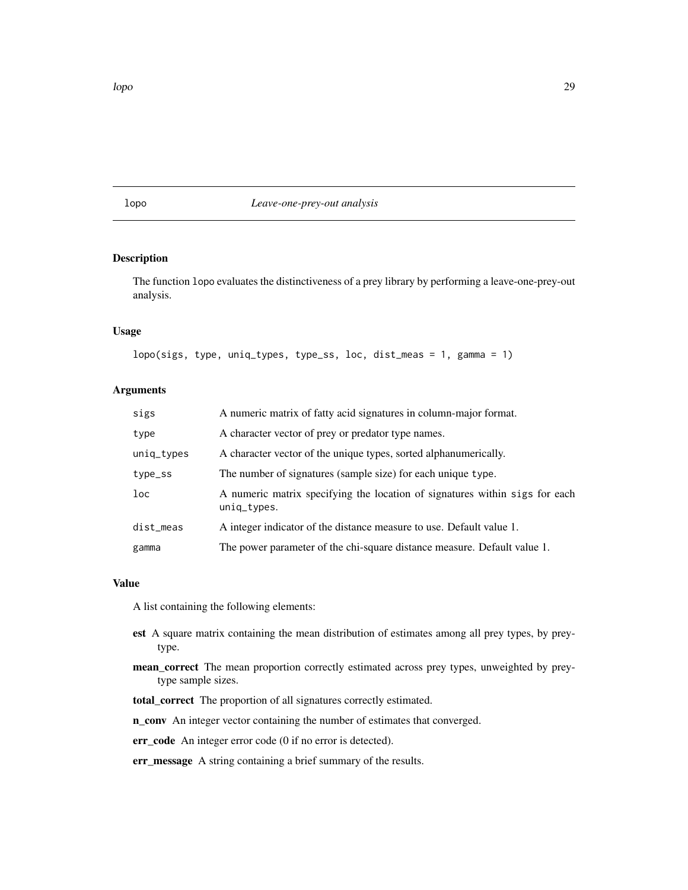# lopo — *Leave-one-prey-out analysis*

## Description

The function `lopo` evaluates the distinctiveness of a prey library by performing a leave-one-prey-out analysis.

## Usage

```
lopo(sigs, type, uniq_types, type_ss, loc, dist_meas = 1, gamma = 1)
```

## Arguments

| | |
|---|---|
| `sigs` | A numeric matrix of fatty acid signatures in column-major format. |
| `type` | A character vector of prey or predator type names. |
| `uniq_types` | A character vector of the unique types, sorted alphanumerically. |
| `type_ss` | The number of signatures (sample size) for each unique `type`. |
| `loc` | A numeric matrix specifying the location of signatures within `sigs` for each `uniq_types`. |
| `dist_meas` | A integer indicator of the distance measure to use. Default value 1. |
| `gamma` | The power parameter of the chi-square distance measure. Default value 1. |

## Value

A list containing the following elements:

- **est** A square matrix containing the mean distribution of estimates among all prey types, by prey-type.
- **mean_correct** The mean proportion correctly estimated across prey types, unweighted by prey-type sample sizes.
- **total_correct** The proportion of all signatures correctly estimated.
- **n_conv** An integer vector containing the number of estimates that converged.
- **err_code** An integer error code (0 if no error is detected).
- **err_message** A string containing a brief summary of the results.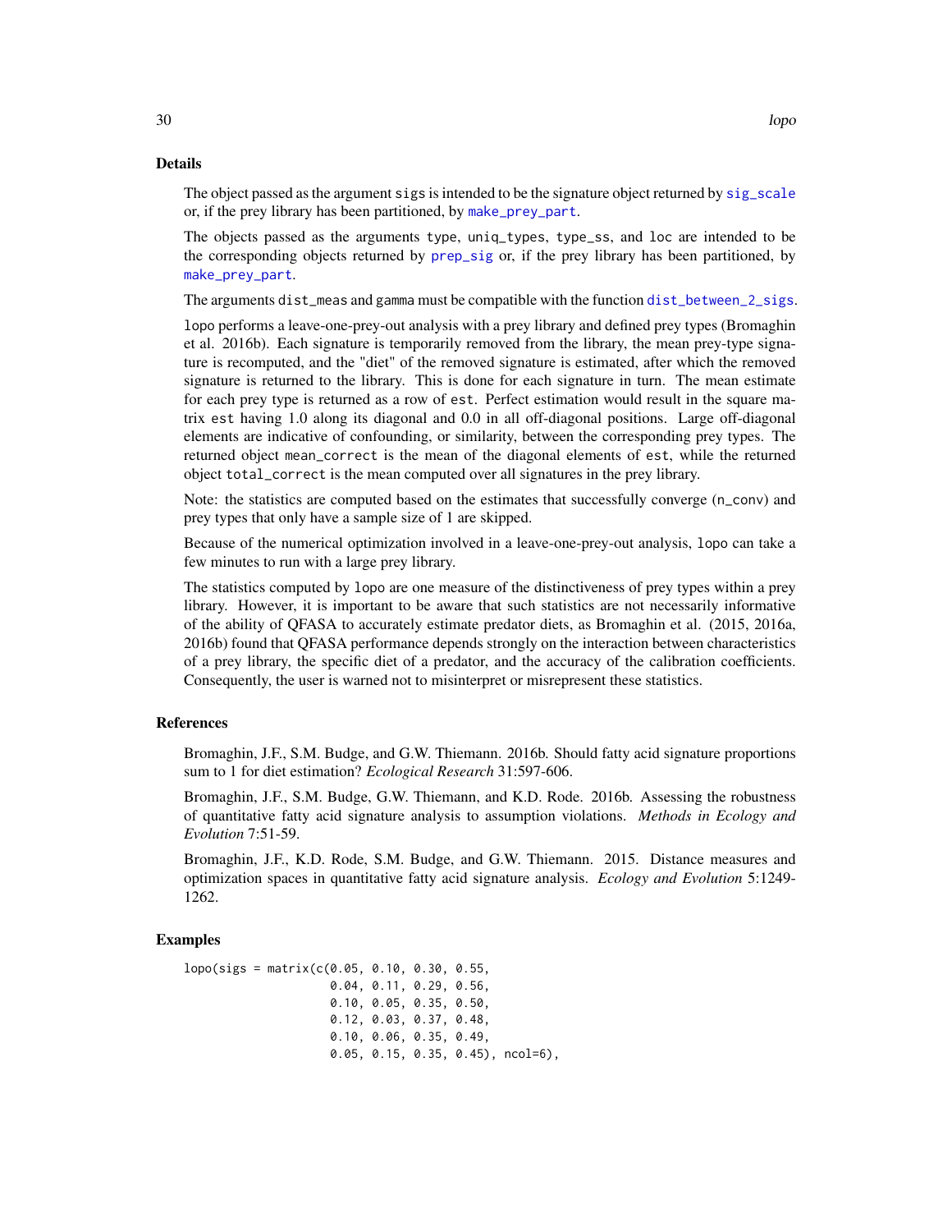## Details

The object passed as the argument sigs is intended to be the signature object returned by sig_scale or, if the prey library has been partitioned, by make_prey_part.

The objects passed as the arguments type, uniq_types, type_ss, and loc are intended to be the corresponding objects returned by prep_sig or, if the prey library has been partitioned, by make_prey_part.

The arguments dist_meas and gamma must be compatible with the function dist_between_2_sigs.

lopo performs a leave-one-prey-out analysis with a prey library and defined prey types (Bromaghin et al. 2016b). Each signature is temporarily removed from the library, the mean prey-type signature is recomputed, and the "diet" of the removed signature is estimated, after which the removed signature is returned to the library. This is done for each signature in turn. The mean estimate for each prey type is returned as a row of est. Perfect estimation would result in the square matrix est having 1.0 along its diagonal and 0.0 in all off-diagonal positions. Large off-diagonal elements are indicative of confounding, or similarity, between the corresponding prey types. The returned object mean_correct is the mean of the diagonal elements of est, while the returned object total_correct is the mean computed over all signatures in the prey library.

Note: the statistics are computed based on the estimates that successfully converge (n_conv) and prey types that only have a sample size of 1 are skipped.

Because of the numerical optimization involved in a leave-one-prey-out analysis, lopo can take a few minutes to run with a large prey library.

The statistics computed by lopo are one measure of the distinctiveness of prey types within a prey library. However, it is important to be aware that such statistics are not necessarily informative of the ability of QFASA to accurately estimate predator diets, as Bromaghin et al. (2015, 2016a, 2016b) found that QFASA performance depends strongly on the interaction between characteristics of a prey library, the specific diet of a predator, and the accuracy of the calibration coefficients. Consequently, the user is warned not to misinterpret or misrepresent these statistics.

## References

Bromaghin, J.F., S.M. Budge, and G.W. Thiemann. 2016b. Should fatty acid signature proportions sum to 1 for diet estimation? *Ecological Research* 31:597-606.

Bromaghin, J.F., S.M. Budge, G.W. Thiemann, and K.D. Rode. 2016b. Assessing the robustness of quantitative fatty acid signature analysis to assumption violations. *Methods in Ecology and Evolution* 7:51-59.

Bromaghin, J.F., K.D. Rode, S.M. Budge, and G.W. Thiemann. 2015. Distance measures and optimization spaces in quantitative fatty acid signature analysis. *Ecology and Evolution* 5:1249-1262.

## Examples

```
lopo(sigs = matrix(c(0.05, 0.10, 0.30, 0.55,
                     0.04, 0.11, 0.29, 0.56,
                     0.10, 0.05, 0.35, 0.50,
                     0.12, 0.03, 0.37, 0.48,
                     0.10, 0.06, 0.35, 0.49,
                     0.05, 0.15, 0.35, 0.45), ncol=6),
```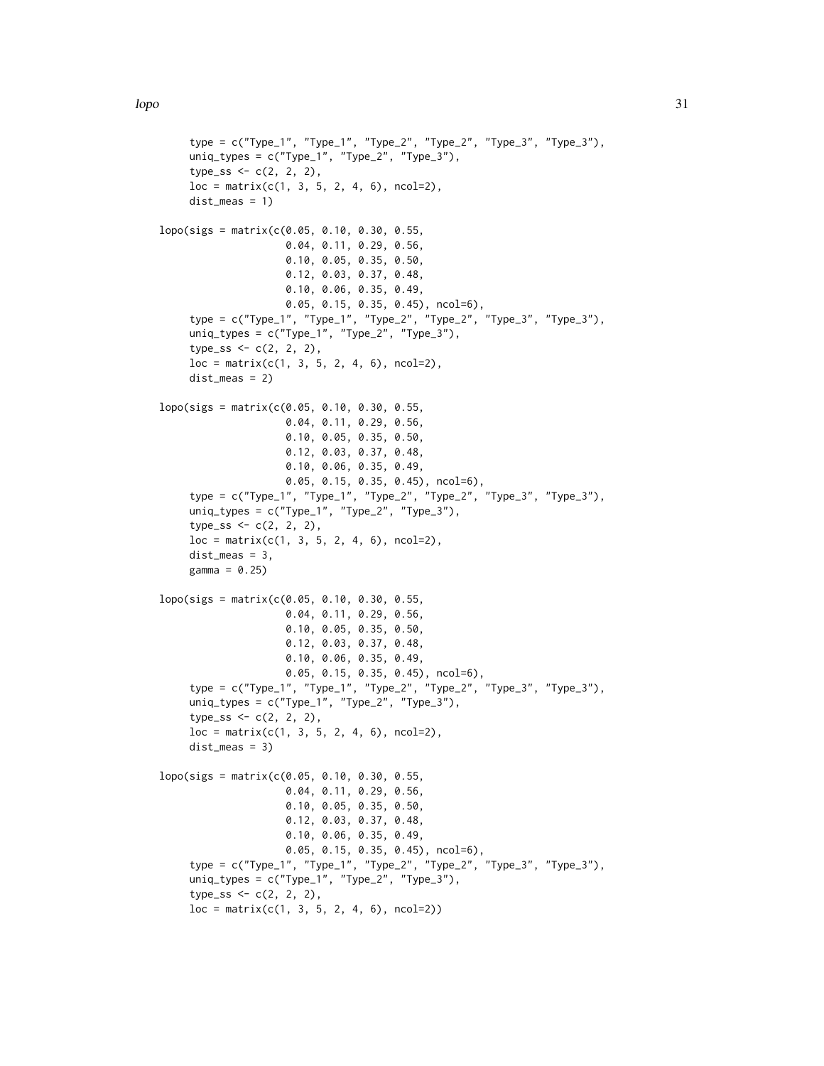```
     type = c("Type_1", "Type_1", "Type_2", "Type_2", "Type_3", "Type_3"),
     uniq_types = c("Type_1", "Type_2", "Type_3"),
     type_ss <- c(2, 2, 2),
     loc = matrix(c(1, 3, 5, 2, 4, 6), ncol=2),
     dist_meas = 1)

lopo(sigs = matrix(c(0.05, 0.10, 0.30, 0.55,
                     0.04, 0.11, 0.29, 0.56,
                     0.10, 0.05, 0.35, 0.50,
                     0.12, 0.03, 0.37, 0.48,
                     0.10, 0.06, 0.35, 0.49,
                     0.05, 0.15, 0.35, 0.45), ncol=6),
     type = c("Type_1", "Type_1", "Type_2", "Type_2", "Type_3", "Type_3"),
     uniq_types = c("Type_1", "Type_2", "Type_3"),
     type_ss <- c(2, 2, 2),
     loc = matrix(c(1, 3, 5, 2, 4, 6), ncol=2),
     dist_meas = 2)

lopo(sigs = matrix(c(0.05, 0.10, 0.30, 0.55,
                     0.04, 0.11, 0.29, 0.56,
                     0.10, 0.05, 0.35, 0.50,
                     0.12, 0.03, 0.37, 0.48,
                     0.10, 0.06, 0.35, 0.49,
                     0.05, 0.15, 0.35, 0.45), ncol=6),
     type = c("Type_1", "Type_1", "Type_2", "Type_2", "Type_3", "Type_3"),
     uniq_types = c("Type_1", "Type_2", "Type_3"),
     type_ss <- c(2, 2, 2),
     loc = matrix(c(1, 3, 5, 2, 4, 6), ncol=2),
     dist_meas = 3,
     gamma = 0.25)

lopo(sigs = matrix(c(0.05, 0.10, 0.30, 0.55,
                     0.04, 0.11, 0.29, 0.56,
                     0.10, 0.05, 0.35, 0.50,
                     0.12, 0.03, 0.37, 0.48,
                     0.10, 0.06, 0.35, 0.49,
                     0.05, 0.15, 0.35, 0.45), ncol=6),
     type = c("Type_1", "Type_1", "Type_2", "Type_2", "Type_3", "Type_3"),
     uniq_types = c("Type_1", "Type_2", "Type_3"),
     type_ss <- c(2, 2, 2),
     loc = matrix(c(1, 3, 5, 2, 4, 6), ncol=2),
     dist_meas = 3)

lopo(sigs = matrix(c(0.05, 0.10, 0.30, 0.55,
                     0.04, 0.11, 0.29, 0.56,
                     0.10, 0.05, 0.35, 0.50,
                     0.12, 0.03, 0.37, 0.48,
                     0.10, 0.06, 0.35, 0.49,
                     0.05, 0.15, 0.35, 0.45), ncol=6),
     type = c("Type_1", "Type_1", "Type_2", "Type_2", "Type_3", "Type_3"),
     uniq_types = c("Type_1", "Type_2", "Type_3"),
     type_ss <- c(2, 2, 2),
     loc = matrix(c(1, 3, 5, 2, 4, 6), ncol=2))
```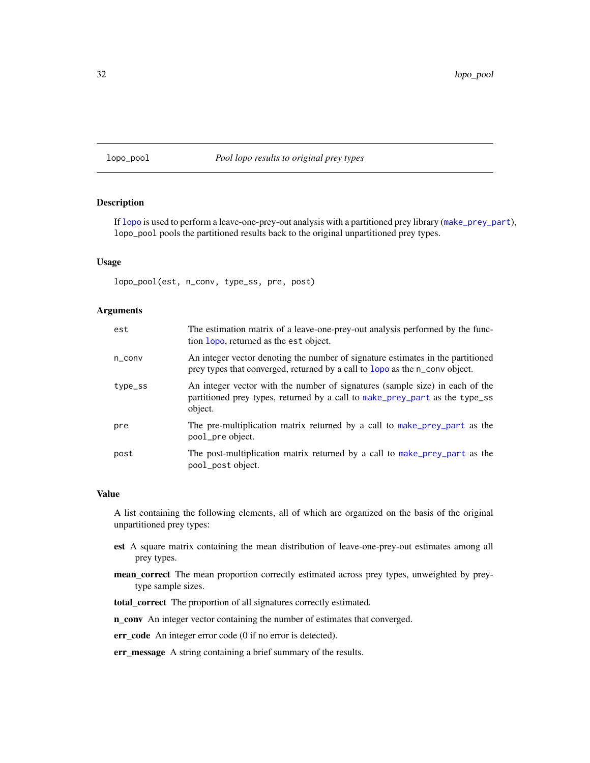## lopo_pool — *Pool lopo results to original prey types*

### Description

If lopo is used to perform a leave-one-prey-out analysis with a partitioned prey library (make_prey_part), lopo_pool pools the partitioned results back to the original unpartitioned prey types.

### Usage

```
lopo_pool(est, n_conv, type_ss, pre, post)
```

### Arguments

| | |
|---|---|
| est | The estimation matrix of a leave-one-prey-out analysis performed by the function lopo, returned as the est object. |
| n_conv | An integer vector denoting the number of signature estimates in the partitioned prey types that converged, returned by a call to lopo as the n_conv object. |
| type_ss | An integer vector with the number of signatures (sample size) in each of the partitioned prey types, returned by a call to make_prey_part as the type_ss object. |
| pre | The pre-multiplication matrix returned by a call to make_prey_part as the pool_pre object. |
| post | The post-multiplication matrix returned by a call to make_prey_part as the pool_post object. |

### Value

A list containing the following elements, all of which are organized on the basis of the original unpartitioned prey types:

- **est** A square matrix containing the mean distribution of leave-one-prey-out estimates among all prey types.
- **mean_correct** The mean proportion correctly estimated across prey types, unweighted by prey-type sample sizes.
- **total_correct** The proportion of all signatures correctly estimated.
- **n_conv** An integer vector containing the number of estimates that converged.
- **err_code** An integer error code (0 if no error is detected).
- **err_message** A string containing a brief summary of the results.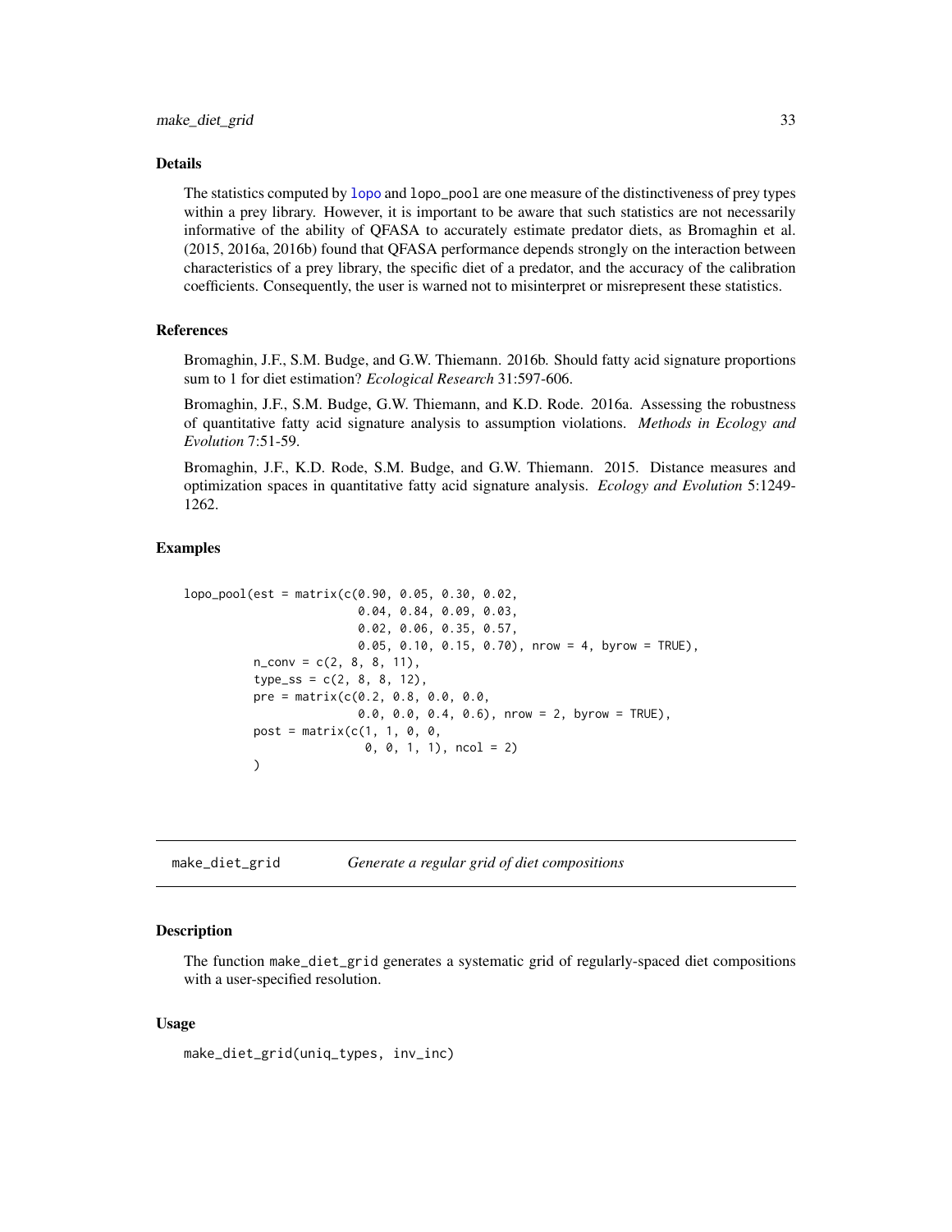### Details

The statistics computed by lopo and lopo_pool are one measure of the distinctiveness of prey types within a prey library. However, it is important to be aware that such statistics are not necessarily informative of the ability of QFASA to accurately estimate predator diets, as Bromaghin et al. (2015, 2016a, 2016b) found that QFASA performance depends strongly on the interaction between characteristics of a prey library, the specific diet of a predator, and the accuracy of the calibration coefficients. Consequently, the user is warned not to misinterpret or misrepresent these statistics.

### References

Bromaghin, J.F., S.M. Budge, and G.W. Thiemann. 2016b. Should fatty acid signature proportions sum to 1 for diet estimation? *Ecological Research* 31:597-606.

Bromaghin, J.F., S.M. Budge, G.W. Thiemann, and K.D. Rode. 2016a. Assessing the robustness of quantitative fatty acid signature analysis to assumption violations. *Methods in Ecology and Evolution* 7:51-59.

Bromaghin, J.F., K.D. Rode, S.M. Budge, and G.W. Thiemann. 2015. Distance measures and optimization spaces in quantitative fatty acid signature analysis. *Ecology and Evolution* 5:1249-1262.

### Examples

```
lopo_pool(est = matrix(c(0.90, 0.05, 0.30, 0.02,
                         0.04, 0.84, 0.09, 0.03,
                         0.02, 0.06, 0.35, 0.57,
                         0.05, 0.10, 0.15, 0.70), nrow = 4, byrow = TRUE),
          n_conv = c(2, 8, 8, 11),
          type_ss = c(2, 8, 8, 12),
          pre = matrix(c(0.2, 0.8, 0.0, 0.0,
                         0.0, 0.0, 0.4, 0.6), nrow = 2, byrow = TRUE),
          post = matrix(c(1, 1, 0, 0,
                          0, 0, 1, 1), ncol = 2)
          )
```

---

## make_diet_grid    *Generate a regular grid of diet compositions*

### Description

The function make_diet_grid generates a systematic grid of regularly-spaced diet compositions with a user-specified resolution.

### Usage

```
make_diet_grid(uniq_types, inv_inc)
```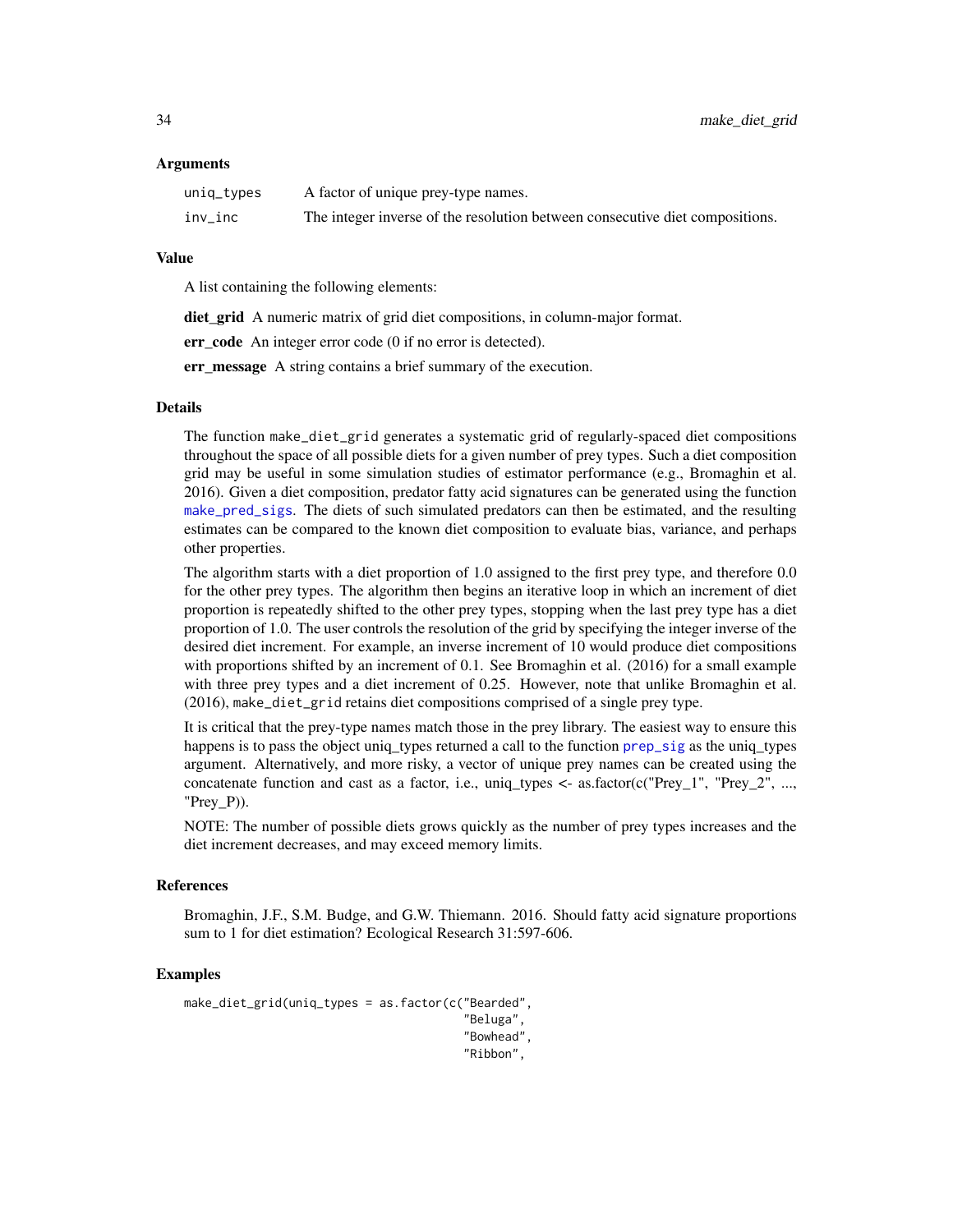### Arguments

| | |
|---|---|
| uniq_types | A factor of unique prey-type names. |
| inv_inc | The integer inverse of the resolution between consecutive diet compositions. |

### Value

A list containing the following elements:

**diet_grid** A numeric matrix of grid diet compositions, in column-major format.

**err_code** An integer error code (0 if no error is detected).

**err_message** A string contains a brief summary of the execution.

### Details

The function make_diet_grid generates a systematic grid of regularly-spaced diet compositions throughout the space of all possible diets for a given number of prey types. Such a diet composition grid may be useful in some simulation studies of estimator performance (e.g., Bromaghin et al. 2016). Given a diet composition, predator fatty acid signatures can be generated using the function make_pred_sigs. The diets of such simulated predators can then be estimated, and the resulting estimates can be compared to the known diet composition to evaluate bias, variance, and perhaps other properties.

The algorithm starts with a diet proportion of 1.0 assigned to the first prey type, and therefore 0.0 for the other prey types. The algorithm then begins an iterative loop in which an increment of diet proportion is repeatedly shifted to the other prey types, stopping when the last prey type has a diet proportion of 1.0. The user controls the resolution of the grid by specifying the integer inverse of the desired diet increment. For example, an inverse increment of 10 would produce diet compositions with proportions shifted by an increment of 0.1. See Bromaghin et al. (2016) for a small example with three prey types and a diet increment of 0.25. However, note that unlike Bromaghin et al. (2016), make_diet_grid retains diet compositions comprised of a single prey type.

It is critical that the prey-type names match those in the prey library. The easiest way to ensure this happens is to pass the object uniq_types returned a call to the function prep_sig as the uniq_types argument. Alternatively, and more risky, a vector of unique prey names can be created using the concatenate function and cast as a factor, i.e., uniq_types <- as.factor(c("Prey_1", "Prey_2", ..., "Prey_P)).

NOTE: The number of possible diets grows quickly as the number of prey types increases and the diet increment decreases, and may exceed memory limits.

### References

Bromaghin, J.F., S.M. Budge, and G.W. Thiemann. 2016. Should fatty acid signature proportions sum to 1 for diet estimation? Ecological Research 31:597-606.

### Examples

```
make_diet_grid(uniq_types = as.factor(c("Bearded",
                                        "Beluga",
                                        "Bowhead",
                                        "Ribbon",
```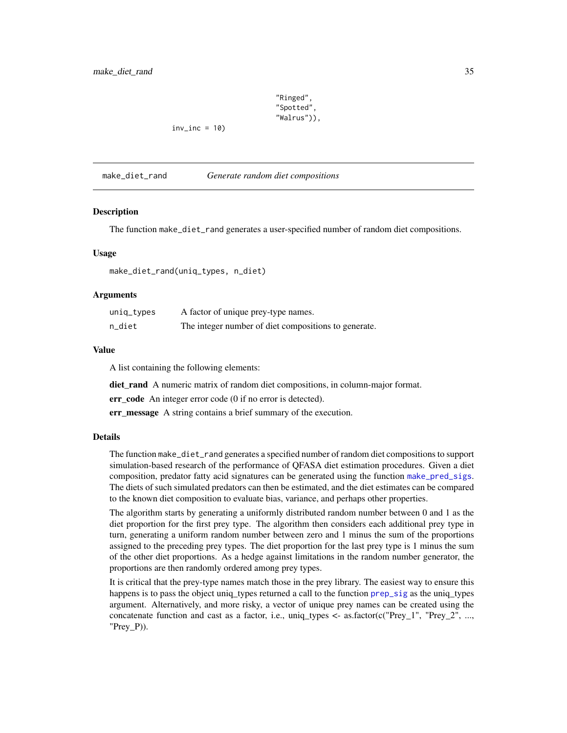```
                                       "Ringed",
                                       "Spotted",
                                       "Walrus")),
              inv_inc = 10)
```

## make_diet_rand — *Generate random diet compositions*

### Description

The function make_diet_rand generates a user-specified number of random diet compositions.

### Usage

```
make_diet_rand(uniq_types, n_diet)
```

### Arguments

| | |
|---|---|
| uniq_types | A factor of unique prey-type names. |
| n_diet | The integer number of diet compositions to generate. |

### Value

A list containing the following elements:

**diet_rand** A numeric matrix of random diet compositions, in column-major format.

**err_code** An integer error code (0 if no error is detected).

**err_message** A string contains a brief summary of the execution.

### Details

The function make_diet_rand generates a specified number of random diet compositions to support simulation-based research of the performance of QFASA diet estimation procedures. Given a diet composition, predator fatty acid signatures can be generated using the function make_pred_sigs. The diets of such simulated predators can then be estimated, and the diet estimates can be compared to the known diet composition to evaluate bias, variance, and perhaps other properties.

The algorithm starts by generating a uniformly distributed random number between 0 and 1 as the diet proportion for the first prey type. The algorithm then considers each additional prey type in turn, generating a uniform random number between zero and 1 minus the sum of the proportions assigned to the preceding prey types. The diet proportion for the last prey type is 1 minus the sum of the other diet proportions. As a hedge against limitations in the random number generator, the proportions are then randomly ordered among prey types.

It is critical that the prey-type names match those in the prey library. The easiest way to ensure this happens is to pass the object uniq_types returned a call to the function prep_sig as the uniq_types argument. Alternatively, and more risky, a vector of unique prey names can be created using the concatenate function and cast as a factor, i.e., uniq_types <- as.factor(c("Prey_1", "Prey_2", ..., "Prey_P")).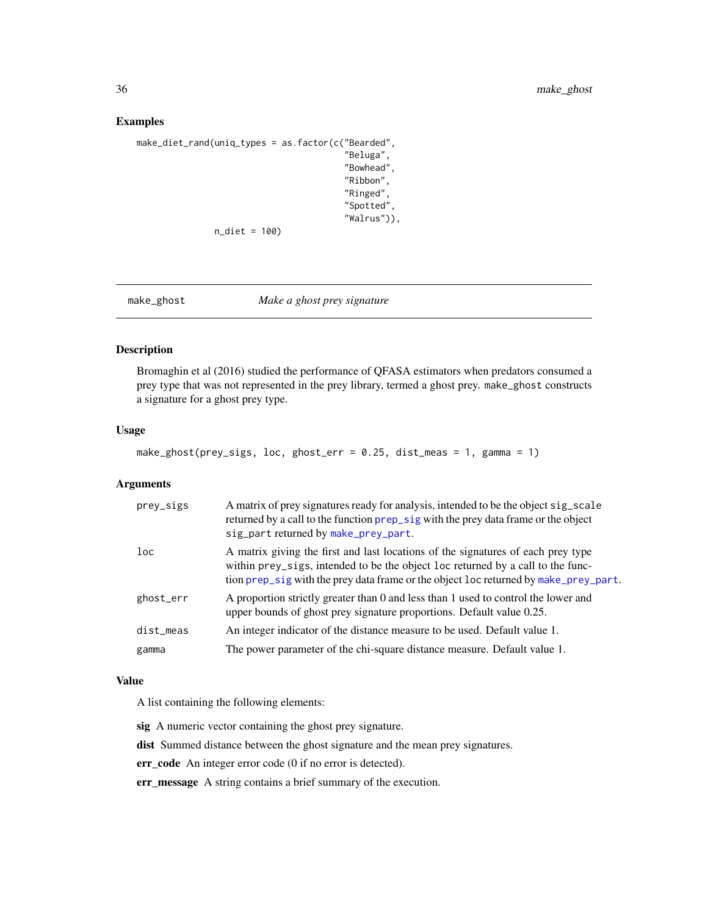## Examples

```
make_diet_rand(uniq_types = as.factor(c("Bearded",
                                        "Beluga",
                                        "Bowhead",
                                        "Ribbon",
                                        "Ringed",
                                        "Spotted",
                                        "Walrus")),
               n_diet = 100)
```

# make_ghost *Make a ghost prey signature*

## Description

Bromaghin et al (2016) studied the performance of QFASA estimators when predators consumed a prey type that was not represented in the prey library, termed a ghost prey. make_ghost constructs a signature for a ghost prey type.

## Usage

```
make_ghost(prey_sigs, loc, ghost_err = 0.25, dist_meas = 1, gamma = 1)
```

## Arguments

| | |
|---|---|
| prey_sigs | A matrix of prey signatures ready for analysis, intended to be the object sig_scale returned by a call to the function prep_sig with the prey data frame or the object sig_part returned by make_prey_part. |
| loc | A matrix giving the first and last locations of the signatures of each prey type within prey_sigs, intended to be the object loc returned by a call to the function prep_sig with the prey data frame or the object loc returned by make_prey_part. |
| ghost_err | A proportion strictly greater than 0 and less than 1 used to control the lower and upper bounds of ghost prey signature proportions. Default value 0.25. |
| dist_meas | An integer indicator of the distance measure to be used. Default value 1. |
| gamma | The power parameter of the chi-square distance measure. Default value 1. |

## Value

A list containing the following elements:

**sig** A numeric vector containing the ghost prey signature.

**dist** Summed distance between the ghost signature and the mean prey signatures.

**err_code** An integer error code (0 if no error is detected).

**err_message** A string contains a brief summary of the execution.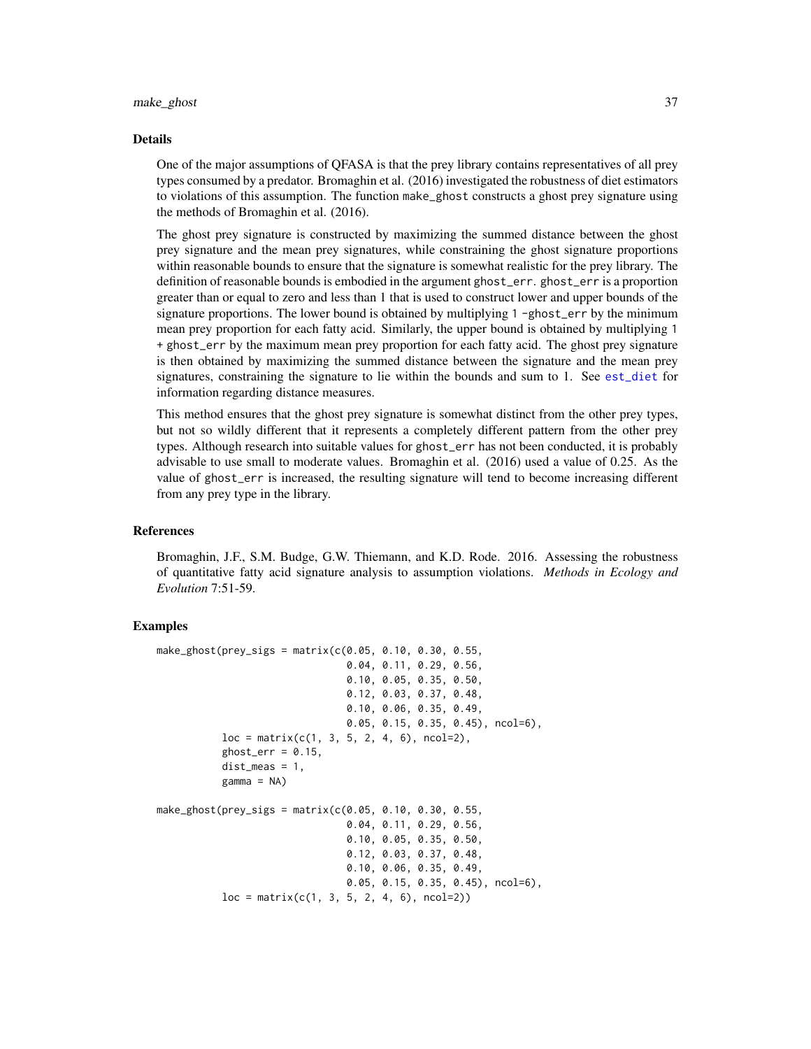## Details

One of the major assumptions of QFASA is that the prey library contains representatives of all prey types consumed by a predator. Bromaghin et al. (2016) investigated the robustness of diet estimators to violations of this assumption. The function `make_ghost` constructs a ghost prey signature using the methods of Bromaghin et al. (2016).

The ghost prey signature is constructed by maximizing the summed distance between the ghost prey signature and the mean prey signatures, while constraining the ghost signature proportions within reasonable bounds to ensure that the signature is somewhat realistic for the prey library. The definition of reasonable bounds is embodied in the argument `ghost_err`. `ghost_err` is a proportion greater than or equal to zero and less than 1 that is used to construct lower and upper bounds of the signature proportions. The lower bound is obtained by multiplying `1 -ghost_err` by the minimum mean prey proportion for each fatty acid. Similarly, the upper bound is obtained by multiplying `1 + ghost_err` by the maximum mean prey proportion for each fatty acid. The ghost prey signature is then obtained by maximizing the summed distance between the signature and the mean prey signatures, constraining the signature to lie within the bounds and sum to 1. See `est_diet` for information regarding distance measures.

This method ensures that the ghost prey signature is somewhat distinct from the other prey types, but not so wildly different that it represents a completely different pattern from the other prey types. Although research into suitable values for `ghost_err` has not been conducted, it is probably advisable to use small to moderate values. Bromaghin et al. (2016) used a value of 0.25. As the value of `ghost_err` is increased, the resulting signature will tend to become increasing different from any prey type in the library.

## References

Bromaghin, J.F., S.M. Budge, G.W. Thiemann, and K.D. Rode. 2016. Assessing the robustness of quantitative fatty acid signature analysis to assumption violations. *Methods in Ecology and Evolution* 7:51-59.

## Examples

```
make_ghost(prey_sigs = matrix(c(0.05, 0.10, 0.30, 0.55,
                                0.04, 0.11, 0.29, 0.56,
                                0.10, 0.05, 0.35, 0.50,
                                0.12, 0.03, 0.37, 0.48,
                                0.10, 0.06, 0.35, 0.49,
                                0.05, 0.15, 0.35, 0.45), ncol=6),
           loc = matrix(c(1, 3, 5, 2, 4, 6), ncol=2),
           ghost_err = 0.15,
           dist_meas = 1,
           gamma = NA)

make_ghost(prey_sigs = matrix(c(0.05, 0.10, 0.30, 0.55,
                                0.04, 0.11, 0.29, 0.56,
                                0.10, 0.05, 0.35, 0.50,
                                0.12, 0.03, 0.37, 0.48,
                                0.10, 0.06, 0.35, 0.49,
                                0.05, 0.15, 0.35, 0.45), ncol=6),
           loc = matrix(c(1, 3, 5, 2, 4, 6), ncol=2))
```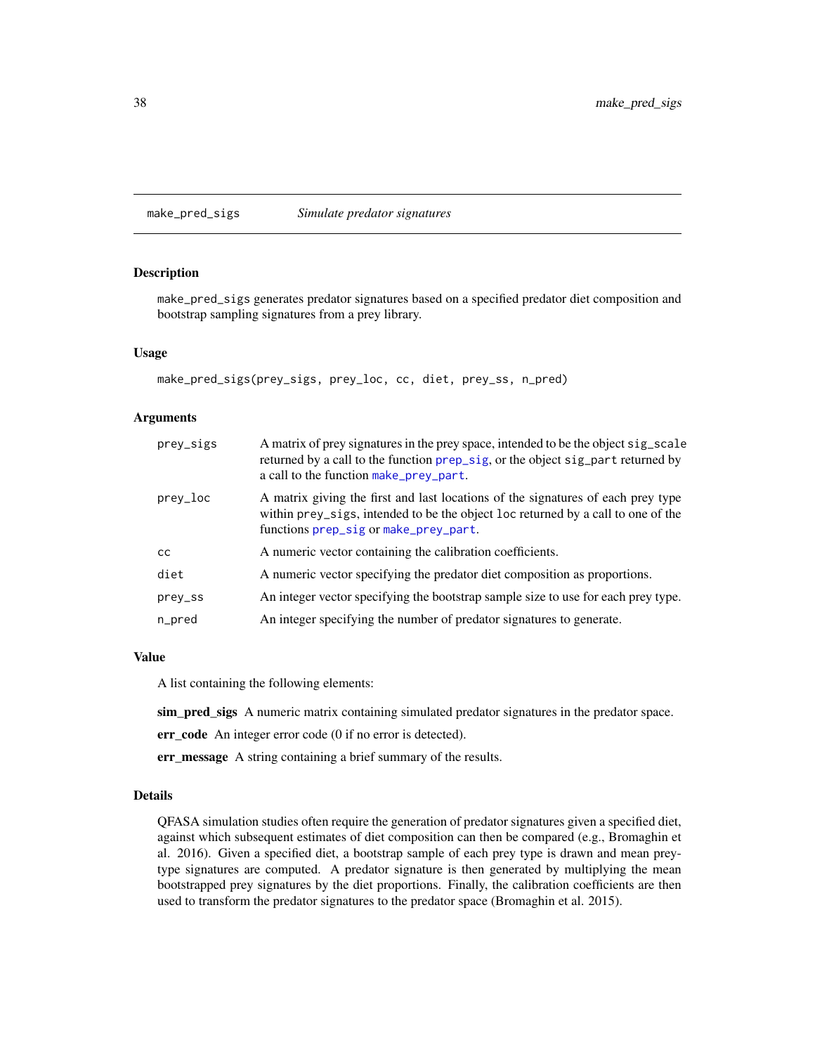## make_pred_sigs *Simulate predator signatures*

### Description

make_pred_sigs generates predator signatures based on a specified predator diet composition and bootstrap sampling signatures from a prey library.

### Usage

```
make_pred_sigs(prey_sigs, prey_loc, cc, diet, prey_ss, n_pred)
```

### Arguments

| | |
|---|---|
| prey_sigs | A matrix of prey signatures in the prey space, intended to be the object sig_scale returned by a call to the function prep_sig, or the object sig_part returned by a call to the function make_prey_part. |
| prey_loc | A matrix giving the first and last locations of the signatures of each prey type within prey_sigs, intended to be the object loc returned by a call to one of the functions prep_sig or make_prey_part. |
| cc | A numeric vector containing the calibration coefficients. |
| diet | A numeric vector specifying the predator diet composition as proportions. |
| prey_ss | An integer vector specifying the bootstrap sample size to use for each prey type. |
| n_pred | An integer specifying the number of predator signatures to generate. |

### Value

A list containing the following elements:

**sim_pred_sigs** A numeric matrix containing simulated predator signatures in the predator space.

**err_code** An integer error code (0 if no error is detected).

**err_message** A string containing a brief summary of the results.

### Details

QFASA simulation studies often require the generation of predator signatures given a specified diet, against which subsequent estimates of diet composition can then be compared (e.g., Bromaghin et al. 2016). Given a specified diet, a bootstrap sample of each prey type is drawn and mean prey-type signatures are computed. A predator signature is then generated by multiplying the mean bootstrapped prey signatures by the diet proportions. Finally, the calibration coefficients are then used to transform the predator signatures to the predator space (Bromaghin et al. 2015).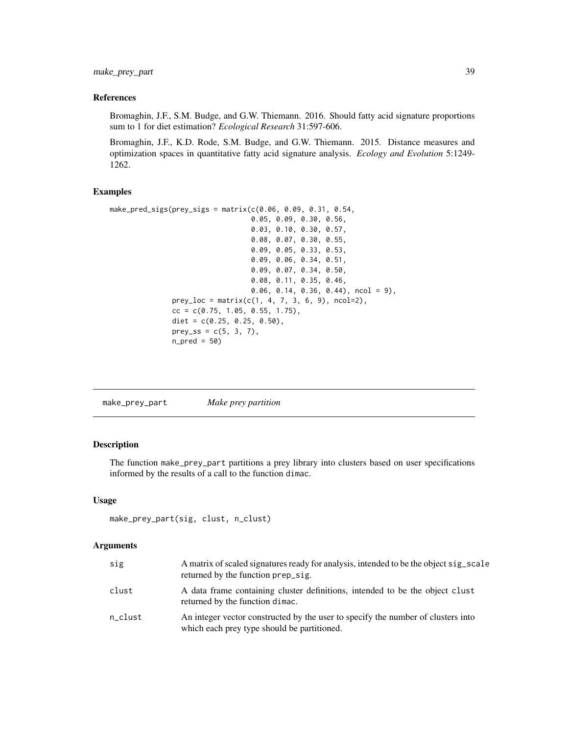## References

Bromaghin, J.F., S.M. Budge, and G.W. Thiemann. 2016. Should fatty acid signature proportions sum to 1 for diet estimation? *Ecological Research* 31:597-606.

Bromaghin, J.F., K.D. Rode, S.M. Budge, and G.W. Thiemann. 2015. Distance measures and optimization spaces in quantitative fatty acid signature analysis. *Ecology and Evolution* 5:1249-1262.

## Examples

```
make_pred_sigs(prey_sigs = matrix(c(0.06, 0.09, 0.31, 0.54,
                                    0.05, 0.09, 0.30, 0.56,
                                    0.03, 0.10, 0.30, 0.57,
                                    0.08, 0.07, 0.30, 0.55,
                                    0.09, 0.05, 0.33, 0.53,
                                    0.09, 0.06, 0.34, 0.51,
                                    0.09, 0.07, 0.34, 0.50,
                                    0.08, 0.11, 0.35, 0.46,
                                    0.06, 0.14, 0.36, 0.44), ncol = 9),
               prey_loc = matrix(c(1, 4, 7, 3, 6, 9), ncol=2),
               cc = c(0.75, 1.05, 0.55, 1.75),
               diet = c(0.25, 0.25, 0.50),
               prey_ss = c(5, 3, 7),
               n_pred = 50)
```

---

# make_prey_part — *Make prey partition*

## Description

The function make_prey_part partitions a prey library into clusters based on user specifications informed by the results of a call to the function dimac.

## Usage

```
make_prey_part(sig, clust, n_clust)
```

## Arguments

| | |
|---|---|
| sig | A matrix of scaled signatures ready for analysis, intended to be the object sig_scale returned by the function prep_sig. |
| clust | A data frame containing cluster definitions, intended to be the object clust returned by the function dimac. |
| n_clust | An integer vector constructed by the user to specify the number of clusters into which each prey type should be partitioned. |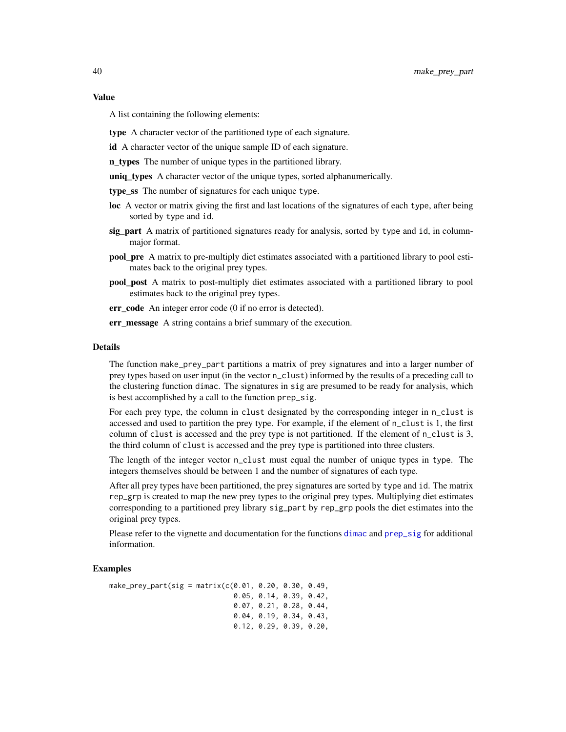### Value

A list containing the following elements:

**type** A character vector of the partitioned type of each signature.

**id** A character vector of the unique sample ID of each signature.

**n_types** The number of unique types in the partitioned library.

**uniq_types** A character vector of the unique types, sorted alphanumerically.

**type_ss** The number of signatures for each unique type.

**loc** A vector or matrix giving the first and last locations of the signatures of each type, after being sorted by type and id.

**sig_part** A matrix of partitioned signatures ready for analysis, sorted by type and id, in column-major format.

**pool_pre** A matrix to pre-multiply diet estimates associated with a partitioned library to pool estimates back to the original prey types.

**pool_post** A matrix to post-multiply diet estimates associated with a partitioned library to pool estimates back to the original prey types.

**err_code** An integer error code (0 if no error is detected).

**err_message** A string contains a brief summary of the execution.

### Details

The function make_prey_part partitions a matrix of prey signatures and into a larger number of prey types based on user input (in the vector n_clust) informed by the results of a preceding call to the clustering function dimac. The signatures in sig are presumed to be ready for analysis, which is best accomplished by a call to the function prep_sig.

For each prey type, the column in clust designated by the corresponding integer in n_clust is accessed and used to partition the prey type. For example, if the element of n_clust is 1, the first column of clust is accessed and the prey type is not partitioned. If the element of n_clust is 3, the third column of clust is accessed and the prey type is partitioned into three clusters.

The length of the integer vector n_clust must equal the number of unique types in type. The integers themselves should be between 1 and the number of signatures of each type.

After all prey types have been partitioned, the prey signatures are sorted by type and id. The matrix rep_grp is created to map the new prey types to the original prey types. Multiplying diet estimates corresponding to a partitioned prey library sig_part by rep_grp pools the diet estimates into the original prey types.

Please refer to the vignette and documentation for the functions dimac and prep_sig for additional information.

### Examples

```
make_prey_part(sig = matrix(c(0.01, 0.20, 0.30, 0.49,
                              0.05, 0.14, 0.39, 0.42,
                              0.07, 0.21, 0.28, 0.44,
                              0.04, 0.19, 0.34, 0.43,
                              0.12, 0.29, 0.39, 0.20,
```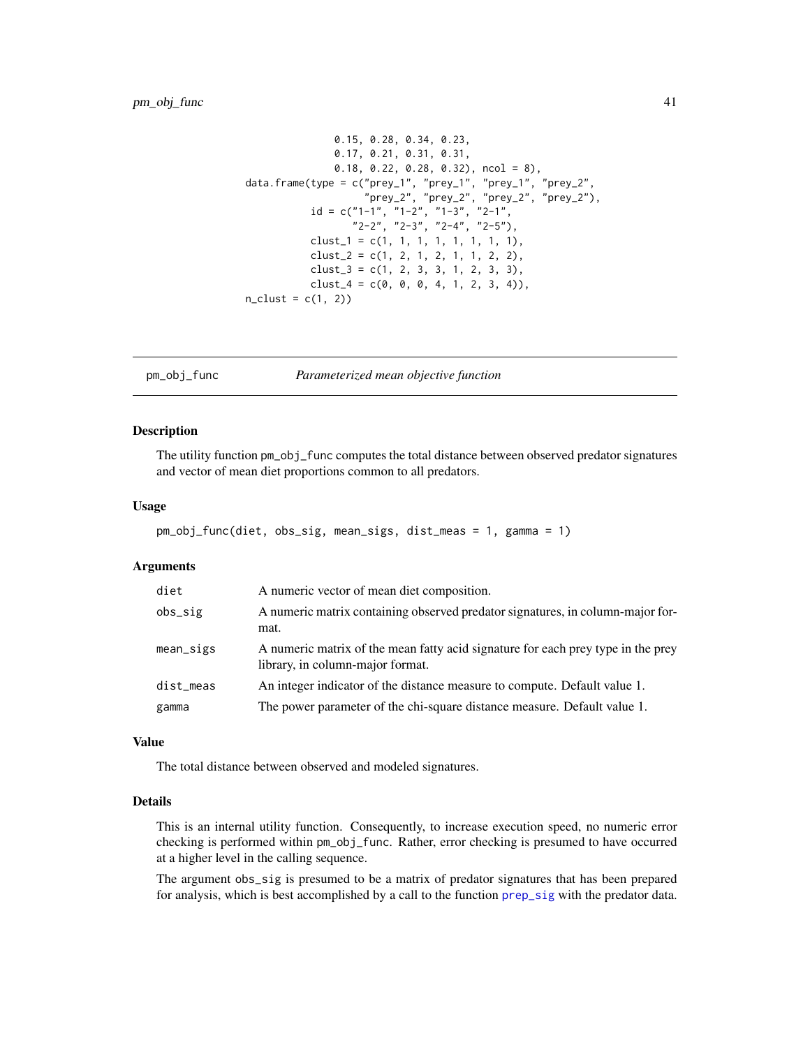```
                0.15, 0.28, 0.34, 0.23,
                0.17, 0.21, 0.31, 0.31,
                0.18, 0.22, 0.28, 0.32), ncol = 8),
data.frame(type = c("prey_1", "prey_1", "prey_1", "prey_2",
                    "prey_2", "prey_2", "prey_2", "prey_2"),
           id = c("1-1", "1-2", "1-3", "2-1",
                  "2-2", "2-3", "2-4", "2-5"),
           clust_1 = c(1, 1, 1, 1, 1, 1, 1, 1),
           clust_2 = c(1, 2, 1, 2, 1, 1, 2, 2),
           clust_3 = c(1, 2, 3, 3, 1, 2, 3, 3),
           clust_4 = c(0, 0, 0, 4, 1, 2, 3, 4)),
n_clust = c(1, 2))
```

# pm_obj_func — *Parameterized mean objective function*

## Description

The utility function pm_obj_func computes the total distance between observed predator signatures and vector of mean diet proportions common to all predators.

## Usage

```
pm_obj_func(diet, obs_sig, mean_sigs, dist_meas = 1, gamma = 1)
```

## Arguments

| | |
|---|---|
| diet | A numeric vector of mean diet composition. |
| obs_sig | A numeric matrix containing observed predator signatures, in column-major format. |
| mean_sigs | A numeric matrix of the mean fatty acid signature for each prey type in the prey library, in column-major format. |
| dist_meas | An integer indicator of the distance measure to compute. Default value 1. |
| gamma | The power parameter of the chi-square distance measure. Default value 1. |

## Value

The total distance between observed and modeled signatures.

## Details

This is an internal utility function. Consequently, to increase execution speed, no numeric error checking is performed within pm_obj_func. Rather, error checking is presumed to have occurred at a higher level in the calling sequence.

The argument obs_sig is presumed to be a matrix of predator signatures that has been prepared for analysis, which is best accomplished by a call to the function prep_sig with the predator data.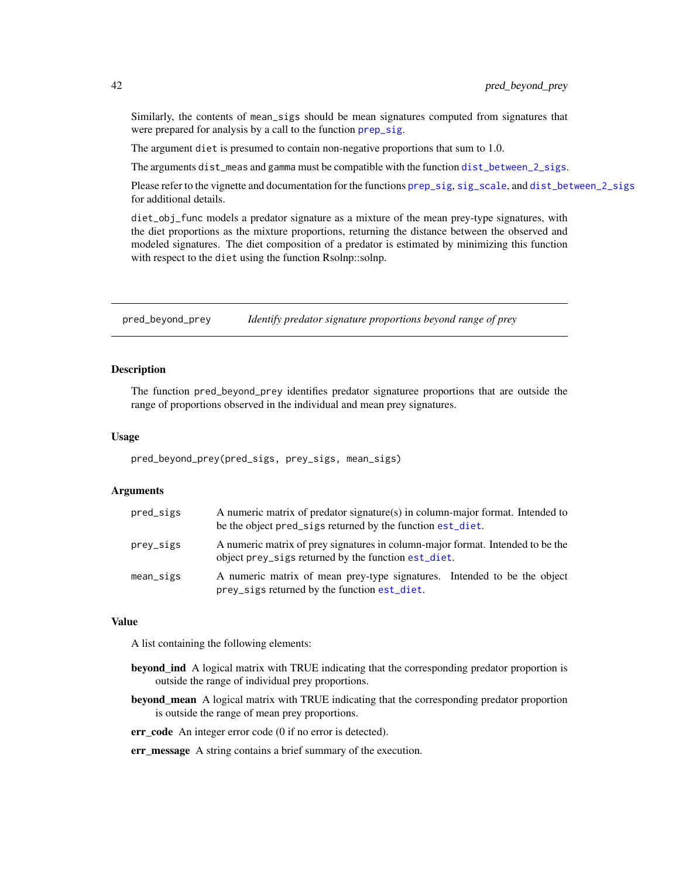Similarly, the contents of mean_sigs should be mean signatures computed from signatures that were prepared for analysis by a call to the function prep_sig.

The argument diet is presumed to contain non-negative proportions that sum to 1.0.

The arguments dist_meas and gamma must be compatible with the function dist_between_2_sigs.

Please refer to the vignette and documentation for the functions prep_sig, sig_scale, and dist_between_2_sigs for additional details.

diet_obj_func models a predator signature as a mixture of the mean prey-type signatures, with the diet proportions as the mixture proportions, returning the distance between the observed and modeled signatures. The diet composition of a predator is estimated by minimizing this function with respect to the diet using the function Rsolnp::solnp.

---

## pred_beyond_prey — *Identify predator signature proportions beyond range of prey*

### Description

The function pred_beyond_prey identifies predator signaturee proportions that are outside the range of proportions observed in the individual and mean prey signatures.

### Usage

```
pred_beyond_prey(pred_sigs, prey_sigs, mean_sigs)
```

### Arguments

| | |
|---|---|
| pred_sigs | A numeric matrix of predator signature(s) in column-major format. Intended to be the object pred_sigs returned by the function est_diet. |
| prey_sigs | A numeric matrix of prey signatures in column-major format. Intended to be the object prey_sigs returned by the function est_diet. |
| mean_sigs | A numeric matrix of mean prey-type signatures. Intended to be the object prey_sigs returned by the function est_diet. |

### Value

A list containing the following elements:

**beyond_ind** A logical matrix with TRUE indicating that the corresponding predator proportion is outside the range of individual prey proportions.

**beyond_mean** A logical matrix with TRUE indicating that the corresponding predator proportion is outside the range of mean prey proportions.

**err_code** An integer error code (0 if no error is detected).

**err_message** A string contains a brief summary of the execution.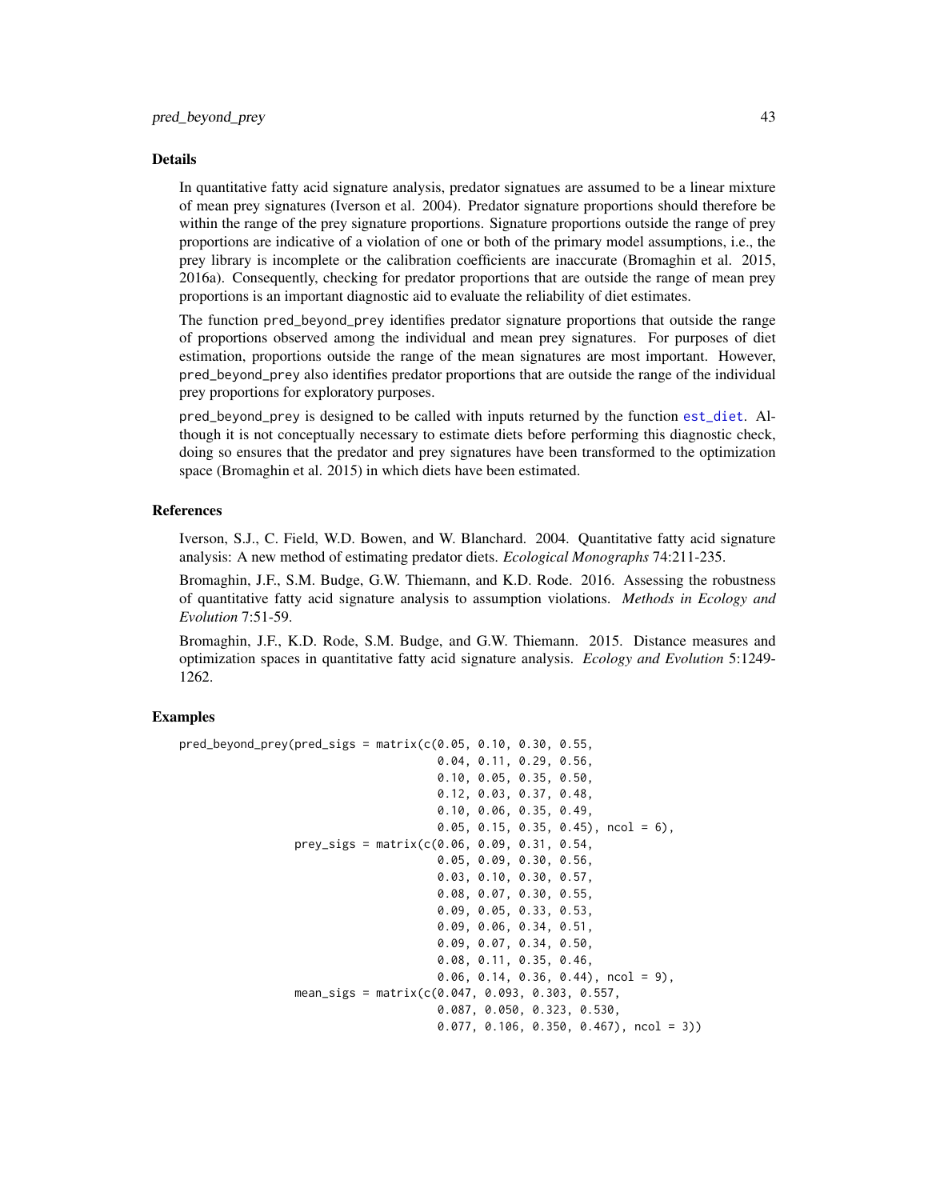## Details

In quantitative fatty acid signature analysis, predator signatues are assumed to be a linear mixture of mean prey signatures (Iverson et al. 2004). Predator signature proportions should therefore be within the range of the prey signature proportions. Signature proportions outside the range of prey proportions are indicative of a violation of one or both of the primary model assumptions, i.e., the prey library is incomplete or the calibration coefficients are inaccurate (Bromaghin et al. 2015, 2016a). Consequently, checking for predator proportions that are outside the range of mean prey proportions is an important diagnostic aid to evaluate the reliability of diet estimates.

The function `pred_beyond_prey` identifies predator signature proportions that outside the range of proportions observed among the individual and mean prey signatures. For purposes of diet estimation, proportions outside the range of the mean signatures are most important. However, `pred_beyond_prey` also identifies predator proportions that are outside the range of the individual prey proportions for exploratory purposes.

`pred_beyond_prey` is designed to be called with inputs returned by the function `est_diet`. Although it is not conceptually necessary to estimate diets before performing this diagnostic check, doing so ensures that the predator and prey signatures have been transformed to the optimization space (Bromaghin et al. 2015) in which diets have been estimated.

## References

Iverson, S.J., C. Field, W.D. Bowen, and W. Blanchard. 2004. Quantitative fatty acid signature analysis: A new method of estimating predator diets. *Ecological Monographs* 74:211-235.

Bromaghin, J.F., S.M. Budge, G.W. Thiemann, and K.D. Rode. 2016. Assessing the robustness of quantitative fatty acid signature analysis to assumption violations. *Methods in Ecology and Evolution* 7:51-59.

Bromaghin, J.F., K.D. Rode, S.M. Budge, and G.W. Thiemann. 2015. Distance measures and optimization spaces in quantitative fatty acid signature analysis. *Ecology and Evolution* 5:1249-1262.

## Examples

```
pred_beyond_prey(pred_sigs = matrix(c(0.05, 0.10, 0.30, 0.55,
                                      0.04, 0.11, 0.29, 0.56,
                                      0.10, 0.05, 0.35, 0.50,
                                      0.12, 0.03, 0.37, 0.48,
                                      0.10, 0.06, 0.35, 0.49,
                                      0.05, 0.15, 0.35, 0.45), ncol = 6),
                 prey_sigs = matrix(c(0.06, 0.09, 0.31, 0.54,
                                      0.05, 0.09, 0.30, 0.56,
                                      0.03, 0.10, 0.30, 0.57,
                                      0.08, 0.07, 0.30, 0.55,
                                      0.09, 0.05, 0.33, 0.53,
                                      0.09, 0.06, 0.34, 0.51,
                                      0.09, 0.07, 0.34, 0.50,
                                      0.08, 0.11, 0.35, 0.46,
                                      0.06, 0.14, 0.36, 0.44), ncol = 9),
                 mean_sigs = matrix(c(0.047, 0.093, 0.303, 0.557,
                                      0.087, 0.050, 0.323, 0.530,
                                      0.077, 0.106, 0.350, 0.467), ncol = 3))
```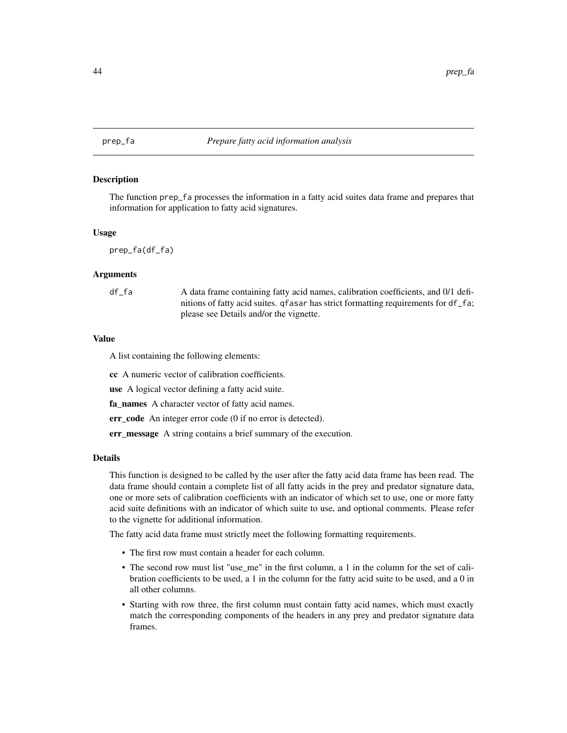## prep_fa *Prepare fatty acid information analysis*

### Description

The function prep_fa processes the information in a fatty acid suites data frame and prepares that information for application to fatty acid signatures.

### Usage

```
prep_fa(df_fa)
```

### Arguments

| | |
|---|---|
| df_fa | A data frame containing fatty acid names, calibration coefficients, and 0/1 definitions of fatty acid suites. qfasar has strict formatting requirements for df_fa; please see Details and/or the vignette. |

### Value

A list containing the following elements:

**cc** A numeric vector of calibration coefficients.

**use** A logical vector defining a fatty acid suite.

**fa_names** A character vector of fatty acid names.

**err_code** An integer error code (0 if no error is detected).

**err_message** A string contains a brief summary of the execution.

### Details

This function is designed to be called by the user after the fatty acid data frame has been read. The data frame should contain a complete list of all fatty acids in the prey and predator signature data, one or more sets of calibration coefficients with an indicator of which set to use, one or more fatty acid suite definitions with an indicator of which suite to use, and optional comments. Please refer to the vignette for additional information.

The fatty acid data frame must strictly meet the following formatting requirements.

- The first row must contain a header for each column.
- The second row must list "use_me" in the first column, a 1 in the column for the set of calibration coefficients to be used, a 1 in the column for the fatty acid suite to be used, and a 0 in all other columns.
- Starting with row three, the first column must contain fatty acid names, which must exactly match the corresponding components of the headers in any prey and predator signature data frames.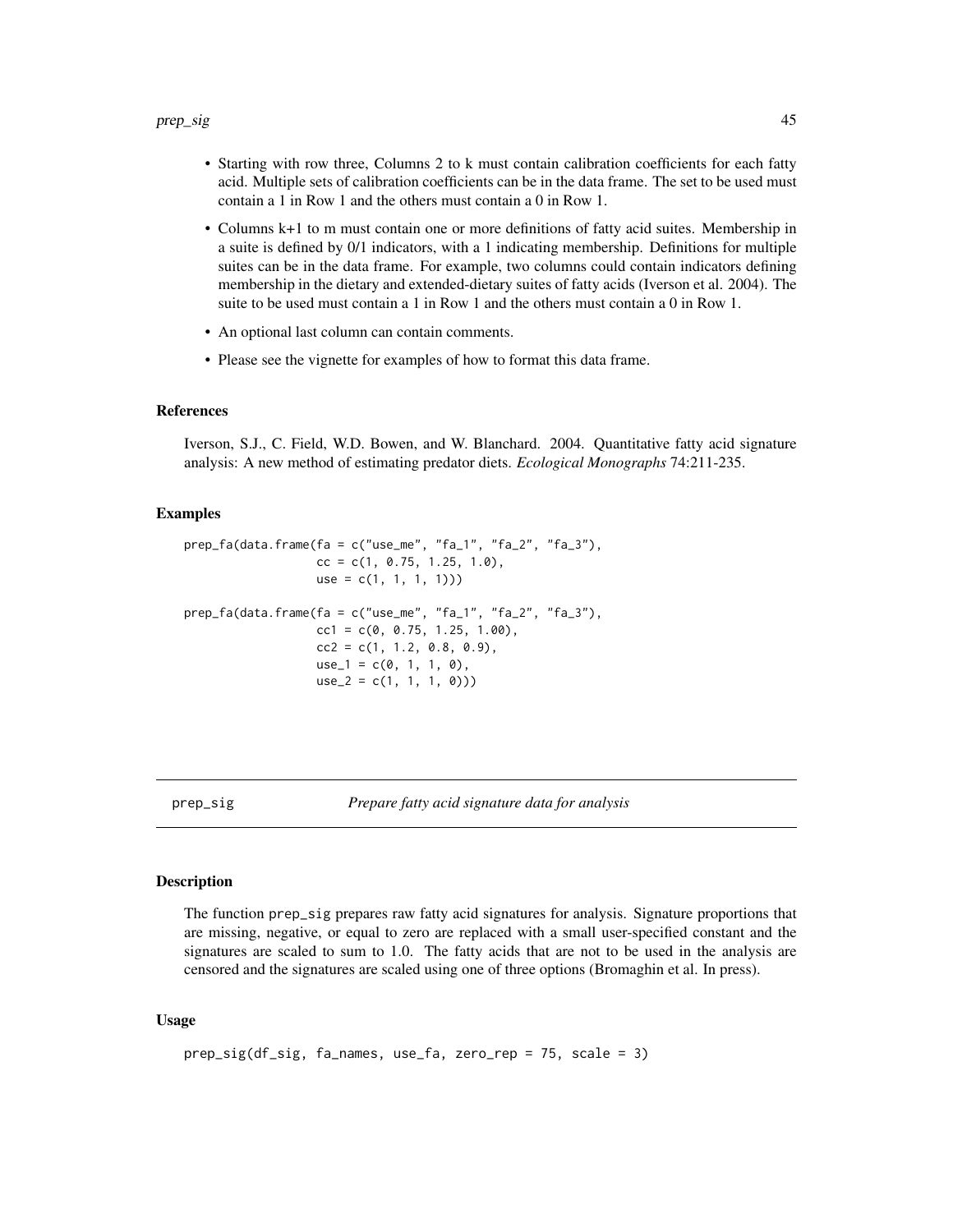- Starting with row three, Columns 2 to k must contain calibration coefficients for each fatty acid. Multiple sets of calibration coefficients can be in the data frame. The set to be used must contain a 1 in Row 1 and the others must contain a 0 in Row 1.
- Columns k+1 to m must contain one or more definitions of fatty acid suites. Membership in a suite is defined by 0/1 indicators, with a 1 indicating membership. Definitions for multiple suites can be in the data frame. For example, two columns could contain indicators defining membership in the dietary and extended-dietary suites of fatty acids (Iverson et al. 2004). The suite to be used must contain a 1 in Row 1 and the others must contain a 0 in Row 1.
- An optional last column can contain comments.
- Please see the vignette for examples of how to format this data frame.

### References

Iverson, S.J., C. Field, W.D. Bowen, and W. Blanchard. 2004. Quantitative fatty acid signature analysis: A new method of estimating predator diets. *Ecological Monographs* 74:211-235.

### Examples

```
prep_fa(data.frame(fa = c("use_me", "fa_1", "fa_2", "fa_3"),
                   cc = c(1, 0.75, 1.25, 1.0),
                   use = c(1, 1, 1, 1)))

prep_fa(data.frame(fa = c("use_me", "fa_1", "fa_2", "fa_3"),
                   cc1 = c(0, 0.75, 1.25, 1.00),
                   cc2 = c(1, 1.2, 0.8, 0.9),
                   use_1 = c(0, 1, 1, 0),
                   use_2 = c(1, 1, 1, 0)))
```

## prep_sig — *Prepare fatty acid signature data for analysis*

### Description

The function prep_sig prepares raw fatty acid signatures for analysis. Signature proportions that are missing, negative, or equal to zero are replaced with a small user-specified constant and the signatures are scaled to sum to 1.0. The fatty acids that are not to be used in the analysis are censored and the signatures are scaled using one of three options (Bromaghin et al. In press).

### Usage

```
prep_sig(df_sig, fa_names, use_fa, zero_rep = 75, scale = 3)
```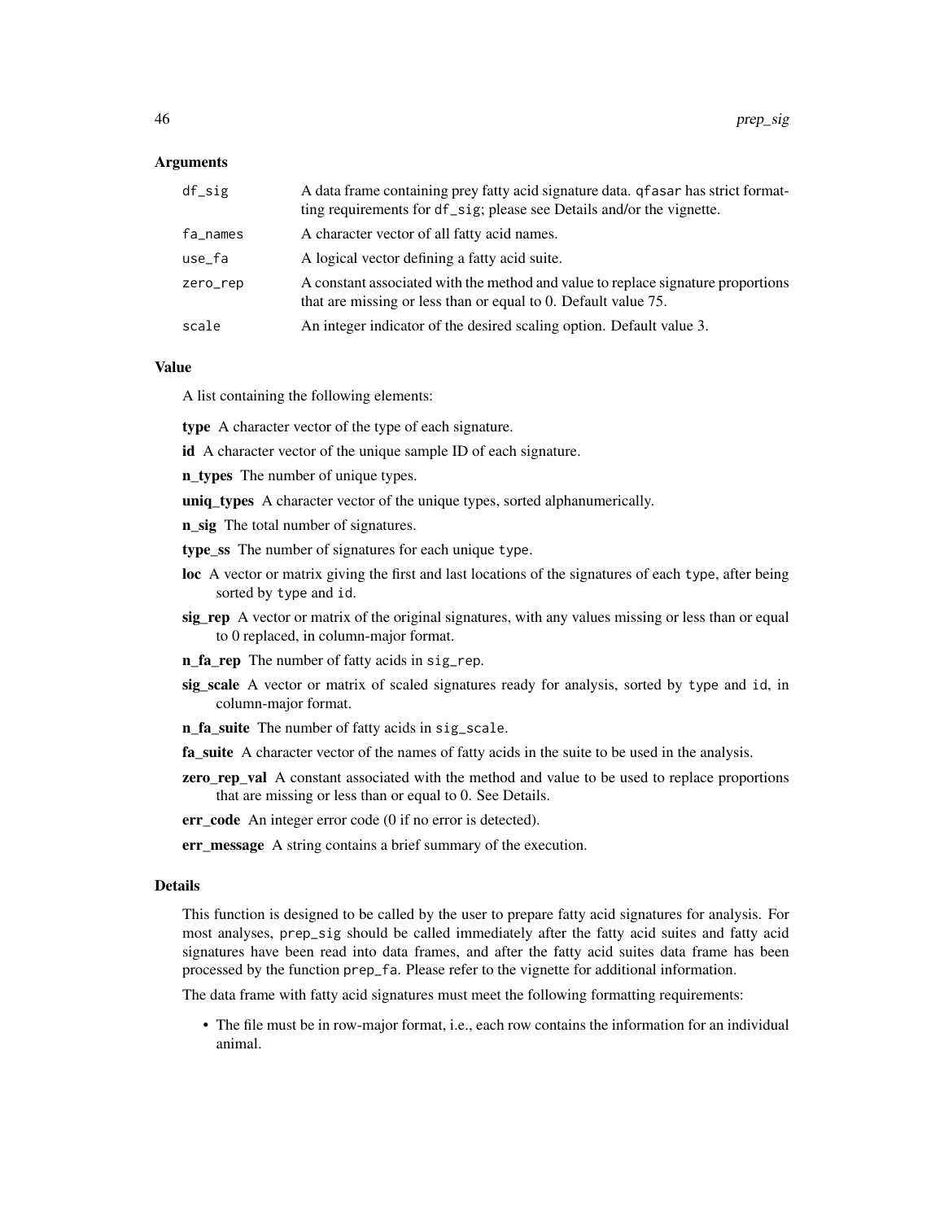### Arguments

| | |
|---|---|
| df_sig | A data frame containing prey fatty acid signature data. qfasar has strict formatting requirements for df_sig; please see Details and/or the vignette. |
| fa_names | A character vector of all fatty acid names. |
| use_fa | A logical vector defining a fatty acid suite. |
| zero_rep | A constant associated with the method and value to replace signature proportions that are missing or less than or equal to 0. Default value 75. |
| scale | An integer indicator of the desired scaling option. Default value 3. |

### Value

A list containing the following elements:

**type** A character vector of the type of each signature.

**id** A character vector of the unique sample ID of each signature.

**n_types** The number of unique types.

**uniq_types** A character vector of the unique types, sorted alphanumerically.

**n_sig** The total number of signatures.

**type_ss** The number of signatures for each unique type.

**loc** A vector or matrix giving the first and last locations of the signatures of each type, after being sorted by type and id.

**sig_rep** A vector or matrix of the original signatures, with any values missing or less than or equal to 0 replaced, in column-major format.

**n_fa_rep** The number of fatty acids in sig_rep.

**sig_scale** A vector or matrix of scaled signatures ready for analysis, sorted by type and id, in column-major format.

**n_fa_suite** The number of fatty acids in sig_scale.

**fa_suite** A character vector of the names of fatty acids in the suite to be used in the analysis.

**zero_rep_val** A constant associated with the method and value to be used to replace proportions that are missing or less than or equal to 0. See Details.

**err_code** An integer error code (0 if no error is detected).

**err_message** A string contains a brief summary of the execution.

### Details

This function is designed to be called by the user to prepare fatty acid signatures for analysis. For most analyses, prep_sig should be called immediately after the fatty acid suites and fatty acid signatures have been read into data frames, and after the fatty acid suites data frame has been processed by the function prep_fa. Please refer to the vignette for additional information.

The data frame with fatty acid signatures must meet the following formatting requirements:

- The file must be in row-major format, i.e., each row contains the information for an individual animal.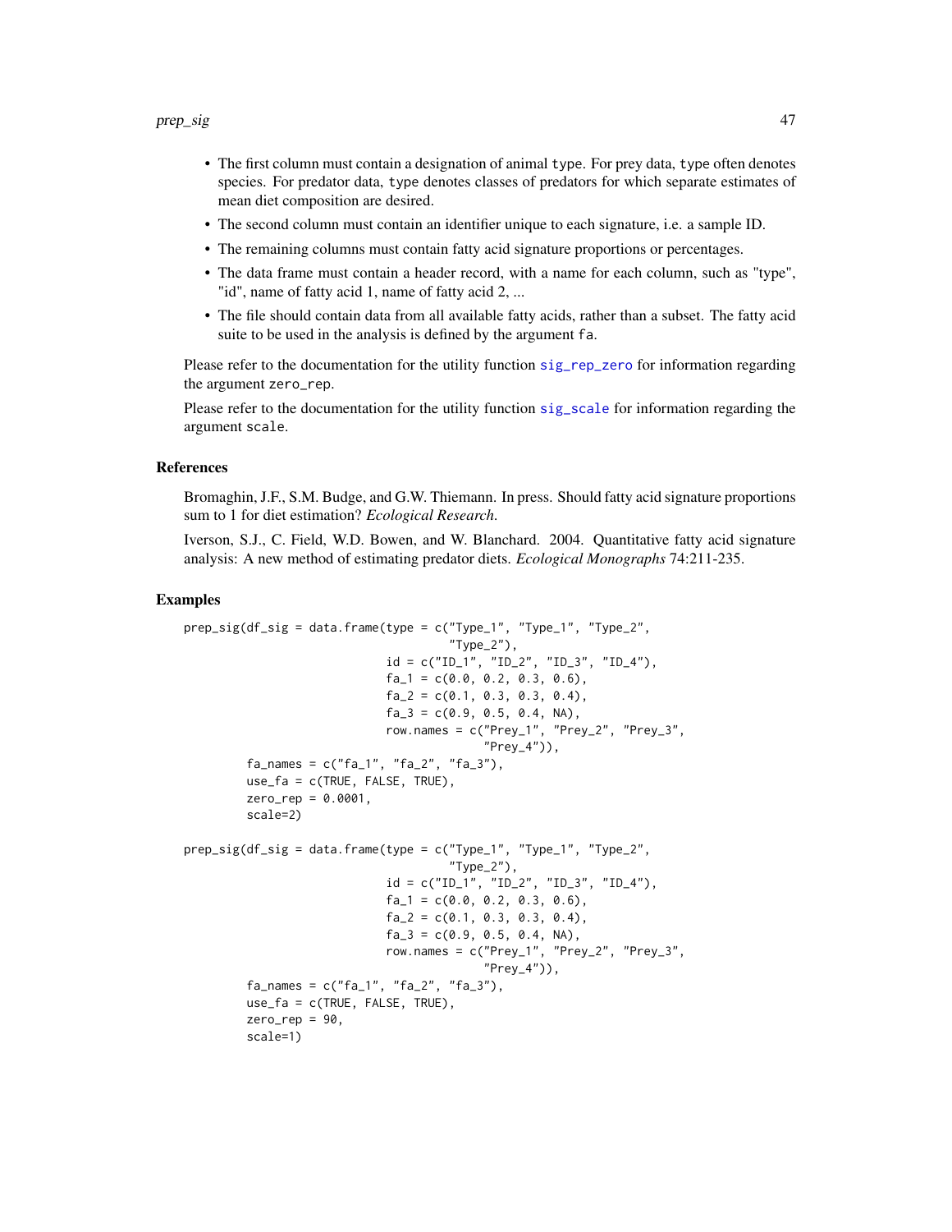- The first column must contain a designation of animal `type`. For prey data, `type` often denotes species. For predator data, `type` denotes classes of predators for which separate estimates of mean diet composition are desired.
- The second column must contain an identifier unique to each signature, i.e. a sample ID.
- The remaining columns must contain fatty acid signature proportions or percentages.
- The data frame must contain a header record, with a name for each column, such as "type", "id", name of fatty acid 1, name of fatty acid 2, ...
- The file should contain data from all available fatty acids, rather than a subset. The fatty acid suite to be used in the analysis is defined by the argument `fa`.

Please refer to the documentation for the utility function sig_rep_zero for information regarding the argument `zero_rep`.

Please refer to the documentation for the utility function sig_scale for information regarding the argument `scale`.

### References

Bromaghin, J.F., S.M. Budge, and G.W. Thiemann. In press. Should fatty acid signature proportions sum to 1 for diet estimation? *Ecological Research.*

Iverson, S.J., C. Field, W.D. Bowen, and W. Blanchard. 2004. Quantitative fatty acid signature analysis: A new method of estimating predator diets. *Ecological Monographs* 74:211-235.

### Examples

```
prep_sig(df_sig = data.frame(type = c("Type_1", "Type_1", "Type_2",
                                      "Type_2"),
                             id = c("ID_1", "ID_2", "ID_3", "ID_4"),
                             fa_1 = c(0.0, 0.2, 0.3, 0.6),
                             fa_2 = c(0.1, 0.3, 0.3, 0.4),
                             fa_3 = c(0.9, 0.5, 0.4, NA),
                             row.names = c("Prey_1", "Prey_2", "Prey_3",
                                           "Prey_4")),
         fa_names = c("fa_1", "fa_2", "fa_3"),
         use_fa = c(TRUE, FALSE, TRUE),
         zero_rep = 0.0001,
         scale=2)

prep_sig(df_sig = data.frame(type = c("Type_1", "Type_1", "Type_2",
                                      "Type_2"),
                             id = c("ID_1", "ID_2", "ID_3", "ID_4"),
                             fa_1 = c(0.0, 0.2, 0.3, 0.6),
                             fa_2 = c(0.1, 0.3, 0.3, 0.4),
                             fa_3 = c(0.9, 0.5, 0.4, NA),
                             row.names = c("Prey_1", "Prey_2", "Prey_3",
                                           "Prey_4")),
         fa_names = c("fa_1", "fa_2", "fa_3"),
         use_fa = c(TRUE, FALSE, TRUE),
         zero_rep = 90,
         scale=1)
```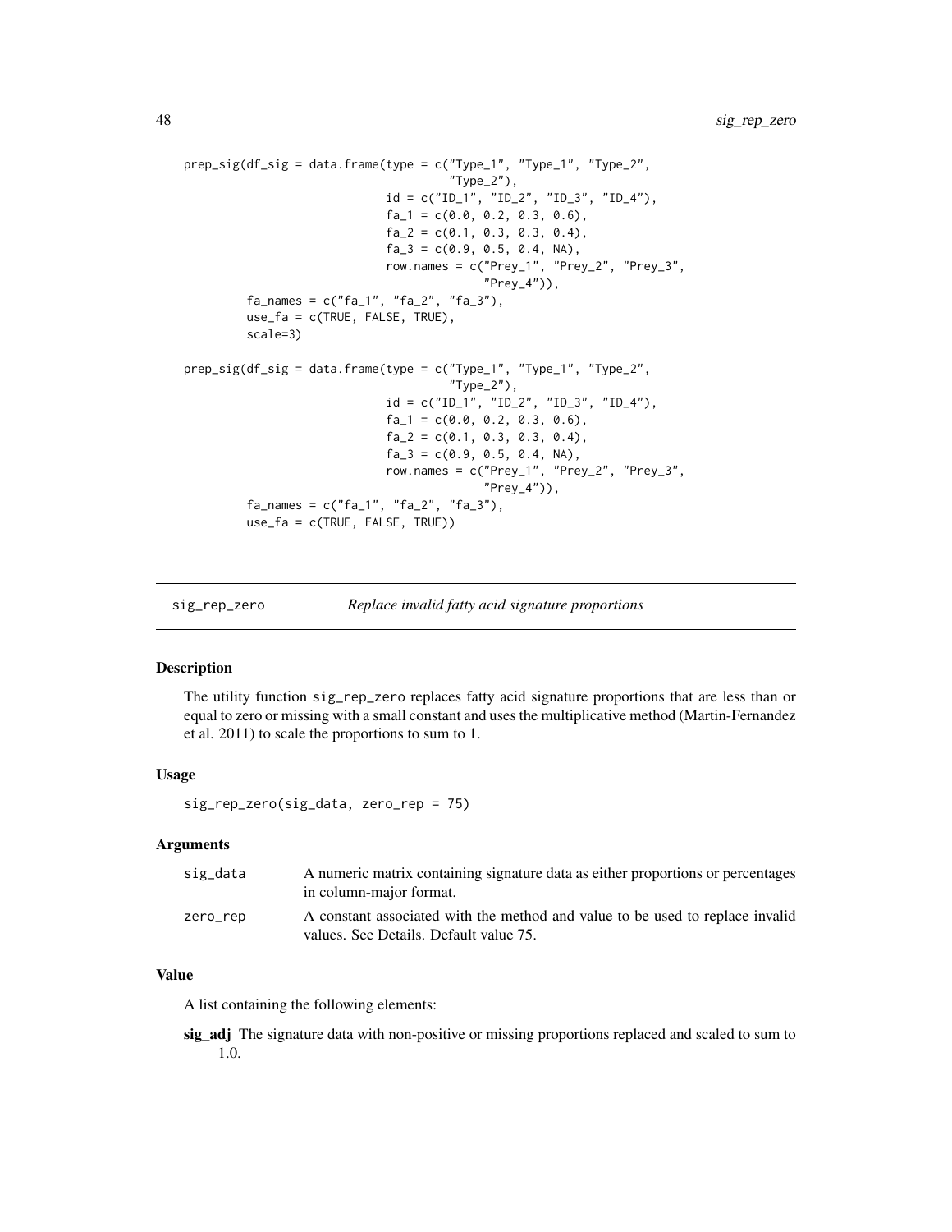```
prep_sig(df_sig = data.frame(type = c("Type_1", "Type_1", "Type_2",
                                      "Type_2"),
                             id = c("ID_1", "ID_2", "ID_3", "ID_4"),
                             fa_1 = c(0.0, 0.2, 0.3, 0.6),
                             fa_2 = c(0.1, 0.3, 0.3, 0.4),
                             fa_3 = c(0.9, 0.5, 0.4, NA),
                             row.names = c("Prey_1", "Prey_2", "Prey_3",
                                           "Prey_4")),
         fa_names = c("fa_1", "fa_2", "fa_3"),
         use_fa = c(TRUE, FALSE, TRUE),
         scale=3)

prep_sig(df_sig = data.frame(type = c("Type_1", "Type_1", "Type_2",
                                      "Type_2"),
                             id = c("ID_1", "ID_2", "ID_3", "ID_4"),
                             fa_1 = c(0.0, 0.2, 0.3, 0.6),
                             fa_2 = c(0.1, 0.3, 0.3, 0.4),
                             fa_3 = c(0.9, 0.5, 0.4, NA),
                             row.names = c("Prey_1", "Prey_2", "Prey_3",
                                           "Prey_4")),
         fa_names = c("fa_1", "fa_2", "fa_3"),
         use_fa = c(TRUE, FALSE, TRUE))
```

## sig_rep_zero *Replace invalid fatty acid signature proportions*

### Description

The utility function sig_rep_zero replaces fatty acid signature proportions that are less than or equal to zero or missing with a small constant and uses the multiplicative method (Martin-Fernandez et al. 2011) to scale the proportions to sum to 1.

### Usage

```
sig_rep_zero(sig_data, zero_rep = 75)
```

### Arguments

| | |
|---|---|
| sig_data | A numeric matrix containing signature data as either proportions or percentages in column-major format. |
| zero_rep | A constant associated with the method and value to be used to replace invalid values. See Details. Default value 75. |

### Value

A list containing the following elements:

**sig_adj** The signature data with non-positive or missing proportions replaced and scaled to sum to 1.0.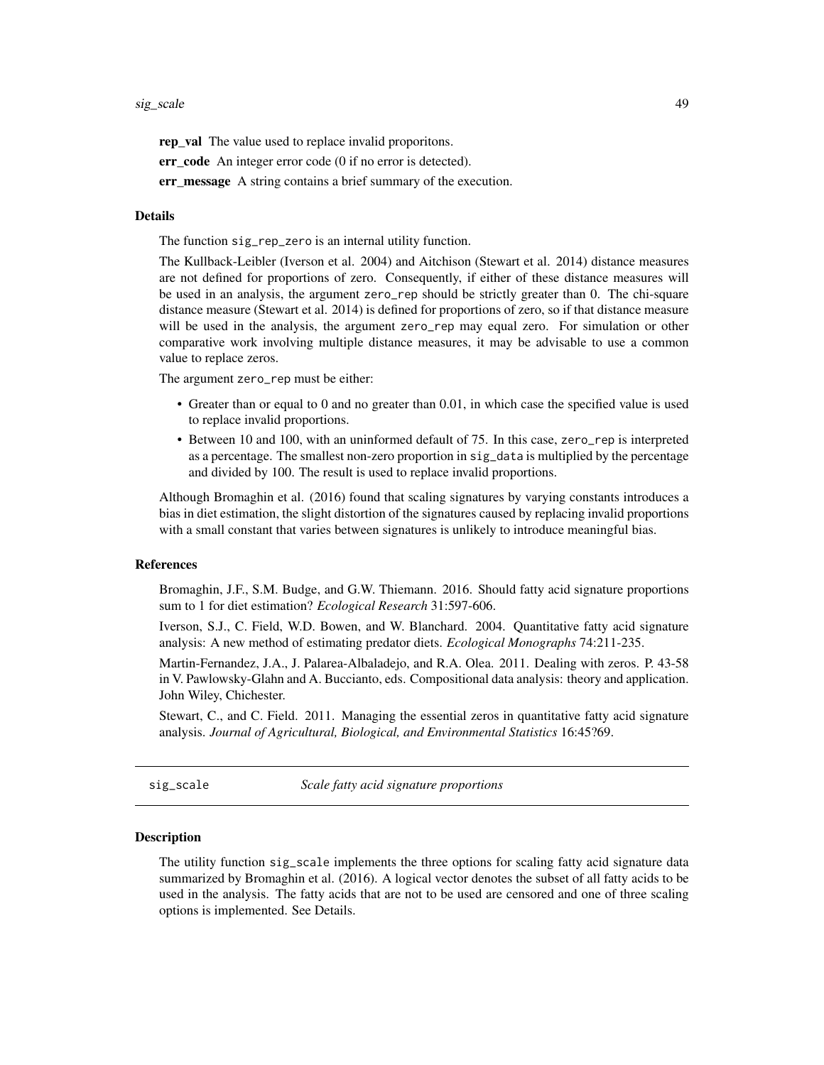**rep_val** The value used to replace invalid proporitons.

**err_code** An integer error code (0 if no error is detected).

**err_message** A string contains a brief summary of the execution.

### Details

The function `sig_rep_zero` is an internal utility function.

The Kullback-Leibler (Iverson et al. 2004) and Aitchison (Stewart et al. 2014) distance measures are not defined for proportions of zero. Consequently, if either of these distance measures will be used in an analysis, the argument `zero_rep` should be strictly greater than 0. The chi-square distance measure (Stewart et al. 2014) is defined for proportions of zero, so if that distance measure will be used in the analysis, the argument `zero_rep` may equal zero. For simulation or other comparative work involving multiple distance measures, it may be advisable to use a common value to replace zeros.

The argument `zero_rep` must be either:

- Greater than or equal to 0 and no greater than 0.01, in which case the specified value is used to replace invalid proportions.
- Between 10 and 100, with an uninformed default of 75. In this case, `zero_rep` is interpreted as a percentage. The smallest non-zero proportion in `sig_data` is multiplied by the percentage and divided by 100. The result is used to replace invalid proportions.

Although Bromaghin et al. (2016) found that scaling signatures by varying constants introduces a bias in diet estimation, the slight distortion of the signatures caused by replacing invalid proportions with a small constant that varies between signatures is unlikely to introduce meaningful bias.

### References

Bromaghin, J.F., S.M. Budge, and G.W. Thiemann. 2016. Should fatty acid signature proportions sum to 1 for diet estimation? *Ecological Research* 31:597-606.

Iverson, S.J., C. Field, W.D. Bowen, and W. Blanchard. 2004. Quantitative fatty acid signature analysis: A new method of estimating predator diets. *Ecological Monographs* 74:211-235.

Martin-Fernandez, J.A., J. Palarea-Albaladejo, and R.A. Olea. 2011. Dealing with zeros. P. 43-58 in V. Pawlowsky-Glahn and A. Buccianto, eds. Compositional data analysis: theory and application. John Wiley, Chichester.

Stewart, C., and C. Field. 2011. Managing the essential zeros in quantitative fatty acid signature analysis. *Journal of Agricultural, Biological, and Environmental Statistics* 16:45?69.

---

## sig_scale — *Scale fatty acid signature proportions*

### Description

The utility function `sig_scale` implements the three options for scaling fatty acid signature data summarized by Bromaghin et al. (2016). A logical vector denotes the subset of all fatty acids to be used in the analysis. The fatty acids that are not to be used are censored and one of three scaling options is implemented. See Details.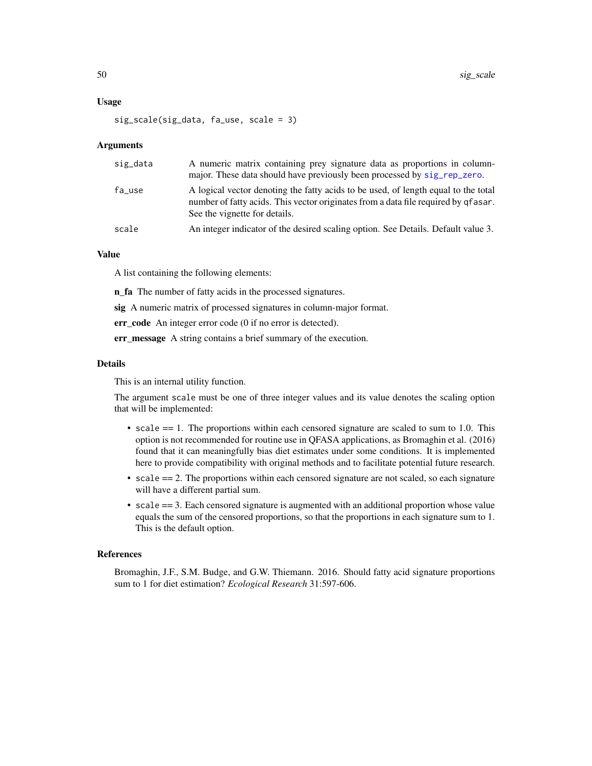### Usage

```
sig_scale(sig_data, fa_use, scale = 3)
```

### Arguments

| | |
|---|---|
| sig_data | A numeric matrix containing prey signature data as proportions in column-major. These data should have previously been processed by sig_rep_zero. |
| fa_use | A logical vector denoting the fatty acids to be used, of length equal to the total number of fatty acids. This vector originates from a data file required by qfasar. See the vignette for details. |
| scale | An integer indicator of the desired scaling option. See Details. Default value 3. |

### Value

A list containing the following elements:

**n_fa** The number of fatty acids in the processed signatures.

**sig** A numeric matrix of processed signatures in column-major format.

**err_code** An integer error code (0 if no error is detected).

**err_message** A string contains a brief summary of the execution.

### Details

This is an internal utility function.

The argument `scale` must be one of three integer values and its value denotes the scaling option that will be implemented:

- `scale` == 1. The proportions within each censored signature are scaled to sum to 1.0. This option is not recommended for routine use in QFASA applications, as Bromaghin et al. (2016) found that it can meaningfully bias diet estimates under some conditions. It is implemented here to provide compatibility with original methods and to facilitate potential future research.
- `scale` == 2. The proportions within each censored signature are not scaled, so each signature will have a different partial sum.
- `scale` == 3. Each censored signature is augmented with an additional proportion whose value equals the sum of the censored proportions, so that the proportions in each signature sum to 1. This is the default option.

### References

Bromaghin, J.F., S.M. Budge, and G.W. Thiemann. 2016. Should fatty acid signature proportions sum to 1 for diet estimation? *Ecological Research* 31:597-606.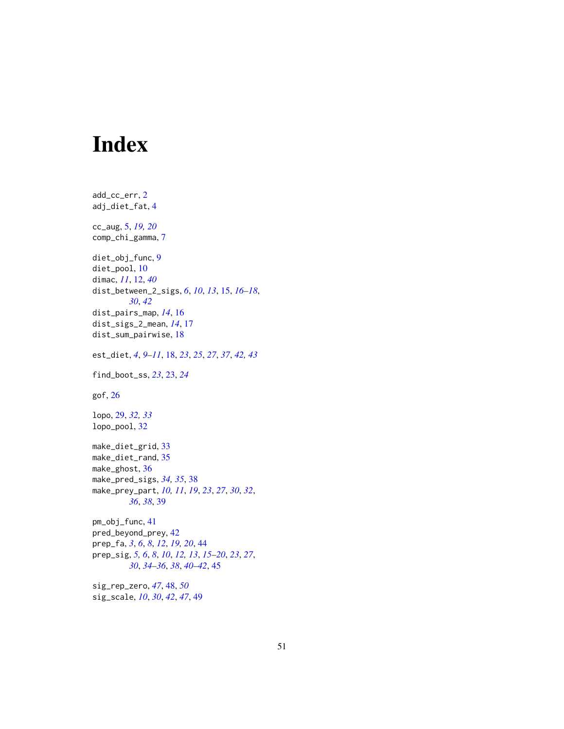# Index

add_cc_err, 2
adj_diet_fat, 4

cc_aug, 5, *19, 20*
comp_chi_gamma, 7

diet_obj_func, 9
diet_pool, 10
dimac, *11*, 12, *40*
dist_between_2_sigs, *6*, *10*, *13*, 15, *16–18*, *30*, *42*
dist_pairs_map, *14*, 16
dist_sigs_2_mean, *14*, 17
dist_sum_pairwise, 18

est_diet, *4*, *9–11*, 18, *23*, *25*, *27*, *37*, *42, 43*

find_boot_ss, *23*, 23, *24*

gof, 26

lopo, 29, *32, 33*
lopo_pool, 32

make_diet_grid, 33
make_diet_rand, 35
make_ghost, 36
make_pred_sigs, *34, 35*, 38
make_prey_part, *10, 11*, *19*, *23*, *27*, *30*, *32*, *36*, *38*, 39

pm_obj_func, 41
pred_beyond_prey, 42
prep_fa, *3*, *6*, *8*, *12*, *19, 20*, 44
prep_sig, *5, 6*, *8*, *10*, *12, 13*, *15–20*, *23*, *27*, *30*, *34–36*, *38*, *40–42*, 45

sig_rep_zero, *47*, 48, *50*
sig_scale, *10*, *30*, *42*, *47*, 49